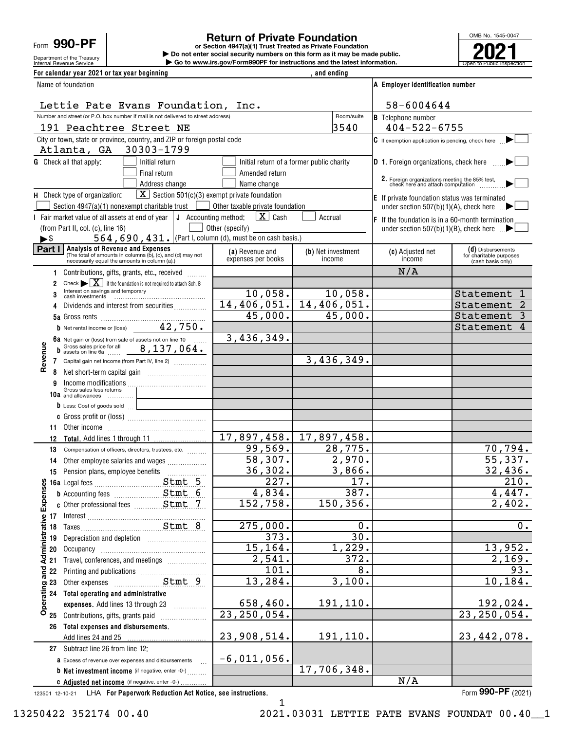Form **990-PF**

Department of the Treasury
Internal Revenue Service

# Return of Private Foundation

**or Section 4947(a)(1) Trust Treated as Private Foundation**

▶ Do not enter social security numbers on this form as it may be made public.

▶ Go to www.irs.gov/Form990PF for instructions and the latest information.

OMB No. 1545-0047

**2021**

Open to Public Inspection

For calendar year 2021 or tax year beginning , and ending

Name of foundation: Lettie Pate Evans Foundation, Inc.

A Employer identification number: 58-6004644

Number and street (or P.O. box number if mail is not delivered to street address): 191 Peachtree Street NE — Room/suite: 3540

B Telephone number: 404-522-6755

City or town, state or province, country, and ZIP or foreign postal code: Atlanta, GA 30303-1799

C If exemption application is pending, check here ▶ ☐

G Check all that apply: ☐ Initial return ☐ Initial return of a former public charity ☐ Final return ☐ Amended return ☐ Address change ☐ Name change

D 1. Foreign organizations, check here ▶ ☐

2. Foreign organizations meeting the 85% test, check here and attach computation ▶ ☐

H Check type of organization: ☒ Section 501(c)(3) exempt private foundation ☐ Section 4947(a)(1) nonexempt charitable trust ☐ Other taxable private foundation

E If private foundation status was terminated under section 507(b)(1)(A), check here ▶ ☐

I Fair market value of all assets at end of year (from Part II, col. (c), line 16) ▶$ 564,690,431.

J Accounting method: ☒ Cash ☐ Accrual ☐ Other (specify) (Part I, column (d), must be on cash basis.)

F If the foundation is in a 60-month termination under section 507(b)(1)(B), check here ▶ ☐

## Part I Analysis of Revenue and Expenses

(The total of amounts in columns (b), (c), and (d) may not necessarily equal the amounts in column (a).)

| | Line | (a) Revenue and expenses per books | (b) Net investment income | (c) Adjusted net income | (d) Disbursements for charitable purposes (cash basis only) |
|---|---|---|---|---|---|
| Revenue | 1 Contributions, gifts, grants, etc., received | | | N/A | |
| | 2 Check ▶ ☒ if the foundation is not required to attach Sch. B | | | | |
| | 3 Interest on savings and temporary cash investments | 10,058. | 10,058. | | Statement 1 |
| | 4 Dividends and interest from securities | 14,406,051. | 14,406,051. | | Statement 2 |
| | 5a Gross rents | 45,000. | 45,000. | | Statement 3 |
| | b Net rental income or (loss) 42,750. | | | | Statement 4 |
| | 6a Net gain or (loss) from sale of assets not on line 10 | 3,436,349. | | | |
| | b Gross sales price for all assets on line 6a 8,137,064. | | | | |
| | 7 Capital gain net income (from Part IV, line 2) | | 3,436,349. | | |
| | 8 Net short-term capital gain | | | | |
| | 9 Income modifications | | | | |
| | 10a Gross sales less returns and allowances | | | | |
| | b Less: Cost of goods sold | | | | |
| | c Gross profit or (loss) | | | | |
| | 11 Other income | | | | |
| | 12 **Total.** Add lines 1 through 11 | 17,897,458. | 17,897,458. | | |
| Operating and Administrative Expenses | 13 Compensation of officers, directors, trustees, etc. | 99,569. | 28,775. | | 70,794. |
| | 14 Other employee salaries and wages | 58,307. | 2,970. | | 55,337. |
| | 15 Pension plans, employee benefits | 36,302. | 3,866. | | 32,436. |
| | 16a Legal fees Stmt 5 | 227. | 17. | | 210. |
| | b Accounting fees Stmt 6 | 4,834. | 387. | | 4,447. |
| | c Other professional fees Stmt 7 | 152,758. | 150,356. | | 2,402. |
| | 17 Interest | | | | |
| | 18 Taxes Stmt 8 | 275,000. | 0. | | 0. |
| | 19 Depreciation and depletion | 373. | 30. | | |
| | 20 Occupancy | 15,164. | 1,229. | | 13,952. |
| | 21 Travel, conferences, and meetings | 2,541. | 372. | | 2,169. |
| | 22 Printing and publications | 101. | 8. | | 93. |
| | 23 Other expenses Stmt 9 | 13,284. | 3,100. | | 10,184. |
| | 24 **Total operating and administrative expenses.** Add lines 13 through 23 | 658,460. | 191,110. | | 192,024. |
| | 25 Contributions, gifts, grants paid | 23,250,054. | | | 23,250,054. |
| | 26 **Total expenses and disbursements.** Add lines 24 and 25 | 23,908,514. | 191,110. | | 23,442,078. |
| | 27 Subtract line 26 from line 12: | | | | |
| | a Excess of revenue over expenses and disbursements | -6,011,056. | | | |
| | b **Net investment income** (if negative, enter -0-) | | 17,706,348. | | |
| | c **Adjusted net income** (if negative, enter -0-) | | | N/A | |

123501 12-10-21 LHA **For Paperwork Reduction Act Notice, see instructions.** Form **990-PF** (2021)

13250422 352174 00.40 2021.03031 LETTIE PATE EVANS FOUNDAT 00.40__1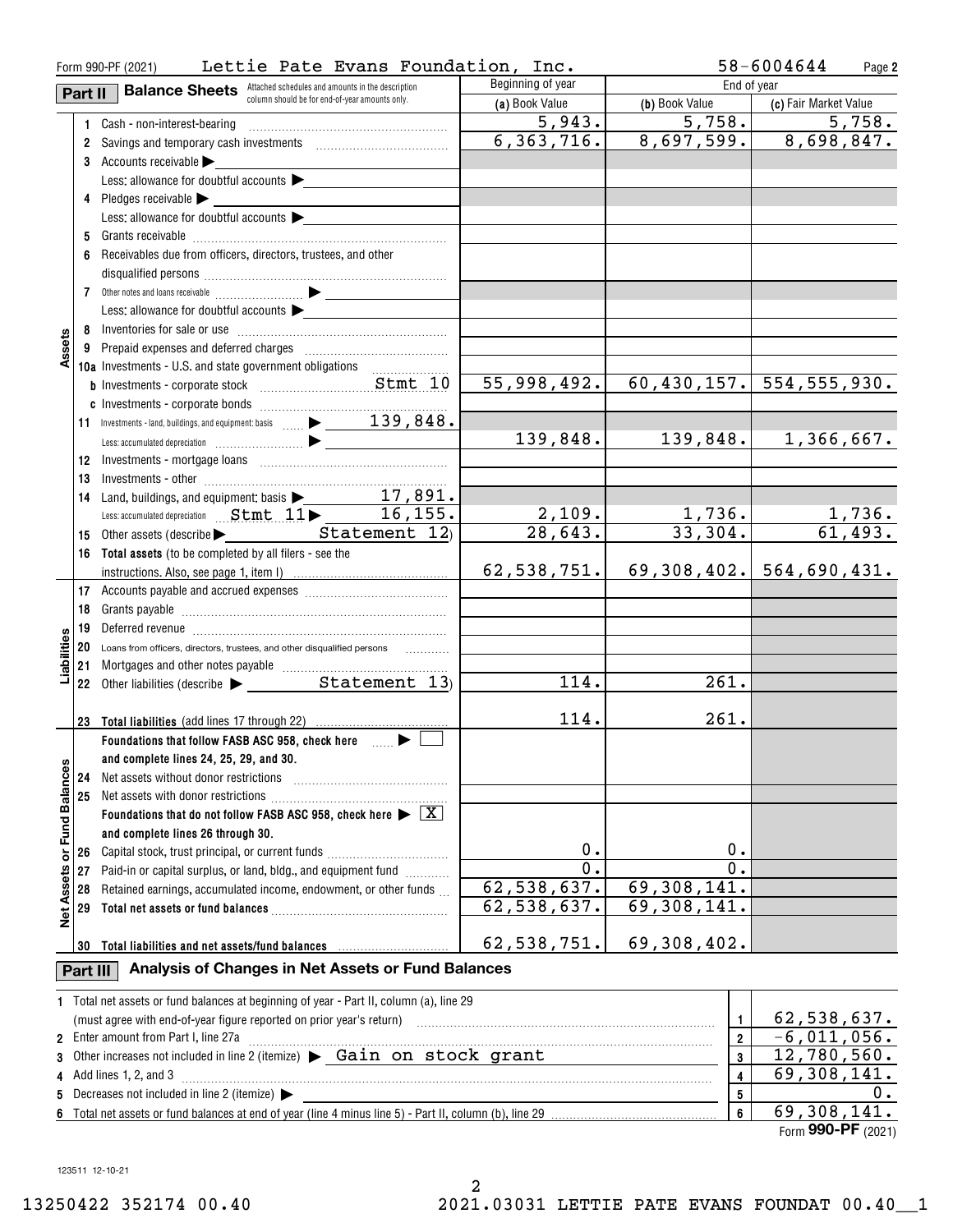Form 990-PF (2021) Lettie Pate Evans Foundation, Inc. 58-6004644 Page 2

## Part II Balance Sheets

Attached schedules and amounts in the description column should be for end-of-year amounts only.

| | | Beginning of year (a) Book Value | End of year (b) Book Value | End of year (c) Fair Market Value |
|---|---|---|---|---|
| **Assets** | | | | |
| 1 | Cash - non-interest-bearing | 5,943. | 5,758. | 5,758. |
| 2 | Savings and temporary cash investments | 6,363,716. | 8,697,599. | 8,698,847. |
| 3 | Accounts receivable ▶ | | | |
| | Less: allowance for doubtful accounts ▶ | | | |
| 4 | Pledges receivable ▶ | | | |
| | Less: allowance for doubtful accounts ▶ | | | |
| 5 | Grants receivable | | | |
| 6 | Receivables due from officers, directors, trustees, and other disqualified persons | | | |
| 7 | Other notes and loans receivable ▶ | | | |
| | Less: allowance for doubtful accounts ▶ | | | |
| 8 | Inventories for sale or use | | | |
| 9 | Prepaid expenses and deferred charges | | | |
| 10a | Investments - U.S. and state government obligations | | | |
| b | Investments - corporate stock Stmt 10 | 55,998,492. | 60,430,157. | 554,555,930. |
| c | Investments - corporate bonds | | | |
| 11 | Investments - land, buildings, and equipment: basis ▶ 139,848. | | | |
| | Less: accumulated depreciation ▶ | 139,848. | 139,848. | 1,366,667. |
| 12 | Investments - mortgage loans | | | |
| 13 | Investments - other | | | |
| 14 | Land, buildings, and equipment: basis ▶ 17,891. | | | |
| | Less: accumulated depreciation Stmt 11 ▶ 16,155. | 2,109. | 1,736. | 1,736. |
| 15 | Other assets (describe ▶ Statement 12) | 28,643. | 33,304. | 61,493. |
| 16 | **Total assets** (to be completed by all filers - see the instructions. Also, see page 1, item I) | 62,538,751. | 69,308,402. | 564,690,431. |
| **Liabilities** | | | | |
| 17 | Accounts payable and accrued expenses | | | |
| 18 | Grants payable | | | |
| 19 | Deferred revenue | | | |
| 20 | Loans from officers, directors, trustees, and other disqualified persons | | | |
| 21 | Mortgages and other notes payable | | | |
| 22 | Other liabilities (describe ▶ Statement 13) | 114. | 261. | |
| 23 | **Total liabilities** (add lines 17 through 22) | 114. | 261. | |
| **Net Assets or Fund Balances** | | | | |
| | **Foundations that follow FASB ASC 958, check here** ▶ ☐ **and complete lines 24, 25, 29, and 30.** | | | |
| 24 | Net assets without donor restrictions | | | |
| 25 | Net assets with donor restrictions | | | |
| | **Foundations that do not follow FASB ASC 958, check here** ▶ ☒ **and complete lines 26 through 30.** | | | |
| 26 | Capital stock, trust principal, or current funds | 0. | 0. | |
| 27 | Paid-in or capital surplus, or land, bldg., and equipment fund | 0. | 0. | |
| 28 | Retained earnings, accumulated income, endowment, or other funds | 62,538,637. | 69,308,141. | |
| 29 | **Total net assets or fund balances** | 62,538,637. | 69,308,141. | |
| 30 | **Total liabilities and net assets/fund balances** | 62,538,751. | 69,308,402. | |

## Part III Analysis of Changes in Net Assets or Fund Balances

| | | | |
|---|---|---|---|
| 1 | Total net assets or fund balances at beginning of year - Part II, column (a), line 29 (must agree with end-of-year figure reported on prior year's return) | 1 | 62,538,637. |
| 2 | Enter amount from Part I, line 27a | 2 | -6,011,056. |
| 3 | Other increases not included in line 2 (itemize) ▶ Gain on stock grant | 3 | 12,780,560. |
| 4 | Add lines 1, 2, and 3 | 4 | 69,308,141. |
| 5 | Decreases not included in line 2 (itemize) ▶ | 5 | 0. |
| 6 | Total net assets or fund balances at end of year (line 4 minus line 5) - Part II, column (b), line 29 | 6 | 69,308,141. |

Form **990-PF** (2021)

123511 12-10-21

13250422 352174 00.40 2021.03031 LETTIE PATE EVANS FOUNDAT 00.40__1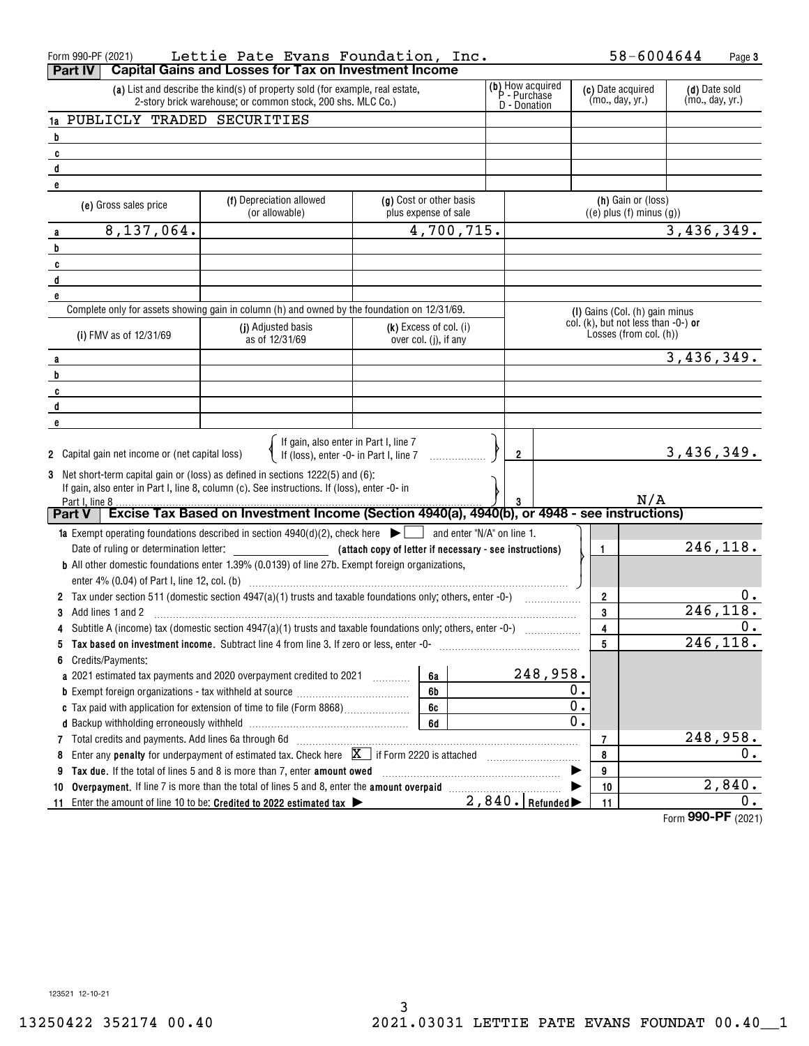Form 990-PF (2021) Lettie Pate Evans Foundation, Inc. 58-6004644 Page 3

## Part IV Capital Gains and Losses for Tax on Investment Income

| | (a) List and describe the kind(s) of property sold (for example, real estate, 2-story brick warehouse; or common stock, 200 shs. MLC Co.) | (b) How acquired P - Purchase D - Donation | (c) Date acquired (mo., day, yr.) | (d) Date sold (mo., day, yr.) |
|---|---|---|---|---|
| 1a | PUBLICLY TRADED SECURITIES | | | |
| b | | | | |
| c | | | | |
| d | | | | |
| e | | | | |

| | (e) Gross sales price | (f) Depreciation allowed (or allowable) | (g) Cost or other basis plus expense of sale | (h) Gain or (loss) ((e) plus (f) minus (g)) |
|---|---|---|---|---|
| a | 8,137,064. | | 4,700,715. | 3,436,349. |
| b | | | | |
| c | | | | |
| d | | | | |
| e | | | | |

Complete only for assets showing gain in column (h) and owned by the foundation on 12/31/69.

| | (i) FMV as of 12/31/69 | (j) Adjusted basis as of 12/31/69 | (k) Excess of col. (i) over col. (j), if any | (l) Gains (Col. (h) gain minus col. (k), but not less than -0-) or Losses (from col. (h)) |
|---|---|---|---|---|
| a | | | | 3,436,349. |
| b | | | | |
| c | | | | |
| d | | | | |
| e | | | | |

2 Capital gain net income or (net capital loss) { If gain, also enter in Part I, line 7 / If (loss), enter -0- in Part I, line 7 } ..... **2** 3,436,349.

3 Net short-term capital gain or (loss) as defined in sections 1222(5) and (6): If gain, also enter in Part I, line 8, column (c). See instructions. If (loss), enter -0- in Part I, line 8 ..... **3** N/A

## Part V Excise Tax Based on Investment Income (Section 4940(a), 4940(b), or 4948 - see instructions)

| | | | |
|---|---|---|---|
| **1a** Exempt operating foundations described in section 4940(d)(2), check here ▶ ☐ and enter "N/A" on line 1. Date of ruling or determination letter: ______ **(attach copy of letter if necessary - see instructions)** | | **1** | 246,118. |
| **b** All other domestic foundations enter 1.39% (0.0139) of line 27b. Exempt foreign organizations, enter 4% (0.04) of Part I, line 12, col. (b) | | | |
| **2** Tax under section 511 (domestic section 4947(a)(1) trusts and taxable foundations only; others, enter -0-) | | **2** | 0. |
| **3** Add lines 1 and 2 | | **3** | 246,118. |
| **4** Subtitle A (income) tax (domestic section 4947(a)(1) trusts and taxable foundations only; others, enter -0-) | | **4** | 0. |
| **5** **Tax based on investment income.** Subtract line 4 from line 3. If zero or less, enter -0- | | **5** | 246,118. |
| **6** Credits/Payments: | | | |
| **a** 2021 estimated tax payments and 2020 overpayment credited to 2021 | **6a** 248,958. | | |
| **b** Exempt foreign organizations - tax withheld at source | **6b** 0. | | |
| **c** Tax paid with application for extension of time to file (Form 8868) | **6c** 0. | | |
| **d** Backup withholding erroneously withheld | **6d** 0. | | |
| **7** Total credits and payments. Add lines 6a through 6d | | **7** | 248,958. |
| **8** Enter any **penalty** for underpayment of estimated tax. Check here ☒ if Form 2220 is attached | | **8** | 0. |
| **9** **Tax due.** If the total of lines 5 and 8 is more than 7, enter **amount owed** ▶ | | **9** | |
| **10** **Overpayment.** If line 7 is more than the total of lines 5 and 8, enter the **amount overpaid** ▶ | | **10** | 2,840. |
| **11** Enter the amount of line 10 to be: **Credited to 2022 estimated tax** ▶ 2,840. **Refunded** ▶ | | **11** | 0. |

Form **990-PF** (2021)

123521 12-10-21

13250422 352174 00.40 2021.03031 LETTIE PATE EVANS FOUNDAT 00.40__1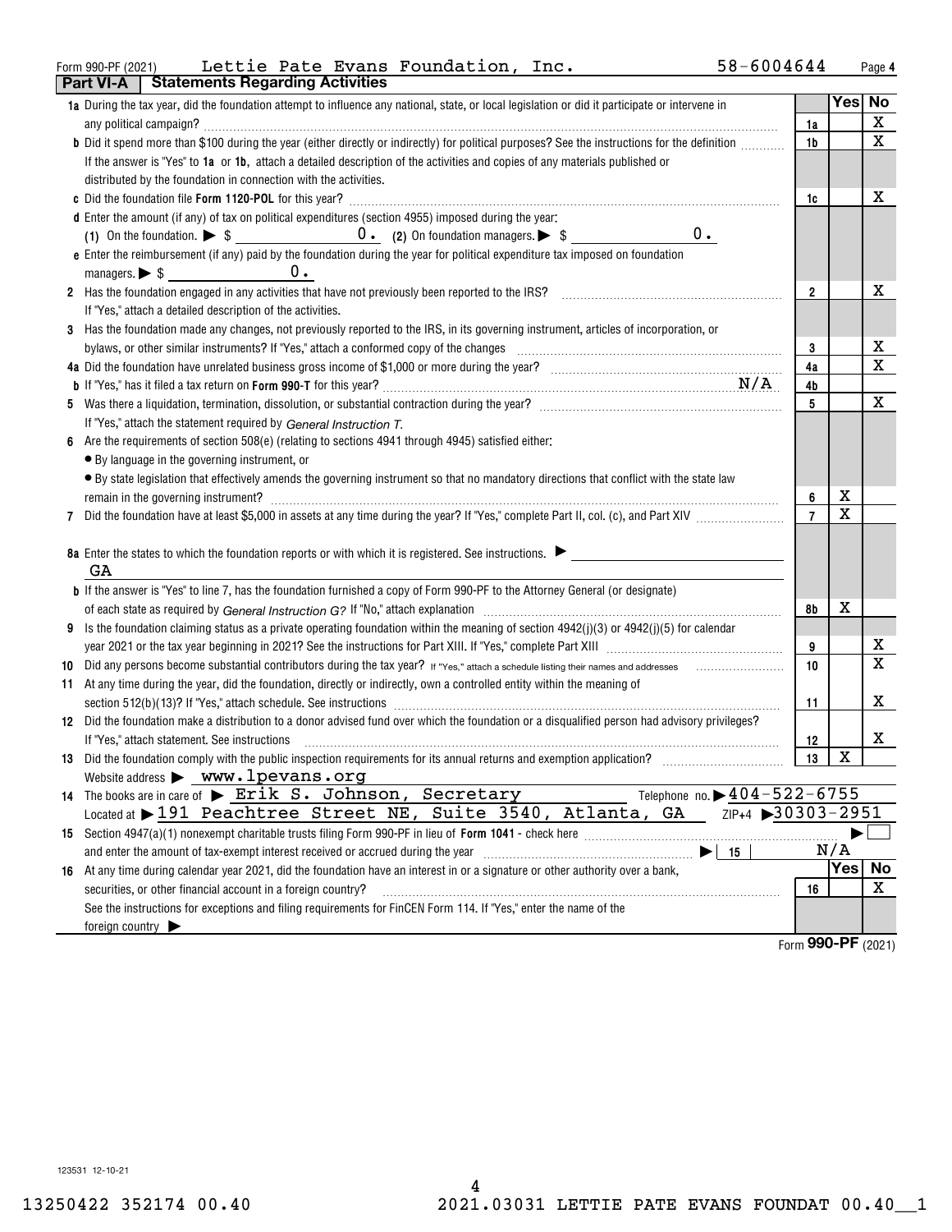Form 990-PF (2021) Lettie Pate Evans Foundation, Inc. 58-6004644 Page 4

## Part VI-A Statements Regarding Activities

| | | Line | Yes | No |
|---|---|---|---|---|
| 1a | During the tax year, did the foundation attempt to influence any national, state, or local legislation or did it participate or intervene in any political campaign? | 1a | | X |
| b | Did it spend more than $100 during the year (either directly or indirectly) for political purposes? See the instructions for the definition | 1b | | X |
| | If the answer is "Yes" to **1a** or **1b**, attach a detailed description of the activities and copies of any materials published or distributed by the foundation in connection with the activities. | | | |
| c | Did the foundation file **Form 1120-POL** for this year? | 1c | | X |
| d | Enter the amount (if any) of tax on political expenditures (section 4955) imposed during the year: (1) On the foundation. ▶ $ 0. (2) On foundation managers. ▶ $ 0. | | | |
| e | Enter the reimbursement (if any) paid by the foundation during the year for political expenditure tax imposed on foundation managers. ▶ $ 0. | | | |
| 2 | Has the foundation engaged in any activities that have not previously been reported to the IRS? | 2 | | X |
| | If "Yes," attach a detailed description of the activities. | | | |
| 3 | Has the foundation made any changes, not previously reported to the IRS, in its governing instrument, articles of incorporation, or bylaws, or other similar instruments? If "Yes," attach a conformed copy of the changes | 3 | | X |
| 4a | Did the foundation have unrelated business gross income of $1,000 or more during the year? | 4a | | X |
| b | If "Yes," has it filed a tax return on **Form 990-T** for this year? N/A | 4b | | |
| 5 | Was there a liquidation, termination, dissolution, or substantial contraction during the year? | 5 | | X |
| | If "Yes," attach the statement required by *General Instruction T.* | | | |
| 6 | Are the requirements of section 508(e) (relating to sections 4941 through 4945) satisfied either: • By language in the governing instrument, or • By state legislation that effectively amends the governing instrument so that no mandatory directions that conflict with the state law remain in the governing instrument? | 6 | X | |
| 7 | Did the foundation have at least $5,000 in assets at any time during the year? If "Yes," complete Part II, col. (c), and Part XIV | 7 | X | |
| 8a | Enter the states to which the foundation reports or with which it is registered. See instructions. ▶ GA | | | |
| b | If the answer is "Yes" to line 7, has the foundation furnished a copy of Form 990-PF to the Attorney General (or designate) of each state as required by *General Instruction G?* If "No," attach explanation | 8b | X | |
| 9 | Is the foundation claiming status as a private operating foundation within the meaning of section 4942(j)(3) or 4942(j)(5) for calendar year 2021 or the tax year beginning in 2021? See the instructions for Part XIII. If "Yes," complete Part XIII | 9 | | X |
| 10 | Did any persons become substantial contributors during the tax year? If "Yes," attach a schedule listing their names and addresses | 10 | | X |
| 11 | At any time during the year, did the foundation, directly or indirectly, own a controlled entity within the meaning of section 512(b)(13)? If "Yes," attach schedule. See instructions | 11 | | X |
| 12 | Did the foundation make a distribution to a donor advised fund over which the foundation or a disqualified person had advisory privileges? If "Yes," attach statement. See instructions | 12 | | X |
| 13 | Did the foundation comply with the public inspection requirements for its annual returns and exemption application? | 13 | X | |
| | Website address ▶ www.lpevans.org | | | |
| 14 | The books are in care of ▶ Erik S. Johnson, Secretary Telephone no. ▶ 404-522-6755 | | | |
| | Located at ▶ 191 Peachtree Street NE, Suite 3540, Atlanta, GA ZIP+4 ▶ 30303-2951 | | | |
| 15 | Section 4947(a)(1) nonexempt charitable trusts filing Form 990-PF in lieu of **Form 1041** - check here ▶ ☐ and enter the amount of tax-exempt interest received or accrued during the year ▶ 15 | | N/A | |
| | | | **Yes** | **No** |
| 16 | At any time during calendar year 2021, did the foundation have an interest in or a signature or other authority over a bank, securities, or other financial account in a foreign country? | 16 | | X |
| | See the instructions for exceptions and filing requirements for FinCEN Form 114. If "Yes," enter the name of the foreign country ▶ | | | |

Form **990-PF** (2021)

123531 12-10-21

13250422 352174 00.40 2021.03031 LETTIE PATE EVANS FOUNDAT 00.40__1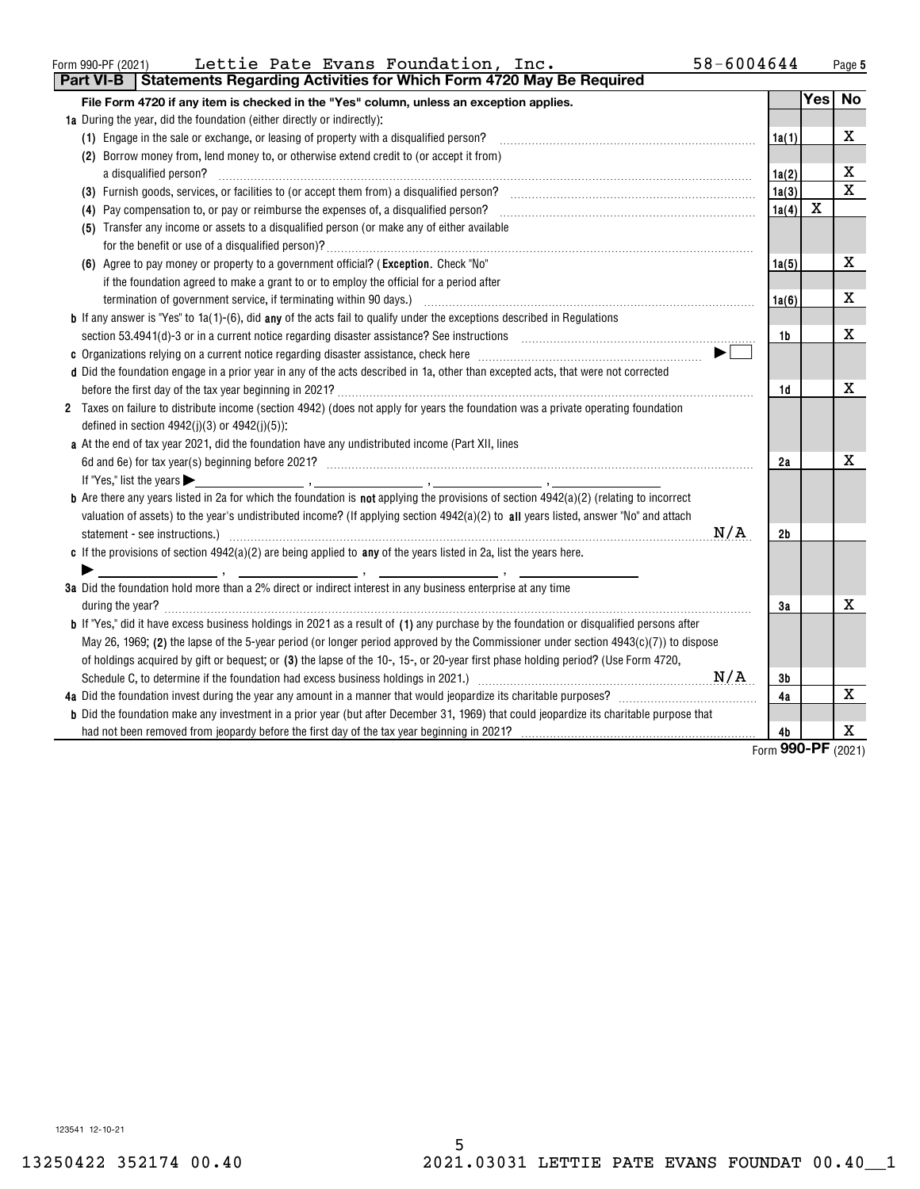Form 990-PF (2021) Lettie Pate Evans Foundation, Inc. 58-6004644 Page 5

## Part VI-B Statements Regarding Activities for Which Form 4720 May Be Required

| File Form 4720 if any item is checked in the "Yes" column, unless an exception applies. | | Yes | No |
|---|---|---|---|
| **1a** During the year, did the foundation (either directly or indirectly): | | | |
| (1) Engage in the sale or exchange, or leasing of property with a disqualified person? | 1a(1) | | X |
| (2) Borrow money from, lend money to, or otherwise extend credit to (or accept it from) a disqualified person? | 1a(2) | | X |
| (3) Furnish goods, services, or facilities to (or accept them from) a disqualified person? | 1a(3) | | X |
| (4) Pay compensation to, or pay or reimburse the expenses of, a disqualified person? | 1a(4) | X | |
| (5) Transfer any income or assets to a disqualified person (or make any of either available for the benefit or use of a disqualified person)? | 1a(5) | | X |
| (6) Agree to pay money or property to a government official? (**Exception**. Check "No" if the foundation agreed to make a grant to or to employ the official for a period after termination of government service, if terminating within 90 days.) | 1a(6) | | X |
| **b** If any answer is "Yes" to 1a(1)-(6), did **any** of the acts fail to qualify under the exceptions described in Regulations section 53.4941(d)-3 or in a current notice regarding disaster assistance? See instructions | 1b | | X |
| **c** Organizations relying on a current notice regarding disaster assistance, check here ▶ ☐ | | | |
| **d** Did the foundation engage in a prior year in any of the acts described in 1a, other than excepted acts, that were not corrected before the first day of the tax year beginning in 2021? | 1d | | X |
| **2** Taxes on failure to distribute income (section 4942) (does not apply for years the foundation was a private operating foundation defined in section 4942(j)(3) or 4942(j)(5)): | | | |
| **a** At the end of tax year 2021, did the foundation have any undistributed income (Part XII, lines 6d and 6e) for tax year(s) beginning before 2021? If "Yes," list the years ▶ ____, ____, ____, ____ | 2a | | X |
| **b** Are there any years listed in 2a for which the foundation is **not** applying the provisions of section 4942(a)(2) (relating to incorrect valuation of assets) to the year's undistributed income? (If applying section 4942(a)(2) to **all** years listed, answer "No" and attach statement - see instructions.) N/A | 2b | | |
| **c** If the provisions of section 4942(a)(2) are being applied to **any** of the years listed in 2a, list the years here. ▶ ____, ____, ____, ____ | | | |
| **3a** Did the foundation hold more than a 2% direct or indirect interest in any business enterprise at any time during the year? | 3a | | X |
| **b** If "Yes," did it have excess business holdings in 2021 as a result of **(1)** any purchase by the foundation or disqualified persons after May 26, 1969; **(2)** the lapse of the 5-year period (or longer period approved by the Commissioner under section 4943(c)(7)) to dispose of holdings acquired by gift or bequest; or **(3)** the lapse of the 10-, 15-, or 20-year first phase holding period? (Use Form 4720, Schedule C, to determine if the foundation had excess business holdings in 2021.) N/A | 3b | | |
| **4a** Did the foundation invest during the year any amount in a manner that would jeopardize its charitable purposes? | 4a | | X |
| **b** Did the foundation make any investment in a prior year (but after December 31, 1969) that could jeopardize its charitable purpose that had not been removed from jeopardy before the first day of the tax year beginning in 2021? | 4b | | X |

Form **990-PF** (2021)

123541 12-10-21

13250422 352174 00.40 2021.03031 LETTIE PATE EVANS FOUNDAT 00.40__1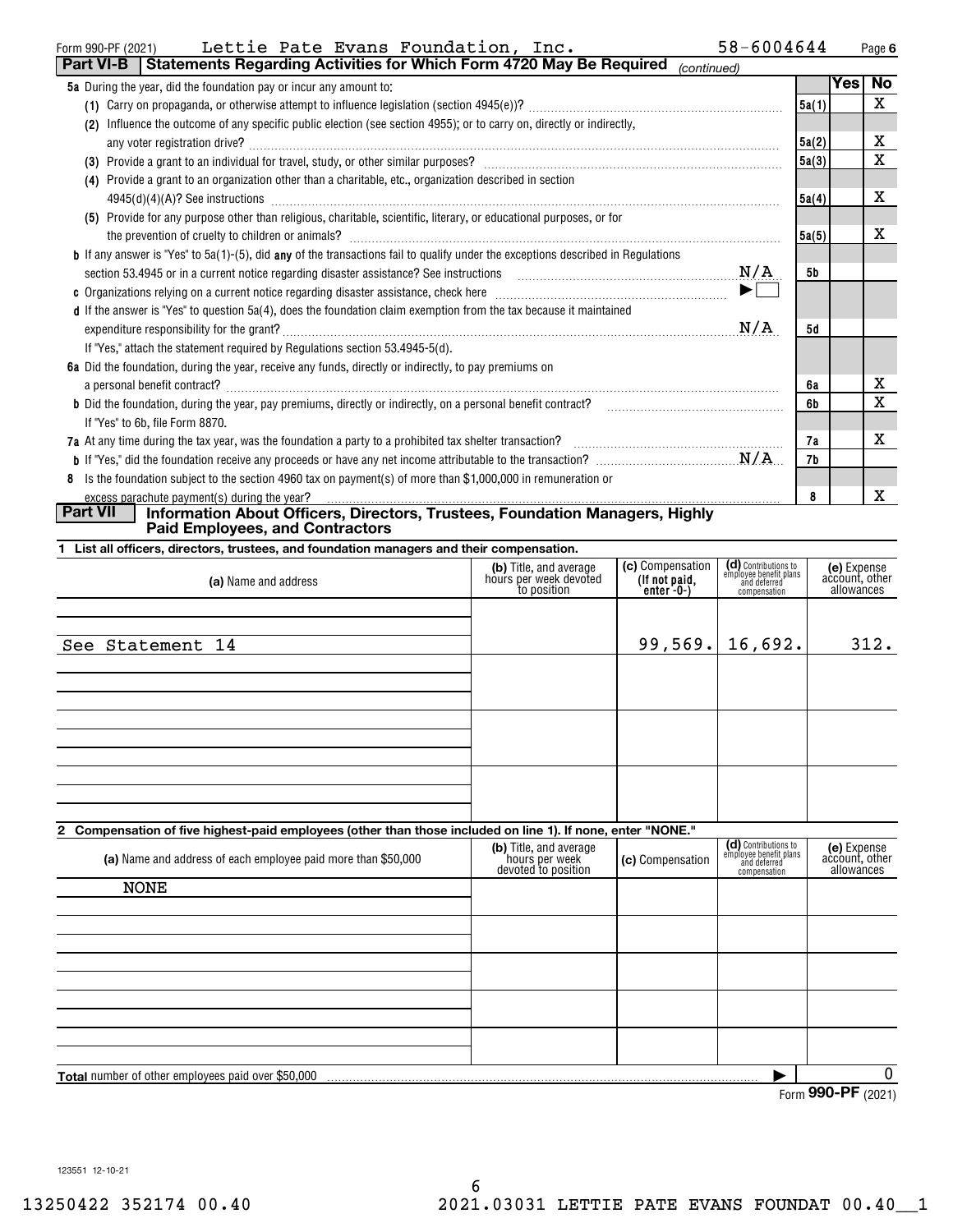Form 990-PF (2021) Lettie Pate Evans Foundation, Inc. 58-6004644 Page 6

## Part VI-B Statements Regarding Activities for Which Form 4720 May Be Required *(continued)*

| | | | Yes | No |
|---|---|---|---|---|
| **5a** During the year, did the foundation pay or incur any amount to: | | | | |
| (1) Carry on propaganda, or otherwise attempt to influence legislation (section 4945(e))? | | 5a(1) | | X |
| (2) Influence the outcome of any specific public election (see section 4955); or to carry on, directly or indirectly, any voter registration drive? | | 5a(2) | | X |
| (3) Provide a grant to an individual for travel, study, or other similar purposes? | | 5a(3) | | X |
| (4) Provide a grant to an organization other than a charitable, etc., organization described in section 4945(d)(4)(A)? See instructions | | 5a(4) | | X |
| (5) Provide for any purpose other than religious, charitable, scientific, literary, or educational purposes, or for the prevention of cruelty to children or animals? | | 5a(5) | | X |
| **b** If any answer is "Yes" to 5a(1)-(5), did **any** of the transactions fail to qualify under the exceptions described in Regulations section 53.4945 or in a current notice regarding disaster assistance? See instructions | N/A | 5b | | |
| **c** Organizations relying on a current notice regarding disaster assistance, check here | ▶ ☐ | | | |
| **d** If the answer is "Yes" to question 5a(4), does the foundation claim exemption from the tax because it maintained expenditure responsibility for the grant? If "Yes," attach the statement required by Regulations section 53.4945-5(d). | N/A | 5d | | |
| **6a** Did the foundation, during the year, receive any funds, directly or indirectly, to pay premiums on a personal benefit contract? | | 6a | | X |
| **b** Did the foundation, during the year, pay premiums, directly or indirectly, on a personal benefit contract? If "Yes" to 6b, file Form 8870. | | 6b | | X |
| **7a** At any time during the tax year, was the foundation a party to a prohibited tax shelter transaction? | | 7a | | X |
| **b** If "Yes," did the foundation receive any proceeds or have any net income attributable to the transaction? | N/A | 7b | | |
| **8** Is the foundation subject to the section 4960 tax on payment(s) of more than $1,000,000 in remuneration or excess parachute payment(s) during the year? | | 8 | | X |

## Part VII Information About Officers, Directors, Trustees, Foundation Managers, Highly Paid Employees, and Contractors

**1 List all officers, directors, trustees, and foundation managers and their compensation.**

| (a) Name and address | (b) Title, and average hours per week devoted to position | (c) Compensation (If not paid, enter -0-) | (d) Contributions to employee benefit plans and deferred compensation | (e) Expense account, other allowances |
|---|---|---|---|---|
| See Statement 14 | | 99,569. | 16,692. | 312. |

**2 Compensation of five highest-paid employees (other than those included on line 1). If none, enter "NONE."**

| (a) Name and address of each employee paid more than $50,000 | (b) Title, and average hours per week devoted to position | (c) Compensation | (d) Contributions to employee benefit plans and deferred compensation | (e) Expense account, other allowances |
|---|---|---|---|---|
| NONE | | | | |

**Total** number of other employees paid over $50,000 ▶ 0

Form **990-PF** (2021)

123551 12-10-21

13250422 352174 00.40 2021.03031 LETTIE PATE EVANS FOUNDAT 00.40__1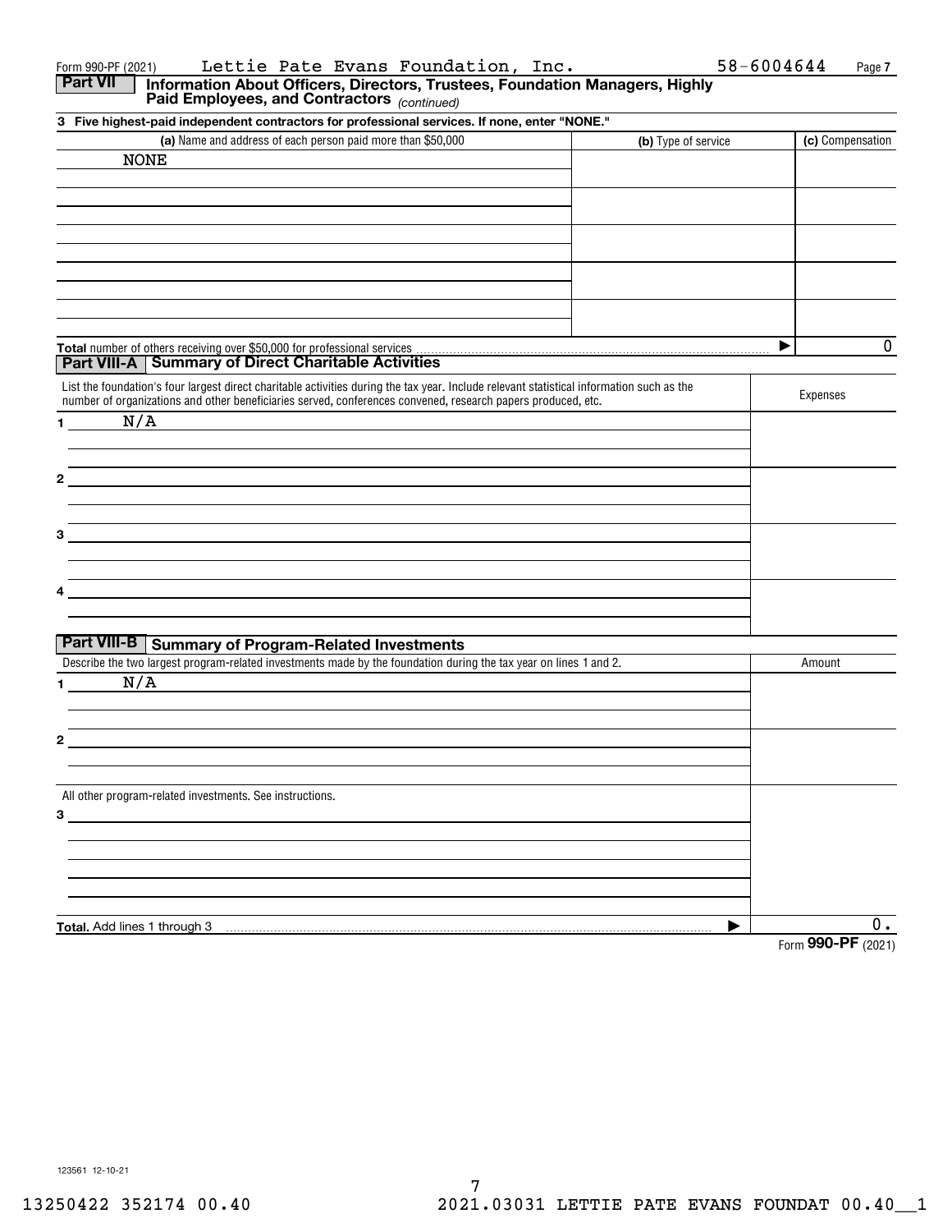Form 990-PF (2021) Lettie Pate Evans Foundation, Inc. 58-6004644

## Part VII Information About Officers, Directors, Trustees, Foundation Managers, Highly Paid Employees, and Contractors *(continued)*

**3 Five highest-paid independent contractors for professional services. If none, enter "NONE."**

| (a) Name and address of each person paid more than $50,000 | (b) Type of service | (c) Compensation |
|---|---|---|
| NONE | | |
| | | |
| | | |
| | | |
| | | |

**Total** number of others receiving over $50,000 for professional services ▶ 0

## Part VIII-A Summary of Direct Charitable Activities

| List the foundation's four largest direct charitable activities during the tax year. Include relevant statistical information such as the number of organizations and other beneficiaries served, conferences convened, research papers produced, etc. | Expenses |
|---|---|
| 1 N/A | |
| 2 | |
| 3 | |
| 4 | |

## Part VIII-B Summary of Program-Related Investments

| Describe the two largest program-related investments made by the foundation during the tax year on lines 1 and 2. | Amount |
|---|---|
| 1 N/A | |
| 2 | |
| All other program-related investments. See instructions. | |
| 3 | |
| **Total.** Add lines 1 through 3 ▶ | 0. |

Form **990-PF** (2021)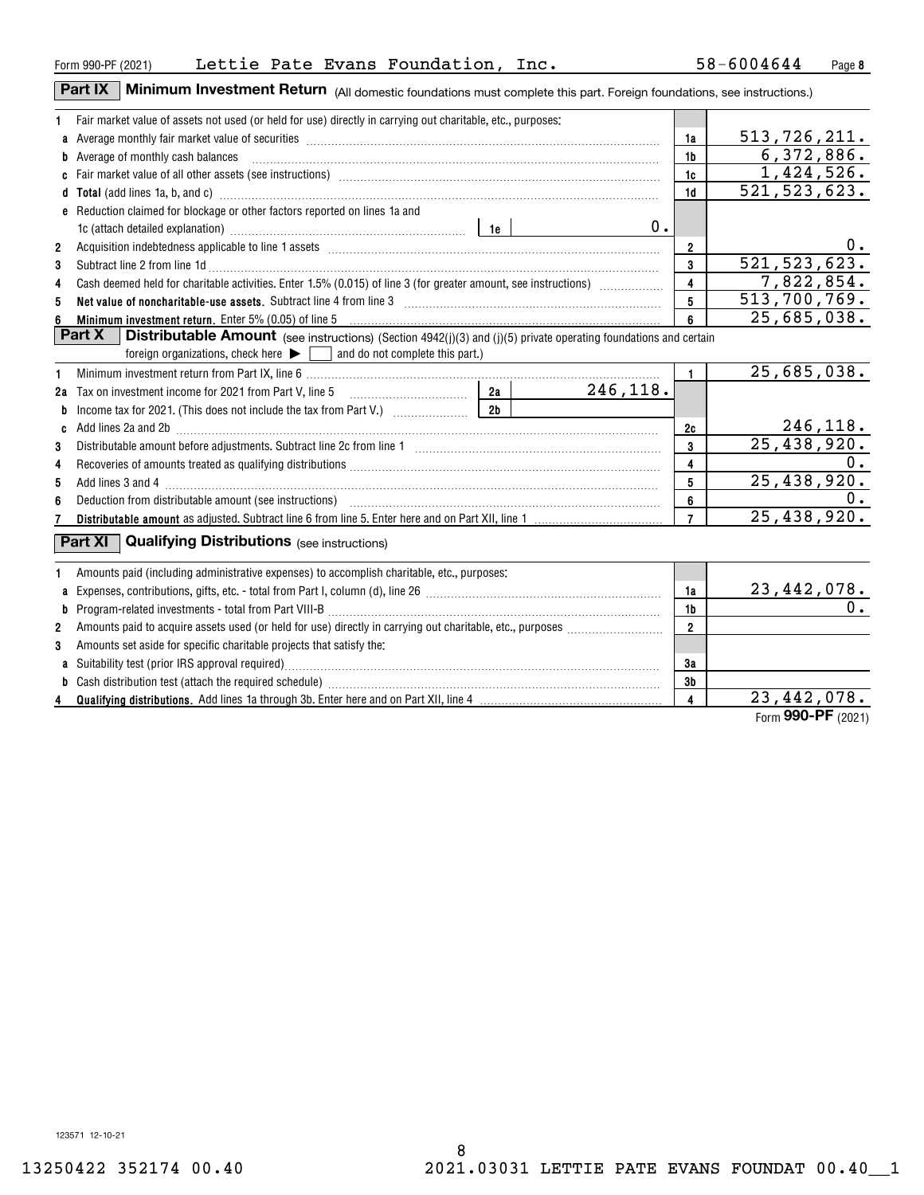Form 990-PF (2021) Lettie Pate Evans Foundation, Inc. 58-6004644

## Part IX Minimum Investment Return (All domestic foundations must complete this part. Foreign foundations, see instructions.)

| | | | |
|---|---|---|---|
| 1 | Fair market value of assets not used (or held for use) directly in carrying out charitable, etc., purposes: | | |
| a | Average monthly fair market value of securities | 1a | 513,726,211. |
| b | Average of monthly cash balances | 1b | 6,372,886. |
| c | Fair market value of all other assets (see instructions) | 1c | 1,424,526. |
| d | **Total** (add lines 1a, b, and c) | 1d | 521,523,623. |
| e | Reduction claimed for blockage or other factors reported on lines 1a and 1c (attach detailed explanation) — 1e: 0. | | |
| 2 | Acquisition indebtedness applicable to line 1 assets | 2 | 0. |
| 3 | Subtract line 2 from line 1d | 3 | 521,523,623. |
| 4 | Cash deemed held for charitable activities. Enter 1.5% (0.015) of line 3 (for greater amount, see instructions) | 4 | 7,822,854. |
| 5 | **Net value of noncharitable-use assets.** Subtract line 4 from line 3 | 5 | 513,700,769. |
| 6 | **Minimum investment return.** Enter 5% (0.05) of line 5 | 6 | 25,685,038. |

## Part X Distributable Amount (see instructions) (Section 4942(j)(3) and (j)(5) private operating foundations and certain foreign organizations, check here ▶ ☐ and do not complete this part.)

| | | | |
|---|---|---|---|
| 1 | Minimum investment return from Part IX, line 6 | 1 | 25,685,038. |
| 2a | Tax on investment income for 2021 from Part V, line 5 — 2a: 246,118. | | |
| b | Income tax for 2021. (This does not include the tax from Part V.) — 2b: | | |
| c | Add lines 2a and 2b | 2c | 246,118. |
| 3 | Distributable amount before adjustments. Subtract line 2c from line 1 | 3 | 25,438,920. |
| 4 | Recoveries of amounts treated as qualifying distributions | 4 | 0. |
| 5 | Add lines 3 and 4 | 5 | 25,438,920. |
| 6 | Deduction from distributable amount (see instructions) | 6 | 0. |
| 7 | **Distributable amount** as adjusted. Subtract line 6 from line 5. Enter here and on Part XII, line 1 | 7 | 25,438,920. |

## Part XI Qualifying Distributions (see instructions)

| | | | |
|---|---|---|---|
| 1 | Amounts paid (including administrative expenses) to accomplish charitable, etc., purposes: | | |
| a | Expenses, contributions, gifts, etc. - total from Part I, column (d), line 26 | 1a | 23,442,078. |
| b | Program-related investments - total from Part VIII-B | 1b | 0. |
| 2 | Amounts paid to acquire assets used (or held for use) directly in carrying out charitable, etc., purposes | 2 | |
| 3 | Amounts set aside for specific charitable projects that satisfy the: | | |
| a | Suitability test (prior IRS approval required) | 3a | |
| b | Cash distribution test (attach the required schedule) | 3b | |
| 4 | **Qualifying distributions.** Add lines 1a through 3b. Enter here and on Part XII, line 4 | 4 | 23,442,078. |

Form **990-PF** (2021)

123571 12-10-21

13250422 352174 00.40 2021.03031 LETTIE PATE EVANS FOUNDAT 00.40__1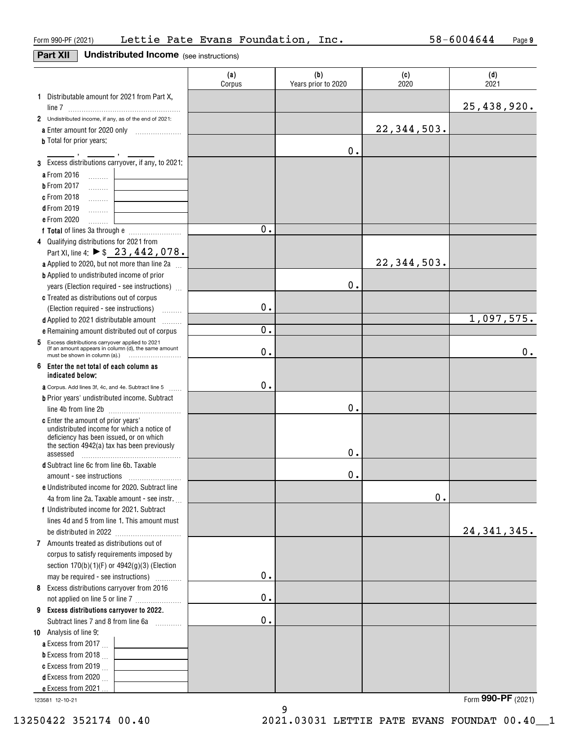Form 990-PF (2021) Lettie Pate Evans Foundation, Inc. 58-6004644

## Part XII Undistributed Income (see instructions)

| | (a) Corpus | (b) Years prior to 2020 | (c) 2020 | (d) 2021 |
|---|---|---|---|---|
| **1** Distributable amount for 2021 from Part X, line 7 | | | | 25,438,920. |
| **2** Undistributed income, if any, as of the end of 2021: | | | | |
| **a** Enter amount for 2020 only | | | 22,344,503. | |
| **b** Total for prior years: \_\_\_\_, \_\_\_\_, \_\_\_\_ | | 0. | | |
| **3** Excess distributions carryover, if any, to 2021: | | | | |
| **a** From 2016 | | | | |
| **b** From 2017 | | | | |
| **c** From 2018 | | | | |
| **d** From 2019 | | | | |
| **e** From 2020 | | | | |
| **f Total** of lines 3a through e | 0. | | | |
| **4** Qualifying distributions for 2021 from Part XI, line 4: ▶ $ 23,442,078. | | | | |
| **a** Applied to 2020, but not more than line 2a | | | 22,344,503. | |
| **b** Applied to undistributed income of prior years (Election required - see instructions) | | 0. | | |
| **c** Treated as distributions out of corpus (Election required - see instructions) | 0. | | | |
| **d** Applied to 2021 distributable amount | | | | 1,097,575. |
| **e** Remaining amount distributed out of corpus | 0. | | | |
| **5** Excess distributions carryover applied to 2021 (If an amount appears in column (d), the same amount must be shown in column (a).) | 0. | | | 0. |
| **6 Enter the net total of each column as indicated below:** | | | | |
| **a** Corpus. Add lines 3f, 4c, and 4e. Subtract line 5 | 0. | | | |
| **b** Prior years' undistributed income. Subtract line 4b from line 2b | | 0. | | |
| **c** Enter the amount of prior years' undistributed income for which a notice of deficiency has been issued, or on which the section 4942(a) tax has been previously assessed | | 0. | | |
| **d** Subtract line 6c from line 6b. Taxable amount - see instructions | | 0. | | |
| **e** Undistributed income for 2020. Subtract line 4a from line 2a. Taxable amount - see instr. | | | 0. | |
| **f** Undistributed income for 2021. Subtract lines 4d and 5 from line 1. This amount must be distributed in 2022 | | | | 24,341,345. |
| **7** Amounts treated as distributions out of corpus to satisfy requirements imposed by section 170(b)(1)(F) or 4942(g)(3) (Election may be required - see instructions) | 0. | | | |
| **8** Excess distributions carryover from 2016 not applied on line 5 or line 7 | 0. | | | |
| **9 Excess distributions carryover to 2022.** Subtract lines 7 and 8 from line 6a | 0. | | | |
| **10** Analysis of line 9: | | | | |
| **a** Excess from 2017 | | | | |
| **b** Excess from 2018 | | | | |
| **c** Excess from 2019 | | | | |
| **d** Excess from 2020 | | | | |
| **e** Excess from 2021 | | | | |

Form **990-PF** (2021)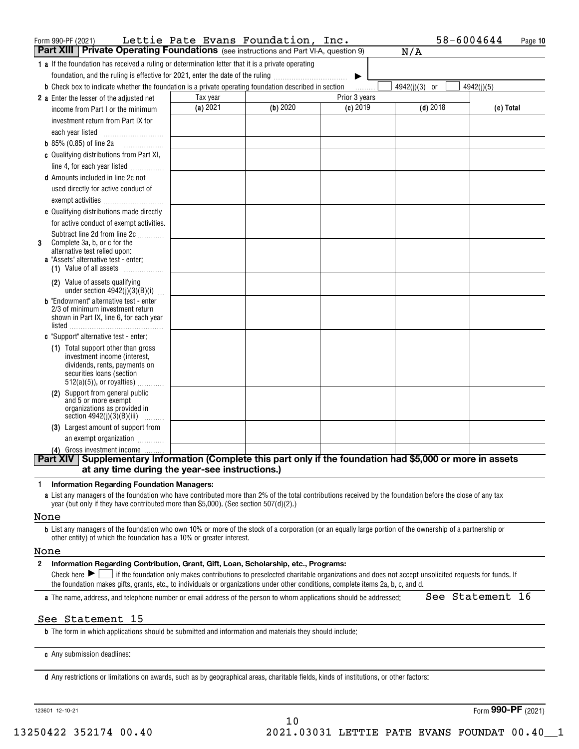Form 990-PF (2021) Lettie Pate Evans Foundation, Inc. 58-6004644 Page 10

## Part XIII Private Operating Foundations (see instructions and Part VI-A, question 9) N/A

**1 a** If the foundation has received a ruling or determination letter that it is a private operating foundation, and the ruling is effective for 2021, enter the date of the ruling ▶

**b** Check box to indicate whether the foundation is a private operating foundation described in section ☐ 4942(j)(3) or ☐ 4942(j)(5)

| | Tax year | Prior 3 years | | | |
|---|---|---|---|---|---|
| | (a) 2021 | (b) 2020 | (c) 2019 | (d) 2018 | (e) Total |
| **2 a** Enter the lesser of the adjusted net income from Part I or the minimum investment return from Part IX for each year listed | | | | | |
| **b** 85% (0.85) of line 2a | | | | | |
| **c** Qualifying distributions from Part XI, line 4, for each year listed | | | | | |
| **d** Amounts included in line 2c not used directly for active conduct of exempt activities | | | | | |
| **e** Qualifying distributions made directly for active conduct of exempt activities. Subtract line 2d from line 2c | | | | | |
| **3** Complete 3a, b, or c for the alternative test relied upon: **a** "Assets" alternative test - enter: **(1)** Value of all assets | | | | | |
| **(2)** Value of assets qualifying under section 4942(j)(3)(B)(i) | | | | | |
| **b** "Endowment" alternative test - enter 2/3 of minimum investment return shown in Part IX, line 6, for each year listed | | | | | |
| **c** "Support" alternative test - enter: **(1)** Total support other than gross investment income (interest, dividends, rents, payments on securities loans (section 512(a)(5)), or royalties) | | | | | |
| **(2)** Support from general public and 5 or more exempt organizations as provided in section 4942(j)(3)(B)(iii) | | | | | |
| **(3)** Largest amount of support from an exempt organization | | | | | |
| **(4)** Gross investment income | | | | | |

## Part XIV Supplementary Information (Complete this part only if the foundation had $5,000 or more in assets at any time during the year-see instructions.)

**1 Information Regarding Foundation Managers:**

**a** List any managers of the foundation who have contributed more than 2% of the total contributions received by the foundation before the close of any tax year (but only if they have contributed more than $5,000). (See section 507(d)(2).)

None

**b** List any managers of the foundation who own 10% or more of the stock of a corporation (or an equally large portion of the ownership of a partnership or other entity) of which the foundation has a 10% or greater interest.

None

**2 Information Regarding Contribution, Grant, Gift, Loan, Scholarship, etc., Programs:**

Check here ▶ ☐ if the foundation only makes contributions to preselected charitable organizations and does not accept unsolicited requests for funds. If the foundation makes gifts, grants, etc., to individuals or organizations under other conditions, complete items 2a, b, c, and d.

**a** The name, address, and telephone number or email address of the person to whom applications should be addressed: See Statement 16

See Statement 15

**b** The form in which applications should be submitted and information and materials they should include:

**c** Any submission deadlines:

**d** Any restrictions or limitations on awards, such as by geographical areas, charitable fields, kinds of institutions, or other factors:

123601 12-10-21 Form **990-PF** (2021)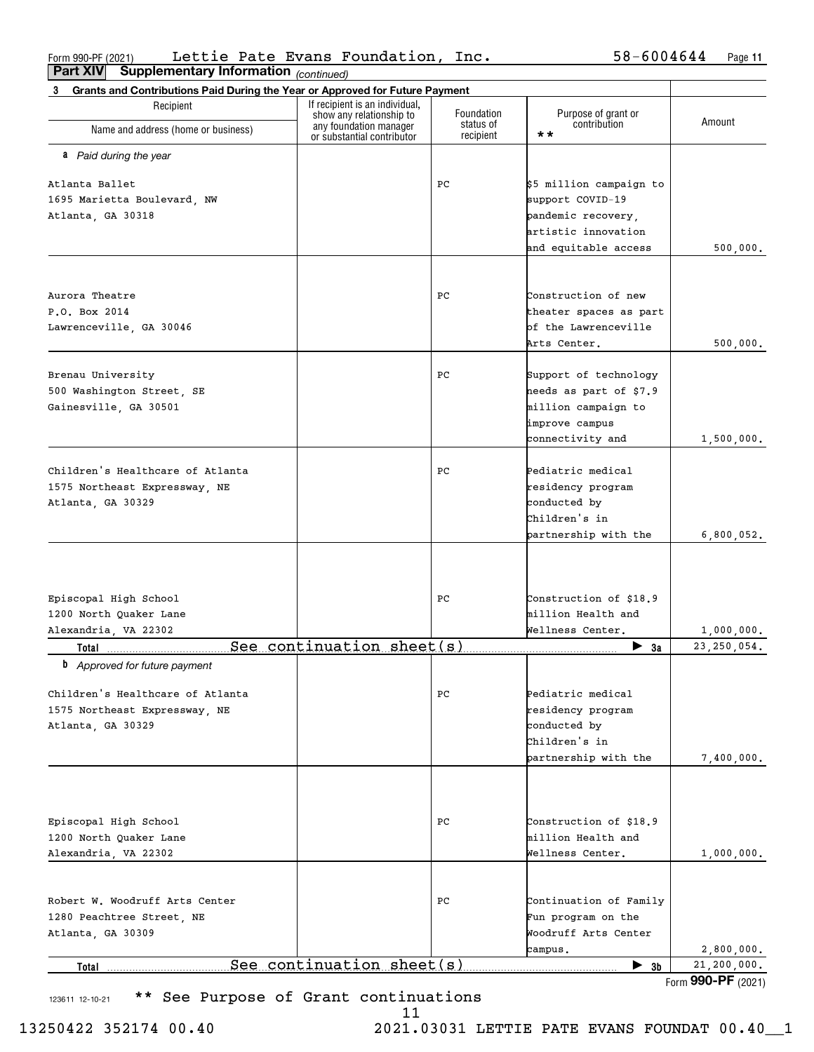Form 990-PF (2021) Lettie Pate Evans Foundation, Inc. 58-6004644

**Part XIV Supplementary Information** *(continued)*

**3 Grants and Contributions Paid During the Year or Approved for Future Payment**

| Recipient<br>Name and address (home or business) | If recipient is an individual, show any relationship to any foundation manager or substantial contributor | Foundation status of recipient | Purpose of grant or contribution ** | Amount |
|---|---|---|---|---|
| ***a** Paid during the year* | | | | |
| Atlanta Ballet<br>1695 Marietta Boulevard, NW<br>Atlanta, GA 30318 | | PC | $5 million campaign to support COVID-19 pandemic recovery, artistic innovation and equitable access | 500,000. |
| Aurora Theatre<br>P.O. Box 2014<br>Lawrenceville, GA 30046 | | PC | Construction of new theater spaces as part of the Lawrenceville Arts Center. | 500,000. |
| Brenau University<br>500 Washington Street, SE<br>Gainesville, GA 30501 | | PC | Support of technology needs as part of $7.9 million campaign to improve campus connectivity and | 1,500,000. |
| Children's Healthcare of Atlanta<br>1575 Northeast Expressway, NE<br>Atlanta, GA 30329 | | PC | Pediatric medical residency program conducted by Children's in partnership with the | 6,800,052. |
| Episcopal High School<br>1200 North Quaker Lane<br>Alexandria, VA 22302 | | PC | Construction of $18.9 million Health and Wellness Center. | 1,000,000. |
| **Total** See continuation sheet(s) | | | ▶ **3a** | 23,250,054. |
| ***b** Approved for future payment* | | | | |
| Children's Healthcare of Atlanta<br>1575 Northeast Expressway, NE<br>Atlanta, GA 30329 | | PC | Pediatric medical residency program conducted by Children's in partnership with the | 7,400,000. |
| Episcopal High School<br>1200 North Quaker Lane<br>Alexandria, VA 22302 | | PC | Construction of $18.9 million Health and Wellness Center. | 1,000,000. |
| Robert W. Woodruff Arts Center<br>1280 Peachtree Street, NE<br>Atlanta, GA 30309 | | PC | Continuation of Family Fun program on the Woodruff Arts Center campus. | 2,800,000. |
| **Total** See continuation sheet(s) | | | ▶ **3b** | 21,200,000. |

Form **990-PF** (2021)

123611 12-10-21 ** See Purpose of Grant continuations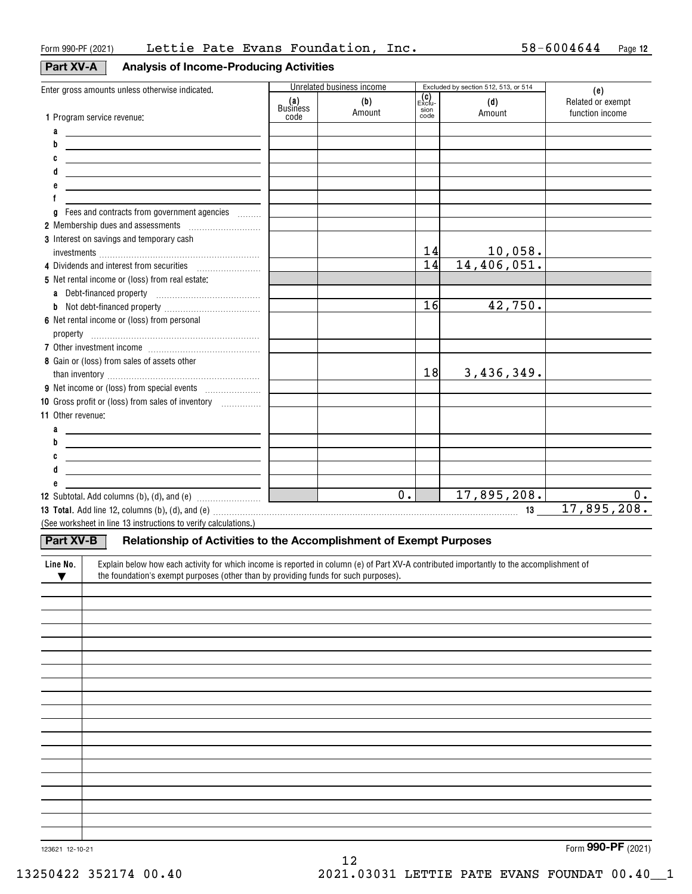Form 990-PF (2021) Lettie Pate Evans Foundation, Inc. 58-6004644 Page 12

## Part XV-A Analysis of Income-Producing Activities

| Enter gross amounts unless otherwise indicated. | Unrelated business income | | Excluded by section 512, 513, or 514 | | (e) |
|---|---|---|---|---|---|
| | (a) Business code | (b) Amount | (c) Exclusion code | (d) Amount | Related or exempt function income |
| 1 Program service revenue: | | | | | |
| a | | | | | |
| b | | | | | |
| c | | | | | |
| d | | | | | |
| e | | | | | |
| f | | | | | |
| g Fees and contracts from government agencies | | | | | |
| 2 Membership dues and assessments | | | | | |
| 3 Interest on savings and temporary cash investments | | | 14 | 10,058. | |
| 4 Dividends and interest from securities | | | 14 | 14,406,051. | |
| 5 Net rental income or (loss) from real estate: | | | | | |
| a Debt-financed property | | | | | |
| b Not debt-financed property | | | 16 | 42,750. | |
| 6 Net rental income or (loss) from personal property | | | | | |
| 7 Other investment income | | | | | |
| 8 Gain or (loss) from sales of assets other than inventory | | | 18 | 3,436,349. | |
| 9 Net income or (loss) from special events | | | | | |
| 10 Gross profit or (loss) from sales of inventory | | | | | |
| 11 Other revenue: | | | | | |
| a | | | | | |
| b | | | | | |
| c | | | | | |
| d | | | | | |
| e | | | | | |
| 12 Subtotal. Add columns (b), (d), and (e) | | 0. | | 17,895,208. | 0. |

**13 Total.** Add line 12, columns (b), (d), and (e) ..... 13 17,895,208.

(See worksheet in line 13 instructions to verify calculations.)

## Part XV-B Relationship of Activities to the Accomplishment of Exempt Purposes

| Line No. ▼ | Explain below how each activity for which income is reported in column (e) of Part XV-A contributed importantly to the accomplishment of the foundation's exempt purposes (other than by providing funds for such purposes). |
|---|---|
| | |

123621 12-10-21

Form **990-PF** (2021)

13250422 352174 00.40 2021.03031 LETTIE PATE EVANS FOUNDAT 00.40__1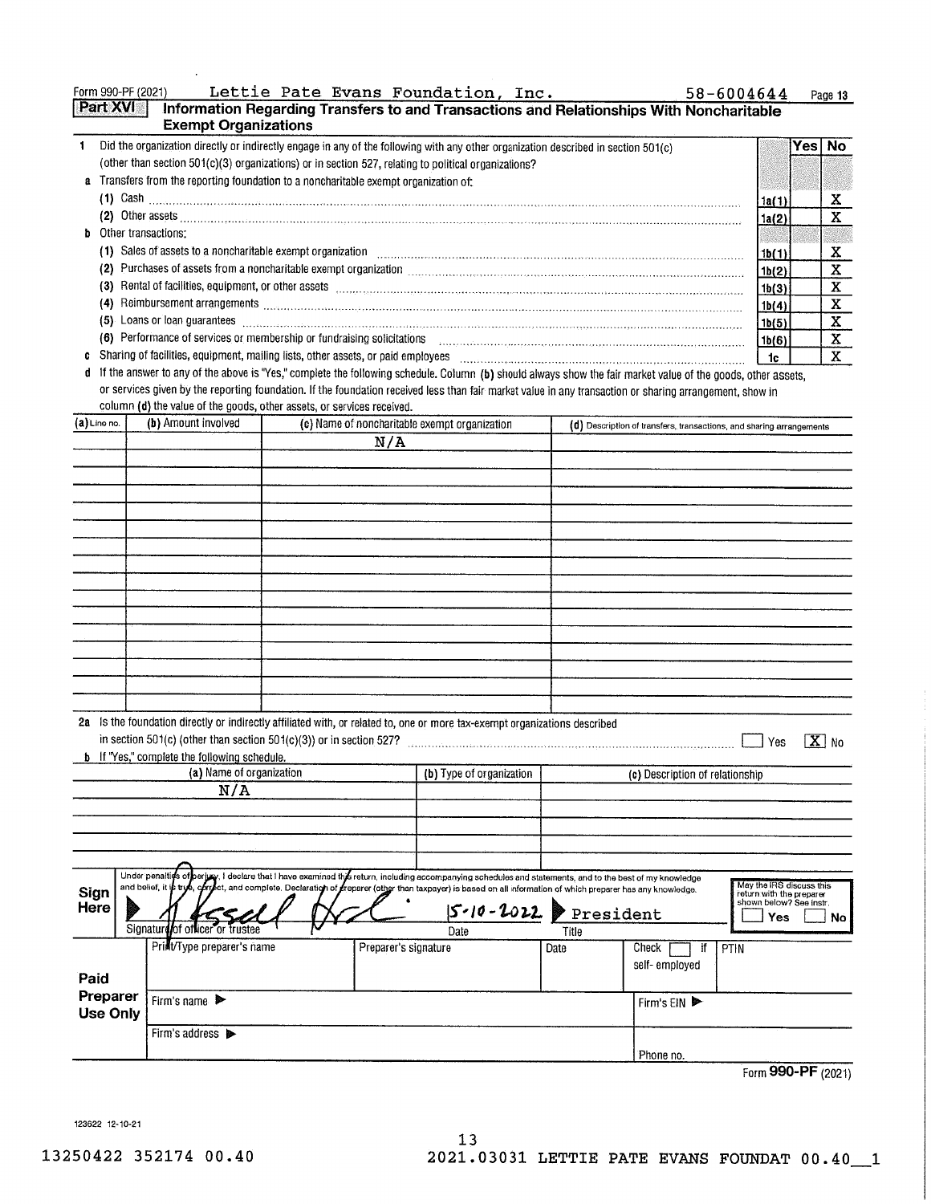Form 990-PF (2021) Lettie Pate Evans Foundation, Inc. 58-6004644

## Part XVI Information Regarding Transfers to and Transactions and Relationships With Noncharitable Exempt Organizations

| | | Yes | No |
|---|---|---|---|
| **1** Did the organization directly or indirectly engage in any of the following with any other organization described in section 501(c) (other than section 501(c)(3) organizations) or in section 527, relating to political organizations? | | | |
| **a** Transfers from the reporting foundation to a noncharitable exempt organization of: | | | |
| (1) Cash | 1a(1) | | X |
| (2) Other assets | 1a(2) | | X |
| **b** Other transactions: | | | |
| (1) Sales of assets to a noncharitable exempt organization | 1b(1) | | X |
| (2) Purchases of assets from a noncharitable exempt organization | 1b(2) | | X |
| (3) Rental of facilities, equipment, or other assets | 1b(3) | | X |
| (4) Reimbursement arrangements | 1b(4) | | X |
| (5) Loans or loan guarantees | 1b(5) | | X |
| (6) Performance of services or membership or fundraising solicitations | 1b(6) | | X |
| **c** Sharing of facilities, equipment, mailing lists, other assets, or paid employees | 1c | | X |

**d** If the answer to any of the above is "Yes," complete the following schedule. Column **(b)** should always show the fair market value of the goods, other assets, or services given by the reporting foundation. If the foundation received less than fair market value in any transaction or sharing arrangement, show in column **(d)** the value of the goods, other assets, or services received.

| (a) Line no. | (b) Amount involved | (c) Name of noncharitable exempt organization | (d) Description of transfers, transactions, and sharing arrangements |
|---|---|---|---|
| | | N/A | |

**2a** Is the foundation directly or indirectly affiliated with, or related to, one or more tax-exempt organizations described in section 501(c) (other than section 501(c)(3)) or in section 527? ☐ Yes ☒ No

**b** If "Yes," complete the following schedule.

| (a) Name of organization | (b) Type of organization | (c) Description of relationship |
|---|---|---|
| N/A | | |

**Sign Here**

Under penalties of perjury, I declare that I have examined this return, including accompanying schedules and statements, and to the best of my knowledge and belief, it is true, correct, and complete. Declaration of preparer (other than taxpayer) is based on all information of which preparer has any knowledge.

Signature of officer or trustee: [signature] Date: 5-10-2022 Title: President

May the IRS discuss this return with the preparer shown below? See instr. ☐ Yes ☐ No

**Paid Preparer Use Only**

| Print/Type preparer's name | Preparer's signature | Date | Check ☐ if self-employed | PTIN |
|---|---|---|---|---|
| | | | | |

Firm's name ▶ | Firm's EIN ▶

Firm's address ▶ | Phone no.

Form **990-PF** (2021)

123622 12-10-21

13250422 352174 00.40 2021.03031 LETTIE PATE EVANS FOUNDAT 00.40__1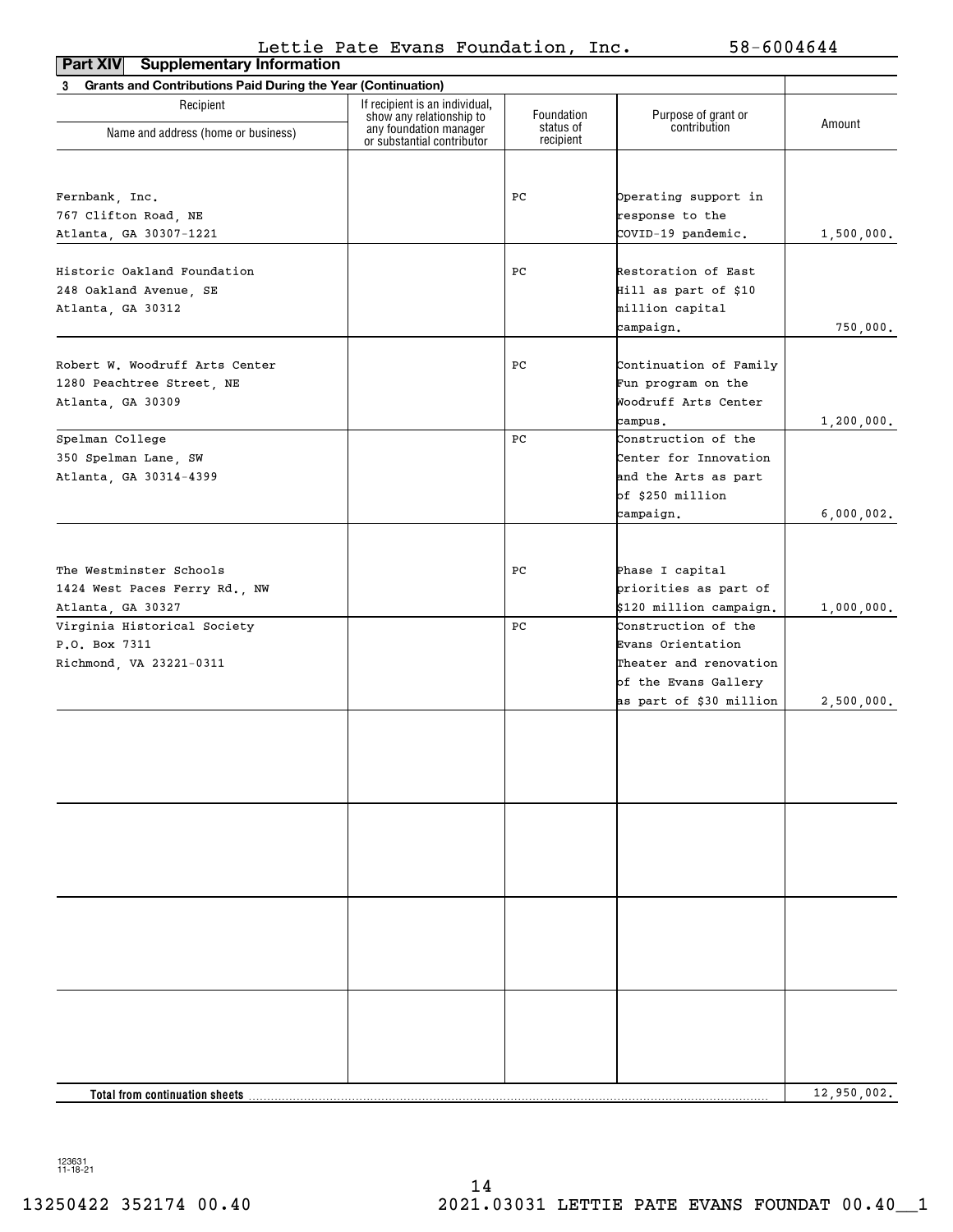Lettie Pate Evans Foundation, Inc. 58-6004644

**Part XIV Supplementary Information**

**3 Grants and Contributions Paid During the Year (Continuation)**

| Recipient Name and address (home or business) | If recipient is an individual, show any relationship to any foundation manager or substantial contributor | Foundation status of recipient | Purpose of grant or contribution | Amount |
|---|---|---|---|---|
| Fernbank, Inc.<br>767 Clifton Road, NE<br>Atlanta, GA 30307-1221 | | PC | Operating support in response to the COVID-19 pandemic. | 1,500,000. |
| Historic Oakland Foundation<br>248 Oakland Avenue, SE<br>Atlanta, GA 30312 | | PC | Restoration of East Hill as part of $10 million capital campaign. | 750,000. |
| Robert W. Woodruff Arts Center<br>1280 Peachtree Street, NE<br>Atlanta, GA 30309 | | PC | Continuation of Family Fun program on the Woodruff Arts Center campus. | 1,200,000. |
| Spelman College<br>350 Spelman Lane, SW<br>Atlanta, GA 30314-4399 | | PC | Construction of the Center for Innovation and the Arts as part of $250 million campaign. | 6,000,002. |
| The Westminster Schools<br>1424 West Paces Ferry Rd., NW<br>Atlanta, GA 30327 | | PC | Phase I capital priorities as part of $120 million campaign. | 1,000,000. |
| Virginia Historical Society<br>P.O. Box 7311<br>Richmond, VA 23221-0311 | | PC | Construction of the Evans Orientation Theater and renovation of the Evans Gallery as part of $30 million | 2,500,000. |
| | | | | |
| | | | | |
| | | | | |
| | | | | |
| **Total from continuation sheets** | | | | 12,950,002. |

123631 11-18-21

13250422 352174 00.40 2021.03031 LETTIE PATE EVANS FOUNDAT 00.40__1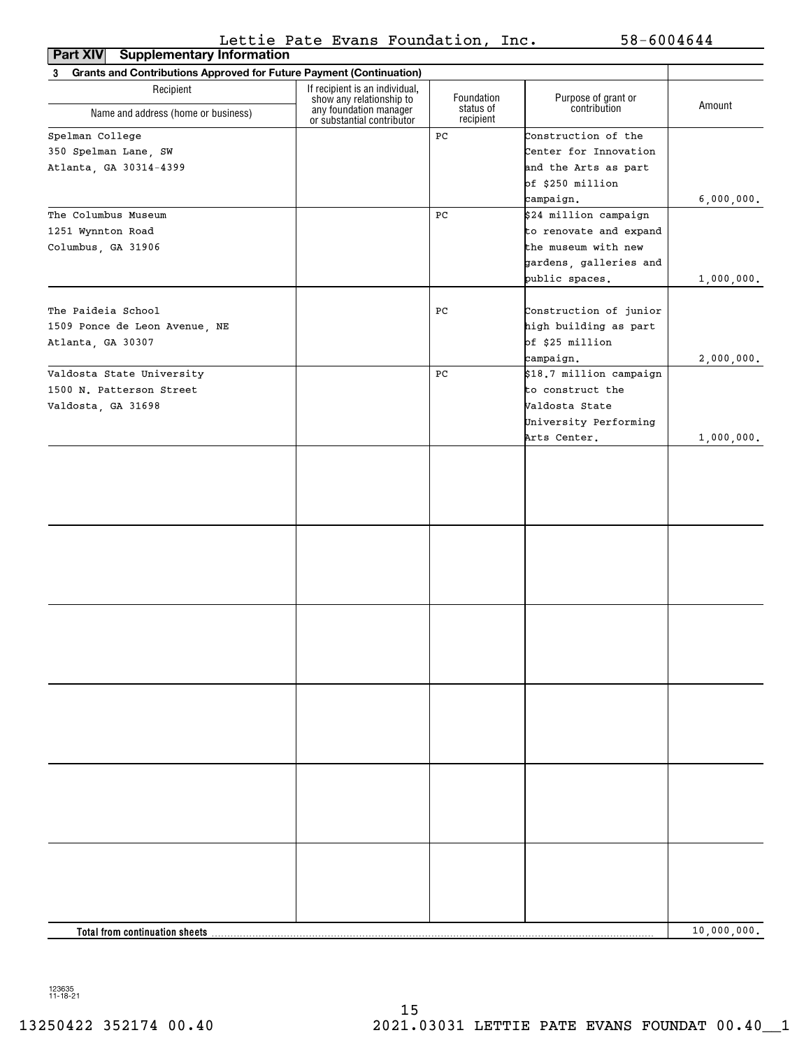Lettie Pate Evans Foundation, Inc. 58-6004644

**Part XIV Supplementary Information**

**3 Grants and Contributions Approved for Future Payment (Continuation)**

| Recipient Name and address (home or business) | If recipient is an individual, show any relationship to any foundation manager or substantial contributor | Foundation status of recipient | Purpose of grant or contribution | Amount |
|---|---|---|---|---|
| Spelman College 350 Spelman Lane, SW Atlanta, GA 30314-4399 | | PC | Construction of the Center for Innovation and the Arts as part of $250 million campaign. | 6,000,000. |
| The Columbus Museum 1251 Wynnton Road Columbus, GA 31906 | | PC | $24 million campaign to renovate and expand the museum with new gardens, galleries and public spaces. | 1,000,000. |
| The Paideia School 1509 Ponce de Leon Avenue, NE Atlanta, GA 30307 | | PC | Construction of junior high building as part of $25 million campaign. | 2,000,000. |
| Valdosta State University 1500 N. Patterson Street Valdosta, GA 31698 | | PC | $18.7 million campaign to construct the Valdosta State University Performing Arts Center. | 1,000,000. |
| **Total from continuation sheets** | | | | 10,000,000. |

123635 11-18-21

13250422 352174 00.40 2021.03031 LETTIE PATE EVANS FOUNDAT 00.40__1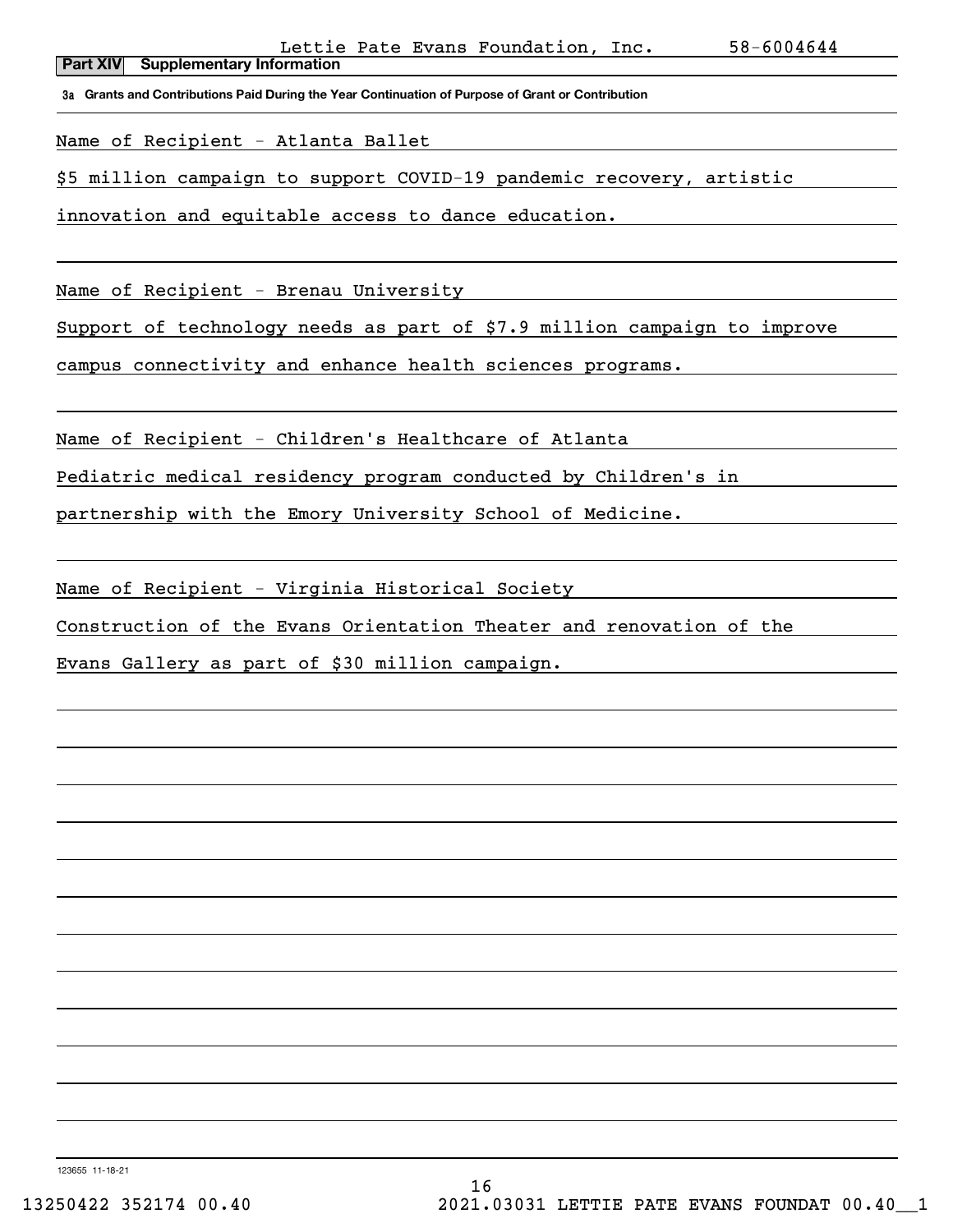Lettie Pate Evans Foundation, Inc. 58-6004644

**Part XIV Supplementary Information**

**3a Grants and Contributions Paid During the Year Continuation of Purpose of Grant or Contribution**

Name of Recipient - Atlanta Ballet

$5 million campaign to support COVID-19 pandemic recovery, artistic innovation and equitable access to dance education.

Name of Recipient - Brenau University

Support of technology needs as part of $7.9 million campaign to improve campus connectivity and enhance health sciences programs.

Name of Recipient - Children's Healthcare of Atlanta

Pediatric medical residency program conducted by Children's in partnership with the Emory University School of Medicine.

Name of Recipient - Virginia Historical Society

Construction of the Evans Orientation Theater and renovation of the Evans Gallery as part of $30 million campaign.

123655 11-18-21

13250422 352174 00.40 2021.03031 LETTIE PATE EVANS FOUNDAT 00.40__1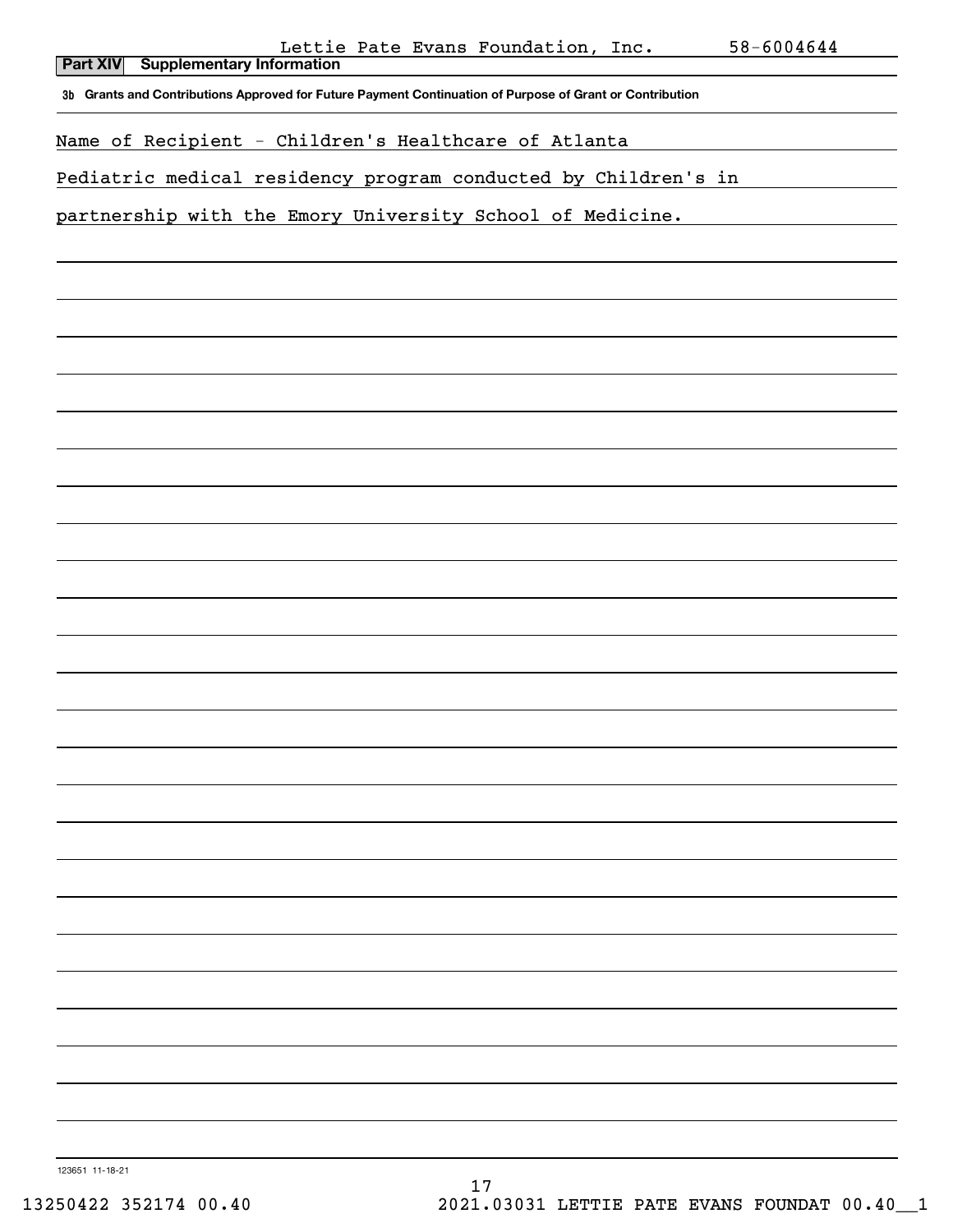Lettie Pate Evans Foundation, Inc. 58-6004644

## Part XIV Supplementary Information

**3b Grants and Contributions Approved for Future Payment Continuation of Purpose of Grant or Contribution**

Name of Recipient - Children's Healthcare of Atlanta

Pediatric medical residency program conducted by Children's in partnership with the Emory University School of Medicine.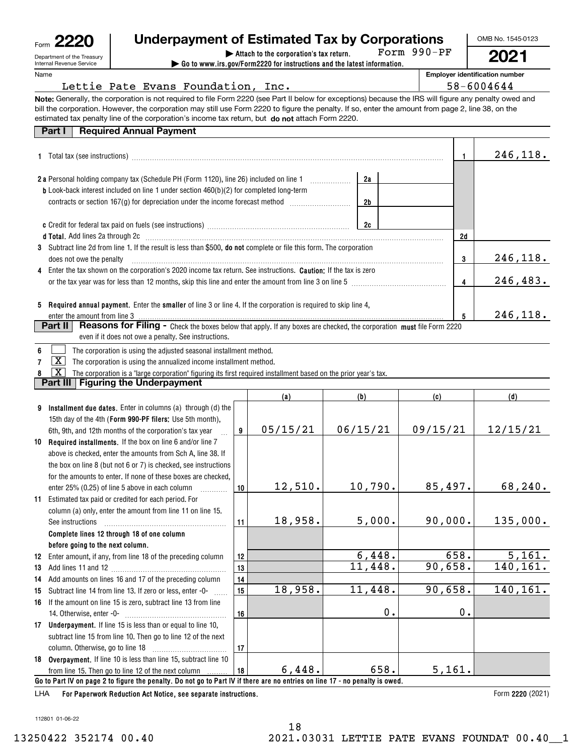Form **2220**

Department of the Treasury
Internal Revenue Service

# Underpayment of Estimated Tax by Corporations

▶ **Attach to the corporation's tax return.** Form 990-PF

▶ **Go to www.irs.gov/Form2220 for instructions and the latest information.**

OMB No. 1545-0123

**2021**

Name: Lettie Pate Evans Foundation, Inc.

**Employer identification number:** 58-6004644

**Note:** Generally, the corporation is not required to file Form 2220 (see Part II below for exceptions) because the IRS will figure any penalty owed and bill the corporation. However, the corporation may still use Form 2220 to figure the penalty. If so, enter the amount from page 2, line 38, on the estimated tax penalty line of the corporation's income tax return, but **do not** attach Form 2220.

## Part I Required Annual Payment

| | | | | |
|---|---|---|---|---|
| **1** Total tax (see instructions) | | | 1 | 246,118. |
| **2 a** Personal holding company tax (Schedule PH (Form 1120), line 26) included on line 1 | 2a | | | |
| **b** Look-back interest included on line 1 under section 460(b)(2) for completed long-term contracts or section 167(g) for depreciation under the income forecast method | 2b | | | |
| **c** Credit for federal tax paid on fuels (see instructions) | 2c | | | |
| **d Total.** Add lines 2a through 2c | | | 2d | |
| **3** Subtract line 2d from line 1. If the result is less than $500, **do not** complete or file this form. The corporation does not owe the penalty | | | 3 | 246,118. |
| **4** Enter the tax shown on the corporation's 2020 income tax return. See instructions. **Caution:** If the tax is zero or the tax year was for less than 12 months, skip this line and enter the amount from line 3 on line 5 | | | 4 | 246,483. |
| **5 Required annual payment.** Enter the **smaller** of line 3 or line 4. If the corporation is required to skip line 4, enter the amount from line 3 | | | 5 | 246,118. |

## Part II Reasons for Filing - Check the boxes below that apply. If any boxes are checked, the corporation **must** file Form 2220 even if it does not owe a penalty. See instructions.

- **6** ☐ The corporation is using the adjusted seasonal installment method.
- **7** ☒ The corporation is using the annualized income installment method.
- **8** ☒ The corporation is a "large corporation" figuring its first required installment based on the prior year's tax.

## Part III Figuring the Underpayment

| | | (a) | (b) | (c) | (d) |
|---|---|---|---|---|---|
| **9 Installment due dates.** Enter in columns (a) through (d) the 15th day of the 4th (**Form 990-PF filers:** Use 5th month), 6th, 9th, and 12th months of the corporation's tax year | 9 | 05/15/21 | 06/15/21 | 09/15/21 | 12/15/21 |
| **10 Required installments.** If the box on line 6 and/or line 7 above is checked, enter the amounts from Sch A, line 38. If the box on line 8 (but not 6 or 7) is checked, see instructions for the amounts to enter. If none of these boxes are checked, enter 25% (0.25) of line 5 above in each column | 10 | 12,510. | 10,790. | 85,497. | 68,240. |
| **11** Estimated tax paid or credited for each period. For column (a) only, enter the amount from line 11 on line 15. See instructions | 11 | 18,958. | 5,000. | 90,000. | 135,000. |
| **Complete lines 12 through 18 of one column before going to the next column.** | | | | | |
| **12** Enter amount, if any, from line 18 of the preceding column | 12 | | 6,448. | 658. | 5,161. |
| **13** Add lines 11 and 12 | 13 | | 11,448. | 90,658. | 140,161. |
| **14** Add amounts on lines 16 and 17 of the preceding column | 14 | | | | |
| **15** Subtract line 14 from line 13. If zero or less, enter -0- | 15 | 18,958. | 11,448. | 90,658. | 140,161. |
| **16** If the amount on line 15 is zero, subtract line 13 from line 14. Otherwise, enter -0- | 16 | | 0. | 0. | |
| **17 Underpayment.** If line 15 is less than or equal to line 10, subtract line 15 from line 10. Then go to line 12 of the next column. Otherwise, go to line 18 | 17 | | | | |
| **18 Overpayment.** If line 10 is less than line 15, subtract line 10 from line 15. Then go to line 12 of the next column | 18 | 6,448. | 658. | 5,161. | |

**Go to Part IV on page 2 to figure the penalty. Do not go to Part IV if there are no entries on line 17 - no penalty is owed.**

LHA **For Paperwork Reduction Act Notice, see separate instructions.** Form **2220** (2021)

112801 01-06-22

13250422 352174 00.40 2021.03031 LETTIE PATE EVANS FOUNDAT 00.40__1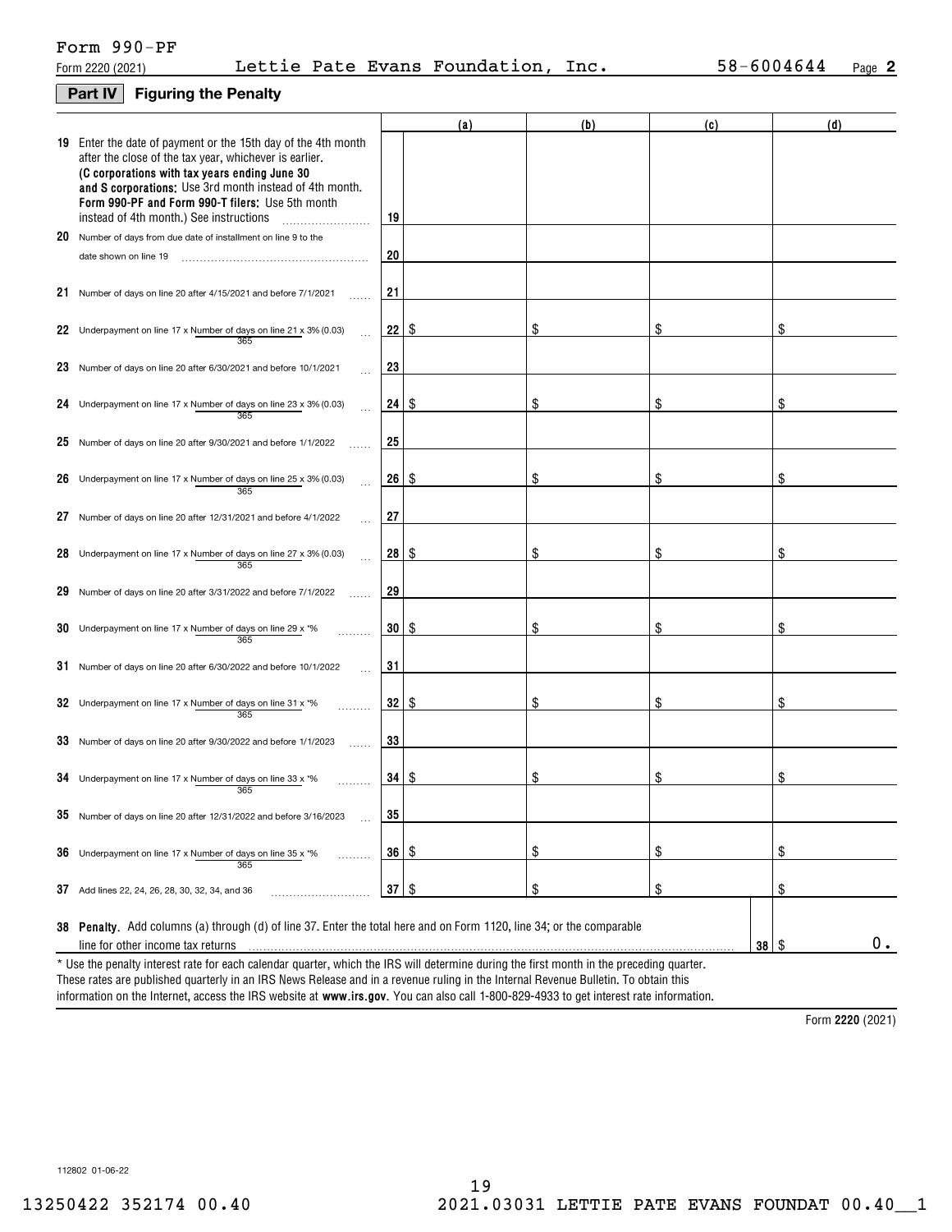Form 990-PF

Form 2220 (2021) Lettie Pate Evans Foundation, Inc. 58-6004644 Page **2**

## Part IV Figuring the Penalty

| | | | (a) | (b) | (c) | (d) |
|---|---|---|---|---|---|---|
| 19 | Enter the date of payment or the 15th day of the 4th month after the close of the tax year, whichever is earlier. **(C corporations with tax years ending June 30 and S corporations:** Use 3rd month instead of 4th month. **Form 990-PF and Form 990-T filers:** Use 5th month instead of 4th month.) See instructions | 19 | | | | |
| 20 | Number of days from due date of installment on line 9 to the date shown on line 19 | 20 | | | | |
| 21 | Number of days on line 20 after 4/15/2021 and before 7/1/2021 | 21 | | | | |
| 22 | Underpayment on line 17 x Number of days on line 21 / 365 x 3% (0.03) | 22 | $ | $ | $ | $ |
| 23 | Number of days on line 20 after 6/30/2021 and before 10/1/2021 | 23 | | | | |
| 24 | Underpayment on line 17 x Number of days on line 23 / 365 x 3% (0.03) | 24 | $ | $ | $ | $ |
| 25 | Number of days on line 20 after 9/30/2021 and before 1/1/2022 | 25 | | | | |
| 26 | Underpayment on line 17 x Number of days on line 25 / 365 x 3% (0.03) | 26 | $ | $ | $ | $ |
| 27 | Number of days on line 20 after 12/31/2021 and before 4/1/2022 | 27 | | | | |
| 28 | Underpayment on line 17 x Number of days on line 27 / 365 x 3% (0.03) | 28 | $ | $ | $ | $ |
| 29 | Number of days on line 20 after 3/31/2022 and before 7/1/2022 | 29 | | | | |
| 30 | Underpayment on line 17 x Number of days on line 29 / 365 x *% | 30 | $ | $ | $ | $ |
| 31 | Number of days on line 20 after 6/30/2022 and before 10/1/2022 | 31 | | | | |
| 32 | Underpayment on line 17 x Number of days on line 31 / 365 x *% | 32 | $ | $ | $ | $ |
| 33 | Number of days on line 20 after 9/30/2022 and before 1/1/2023 | 33 | | | | |
| 34 | Underpayment on line 17 x Number of days on line 33 / 365 x *% | 34 | $ | $ | $ | $ |
| 35 | Number of days on line 20 after 12/31/2022 and before 3/16/2023 | 35 | | | | |
| 36 | Underpayment on line 17 x Number of days on line 35 / 365 x *% | 36 | $ | $ | $ | $ |
| 37 | Add lines 22, 24, 26, 28, 30, 32, 34, and 36 | 37 | $ | $ | $ | $ |

**38 Penalty.** Add columns (a) through (d) of line 37. Enter the total here and on Form 1120, line 34; or the comparable line for other income tax returns ..... **38** $ 0.

* Use the penalty interest rate for each calendar quarter, which the IRS will determine during the first month in the preceding quarter. These rates are published quarterly in an IRS News Release and in a revenue ruling in the Internal Revenue Bulletin. To obtain this information on the Internet, access the IRS website at **www.irs.gov**. You can also call 1-800-829-4933 to get interest rate information.

Form **2220** (2021)

112802 01-06-22

13250422 352174 00.40 2021.03031 LETTIE PATE EVANS FOUNDAT 00.40__1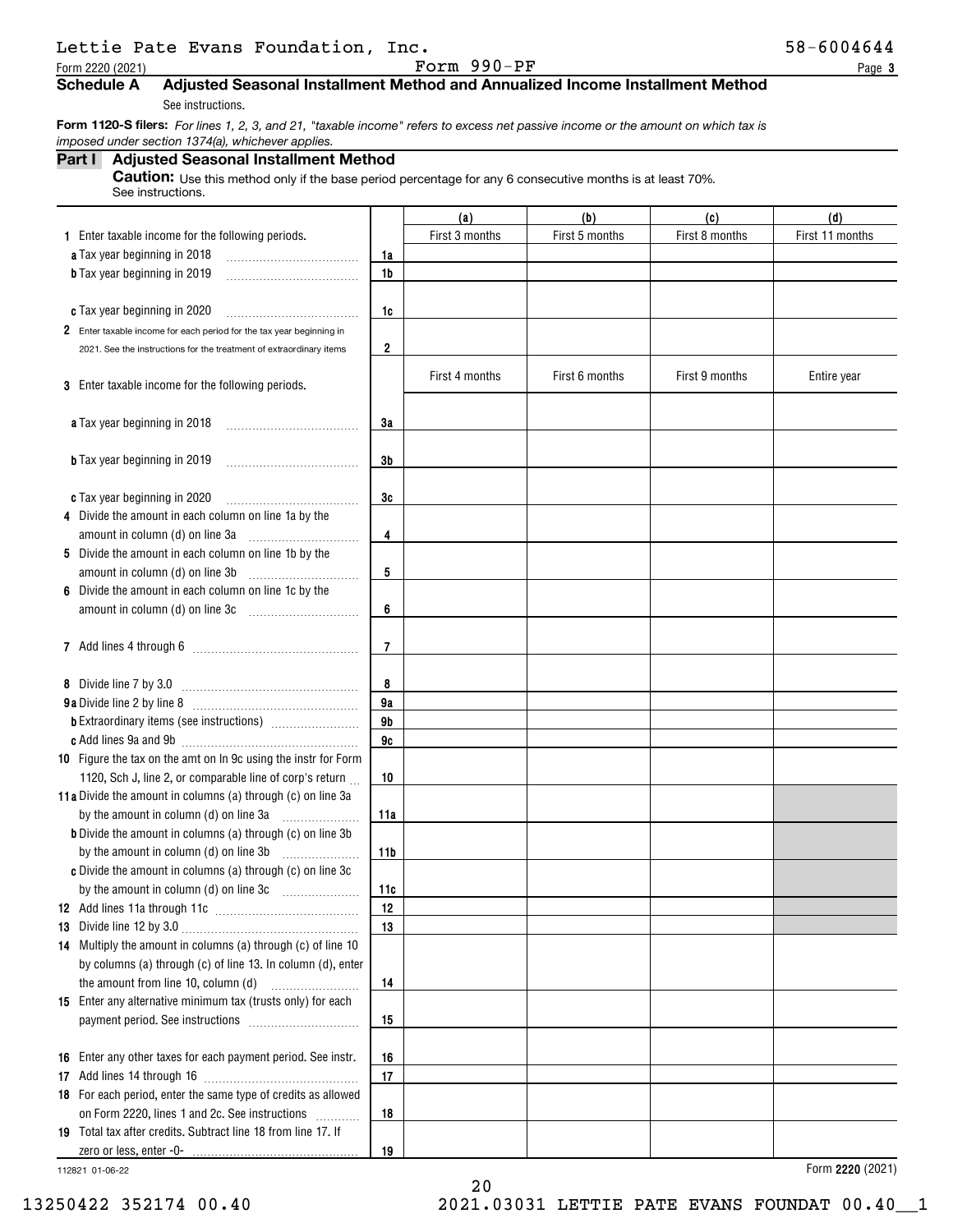Lettie Pate Evans Foundation, Inc. 58-6004644

Form 2220 (2021) Form 990-PF Page **3**

## Schedule A Adjusted Seasonal Installment Method and Annualized Income Installment Method

See instructions.

**Form 1120-S filers:** *For lines 1, 2, 3, and 21, "taxable income" refers to excess net passive income or the amount on which tax is imposed under section 1374(a), whichever applies.*

### Part I Adjusted Seasonal Installment Method

**Caution:** Use this method only if the base period percentage for any 6 consecutive months is at least 70%. See instructions.

| | | (a) | (b) | (c) | (d) |
|---|---|---|---|---|---|
| **1** Enter taxable income for the following periods. | | First 3 months | First 5 months | First 8 months | First 11 months |
| **a** Tax year beginning in 2018 | **1a** | | | | |
| **b** Tax year beginning in 2019 | **1b** | | | | |
| **c** Tax year beginning in 2020 | **1c** | | | | |
| **2** Enter taxable income for each period for the tax year beginning in 2021. See the instructions for the treatment of extraordinary items | **2** | | | | |
| **3** Enter taxable income for the following periods. | | First 4 months | First 6 months | First 9 months | Entire year |
| **a** Tax year beginning in 2018 | **3a** | | | | |
| **b** Tax year beginning in 2019 | **3b** | | | | |
| **c** Tax year beginning in 2020 | **3c** | | | | |
| **4** Divide the amount in each column on line 1a by the amount in column (d) on line 3a | **4** | | | | |
| **5** Divide the amount in each column on line 1b by the amount in column (d) on line 3b | **5** | | | | |
| **6** Divide the amount in each column on line 1c by the amount in column (d) on line 3c | **6** | | | | |
| **7** Add lines 4 through 6 | **7** | | | | |
| **8** Divide line 7 by 3.0 | **8** | | | | |
| **9a** Divide line 2 by line 8 | **9a** | | | | |
| **b** Extraordinary items (see instructions) | **9b** | | | | |
| **c** Add lines 9a and 9b | **9c** | | | | |
| **10** Figure the tax on the amt on ln 9c using the instr for Form 1120, Sch J, line 2, or comparable line of corp's return | **10** | | | | |
| **11a** Divide the amount in columns (a) through (c) on line 3a by the amount in column (d) on line 3a | **11a** | | | | |
| **b** Divide the amount in columns (a) through (c) on line 3b by the amount in column (d) on line 3b | **11b** | | | | |
| **c** Divide the amount in columns (a) through (c) on line 3c by the amount in column (d) on line 3c | **11c** | | | | |
| **12** Add lines 11a through 11c | **12** | | | | |
| **13** Divide line 12 by 3.0 | **13** | | | | |
| **14** Multiply the amount in columns (a) through (c) of line 10 by columns (a) through (c) of line 13. In column (d), enter the amount from line 10, column (d) | **14** | | | | |
| **15** Enter any alternative minimum tax (trusts only) for each payment period. See instructions | **15** | | | | |
| **16** Enter any other taxes for each payment period. See instr. | **16** | | | | |
| **17** Add lines 14 through 16 | **17** | | | | |
| **18** For each period, enter the same type of credits as allowed on Form 2220, lines 1 and 2c. See instructions | **18** | | | | |
| **19** Total tax after credits. Subtract line 18 from line 17. If zero or less, enter -0- | **19** | | | | |

112821 01-06-22 Form **2220** (2021)

13250422 352174 00.40 2021.03031 LETTIE PATE EVANS FOUNDAT 00.40__1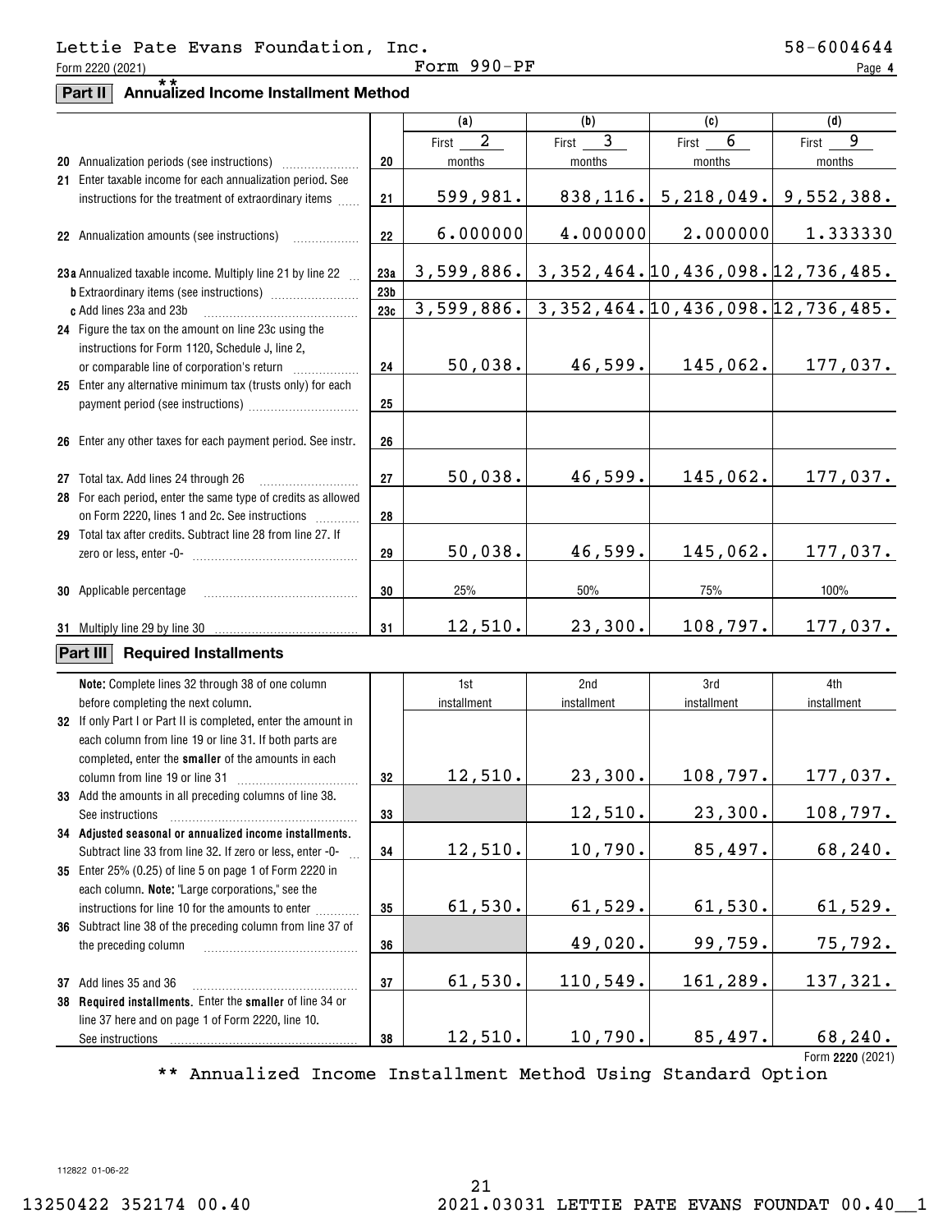Lettie Pate Evans Foundation, Inc. 58-6004644

Form 2220 (2021) Form 990-PF Page 4

## Part II ** Annualized Income Installment Method

| | | | (a) | (b) | (c) | (d) |
|---|---|---|---|---|---|---|
| 20 | Annualization periods (see instructions) | 20 | First 2 months | First 3 months | First 6 months | First 9 months |
| 21 | Enter taxable income for each annualization period. See instructions for the treatment of extraordinary items | 21 | 599,981. | 838,116. | 5,218,049. | 9,552,388. |
| 22 | Annualization amounts (see instructions) | 22 | 6.000000 | 4.000000 | 2.000000 | 1.333330 |
| 23a | Annualized taxable income. Multiply line 21 by line 22 | 23a | 3,599,886. | 3,352,464. | 10,436,098. | 12,736,485. |
| b | Extraordinary items (see instructions) | 23b | | | | |
| c | Add lines 23a and 23b | 23c | 3,599,886. | 3,352,464. | 10,436,098. | 12,736,485. |
| 24 | Figure the tax on the amount on line 23c using the instructions for Form 1120, Schedule J, line 2, or comparable line of corporation's return | 24 | 50,038. | 46,599. | 145,062. | 177,037. |
| 25 | Enter any alternative minimum tax (trusts only) for each payment period (see instructions) | 25 | | | | |
| 26 | Enter any other taxes for each payment period. See instr. | 26 | | | | |
| 27 | Total tax. Add lines 24 through 26 | 27 | 50,038. | 46,599. | 145,062. | 177,037. |
| 28 | For each period, enter the same type of credits as allowed on Form 2220, lines 1 and 2c. See instructions | 28 | | | | |
| 29 | Total tax after credits. Subtract line 28 from line 27. If zero or less, enter -0- | 29 | 50,038. | 46,599. | 145,062. | 177,037. |
| 30 | Applicable percentage | 30 | 25% | 50% | 75% | 100% |
| 31 | Multiply line 29 by line 30 | 31 | 12,510. | 23,300. | 108,797. | 177,037. |

## Part III Required Installments

| | **Note:** Complete lines 32 through 38 of one column before completing the next column. | | 1st installment | 2nd installment | 3rd installment | 4th installment |
|---|---|---|---|---|---|---|
| 32 | If only Part I or Part II is completed, enter the amount in each column from line 19 or line 31. If both parts are completed, enter the **smaller** of the amounts in each column from line 19 or line 31 | 32 | 12,510. | 23,300. | 108,797. | 177,037. |
| 33 | Add the amounts in all preceding columns of line 38. See instructions | 33 | | 12,510. | 23,300. | 108,797. |
| 34 | **Adjusted seasonal or annualized income installments.** Subtract line 33 from line 32. If zero or less, enter -0- | 34 | 12,510. | 10,790. | 85,497. | 68,240. |
| 35 | Enter 25% (0.25) of line 5 on page 1 of Form 2220 in each column. **Note:** "Large corporations," see the instructions for line 10 for the amounts to enter | 35 | 61,530. | 61,529. | 61,530. | 61,529. |
| 36 | Subtract line 38 of the preceding column from line 37 of the preceding column | 36 | | 49,020. | 99,759. | 75,792. |
| 37 | Add lines 35 and 36 | 37 | 61,530. | 110,549. | 161,289. | 137,321. |
| 38 | **Required installments.** Enter the **smaller** of line 34 or line 37 here and on page 1 of Form 2220, line 10. See instructions | 38 | 12,510. | 10,790. | 85,497. | 68,240. |

Form **2220** (2021)

** Annualized Income Installment Method Using Standard Option

112822 01-06-22

13250422 352174 00.40 2021.03031 LETTIE PATE EVANS FOUNDAT 00.40__1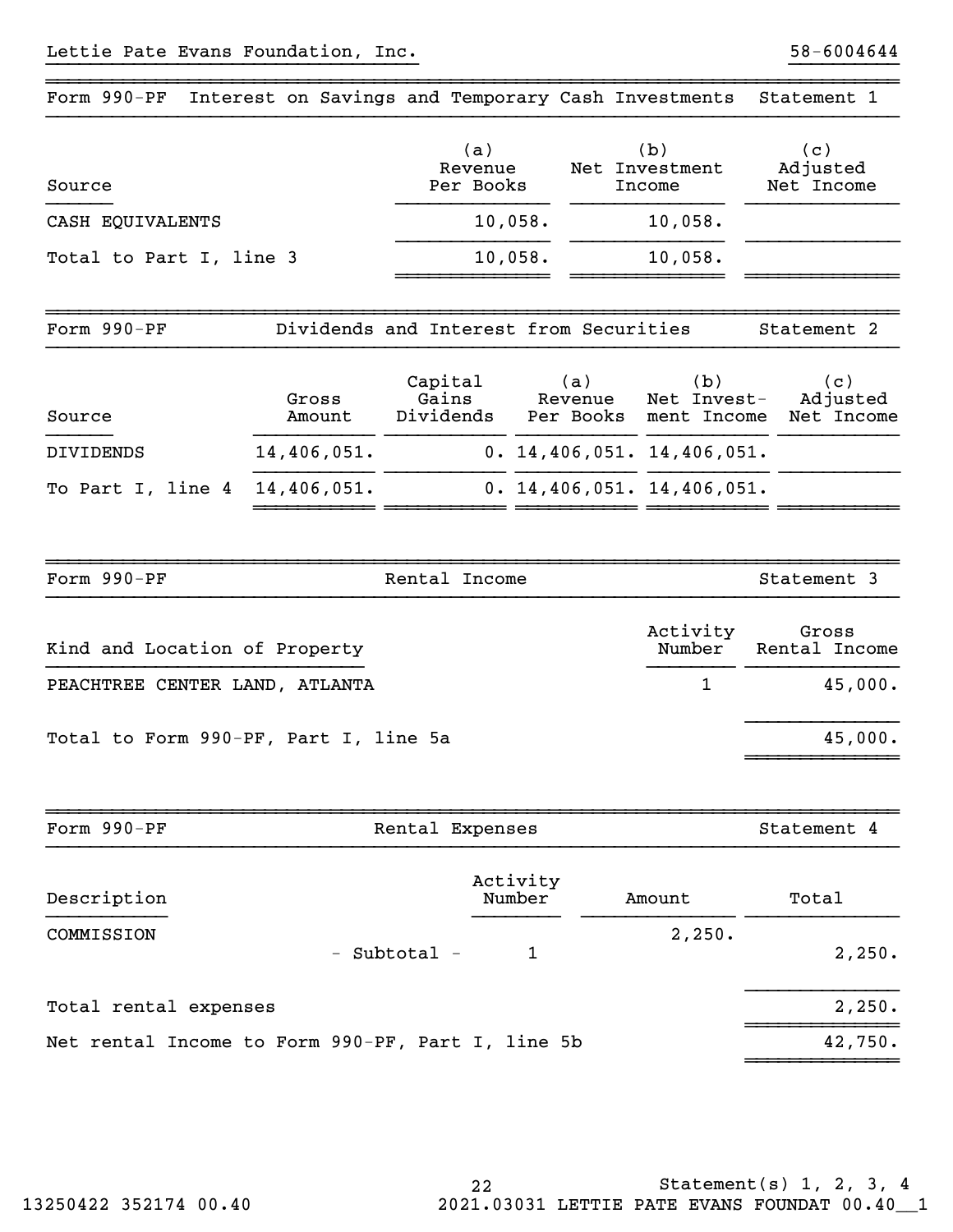Lettie Pate Evans Foundation, Inc. 58-6004644

## Form 990-PF Interest on Savings and Temporary Cash Investments Statement 1

| Source | (a) Revenue Per Books | (b) Net Investment Income | (c) Adjusted Net Income |
|---|---|---|---|
| CASH EQUIVALENTS | 10,058. | 10,058. | |
| Total to Part I, line 3 | 10,058. | 10,058. | |

## Form 990-PF Dividends and Interest from Securities Statement 2

| Source | Gross Amount | Capital Gains Dividends | (a) Revenue Per Books | (b) Net Investment Income | (c) Adjusted Net Income |
|---|---|---|---|---|---|
| DIVIDENDS | 14,406,051. | 0. | 14,406,051. | 14,406,051. | |
| To Part I, line 4 | 14,406,051. | 0. | 14,406,051. | 14,406,051. | |

## Form 990-PF Rental Income Statement 3

| Kind and Location of Property | Activity Number | Gross Rental Income |
|---|---|---|
| PEACHTREE CENTER LAND, ATLANTA | 1 | 45,000. |
| Total to Form 990-PF, Part I, line 5a | | 45,000. |

## Form 990-PF Rental Expenses Statement 4

| Description | Activity Number | Amount | Total |
|---|---|---|---|
| COMMISSION | | 2,250. | |
| - Subtotal - | 1 | | 2,250. |
| Total rental expenses | | | 2,250. |
| Net rental Income to Form 990-PF, Part I, line 5b | | | 42,750. |

Statement(s) 1, 2, 3, 4

13250422 352174 00.40 2021.03031 LETTIE PATE EVANS FOUNDAT 00.40__1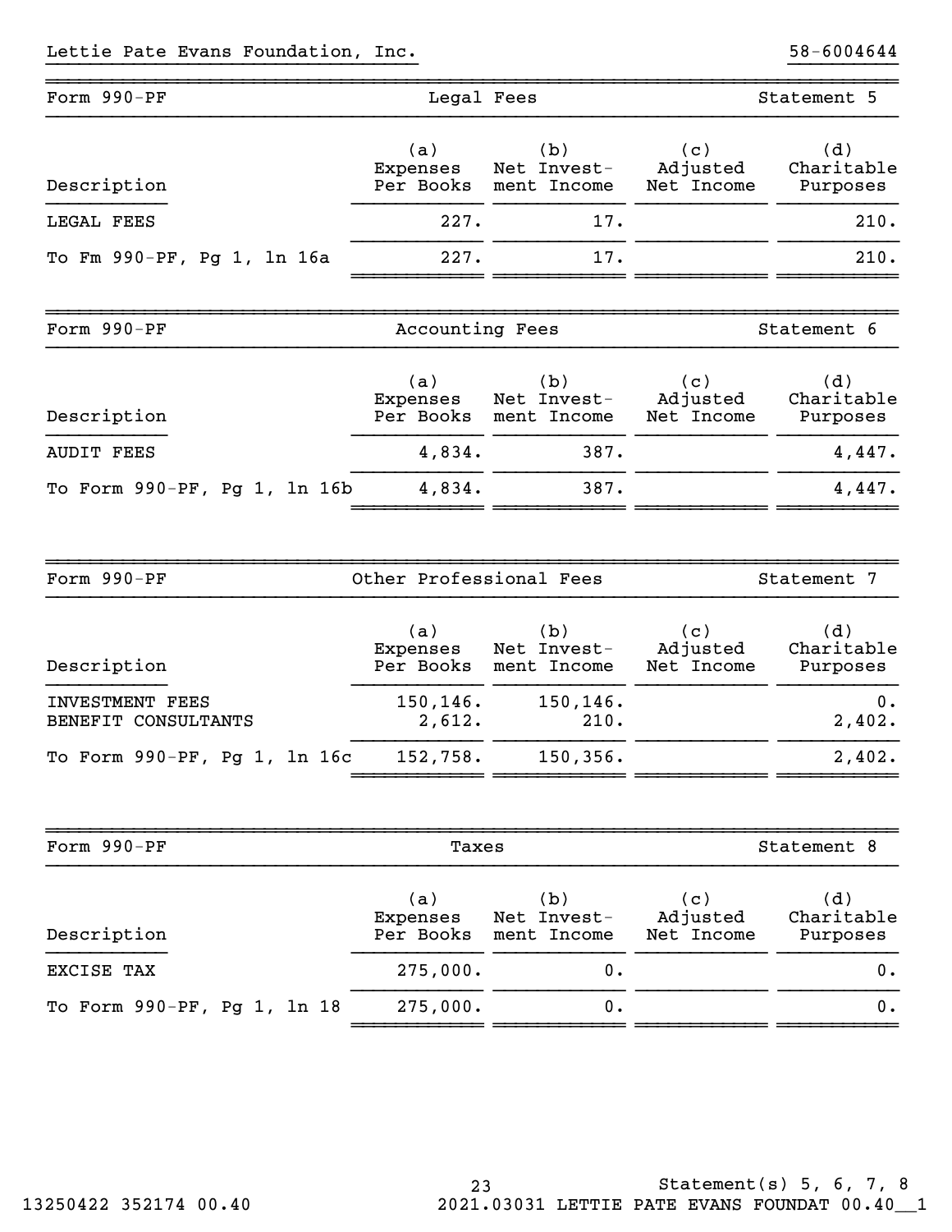Lettie Pate Evans Foundation, Inc. 58-6004644

## Form 990-PF — Legal Fees — Statement 5

| Description | (a) Expenses Per Books | (b) Net Invest-ment Income | (c) Adjusted Net Income | (d) Charitable Purposes |
|---|---|---|---|---|
| LEGAL FEES | 227. | 17. | | 210. |
| To Fm 990-PF, Pg 1, ln 16a | 227. | 17. | | 210. |

## Form 990-PF — Accounting Fees — Statement 6

| Description | (a) Expenses Per Books | (b) Net Invest-ment Income | (c) Adjusted Net Income | (d) Charitable Purposes |
|---|---|---|---|---|
| AUDIT FEES | 4,834. | 387. | | 4,447. |
| To Form 990-PF, Pg 1, ln 16b | 4,834. | 387. | | 4,447. |

## Form 990-PF — Other Professional Fees — Statement 7

| Description | (a) Expenses Per Books | (b) Net Invest-ment Income | (c) Adjusted Net Income | (d) Charitable Purposes |
|---|---|---|---|---|
| INVESTMENT FEES | 150,146. | 150,146. | | 0. |
| BENEFIT CONSULTANTS | 2,612. | 210. | | 2,402. |
| To Form 990-PF, Pg 1, ln 16c | 152,758. | 150,356. | | 2,402. |

## Form 990-PF — Taxes — Statement 8

| Description | (a) Expenses Per Books | (b) Net Invest-ment Income | (c) Adjusted Net Income | (d) Charitable Purposes |
|---|---|---|---|---|
| EXCISE TAX | 275,000. | 0. | | 0. |
| To Form 990-PF, Pg 1, ln 18 | 275,000. | 0. | | 0. |

Statement(s) 5, 6, 7, 8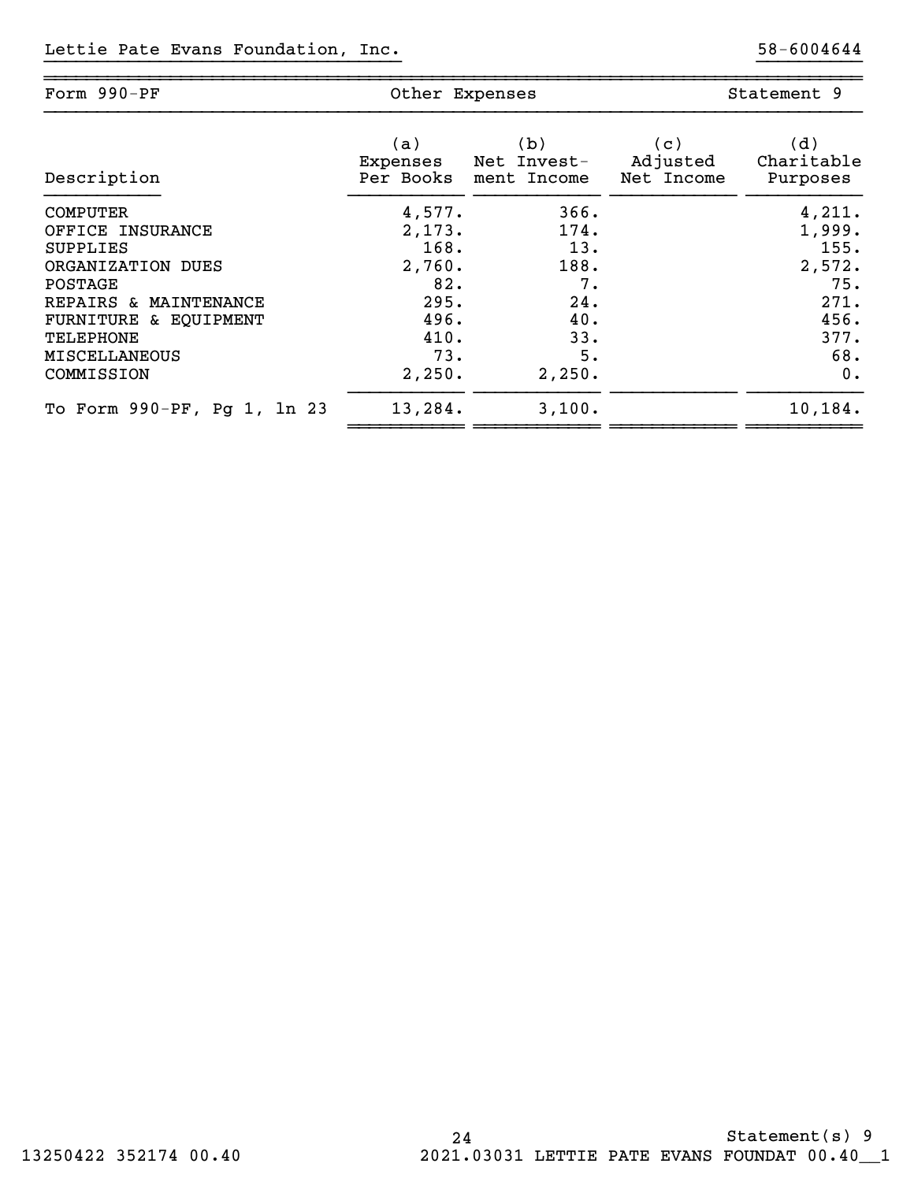Lettie Pate Evans Foundation, Inc. 58-6004644

| Form 990-PF | Other Expenses | | Statement 9 |
|---|---|---|---|

| Description | (a) Expenses Per Books | (b) Net Invest-ment Income | (c) Adjusted Net Income | (d) Charitable Purposes |
|---|---|---|---|---|
| COMPUTER | 4,577. | 366. | | 4,211. |
| OFFICE INSURANCE | 2,173. | 174. | | 1,999. |
| SUPPLIES | 168. | 13. | | 155. |
| ORGANIZATION DUES | 2,760. | 188. | | 2,572. |
| POSTAGE | 82. | 7. | | 75. |
| REPAIRS & MAINTENANCE | 295. | 24. | | 271. |
| FURNITURE & EQUIPMENT | 496. | 40. | | 456. |
| TELEPHONE | 410. | 33. | | 377. |
| MISCELLANEOUS | 73. | 5. | | 68. |
| COMMISSION | 2,250. | 2,250. | | 0. |
| To Form 990-PF, Pg 1, ln 23 | 13,284. | 3,100. | | 10,184. |

Statement(s) 9

13250422 352174 00.40 2021.03031 LETTIE PATE EVANS FOUNDAT 00.40__1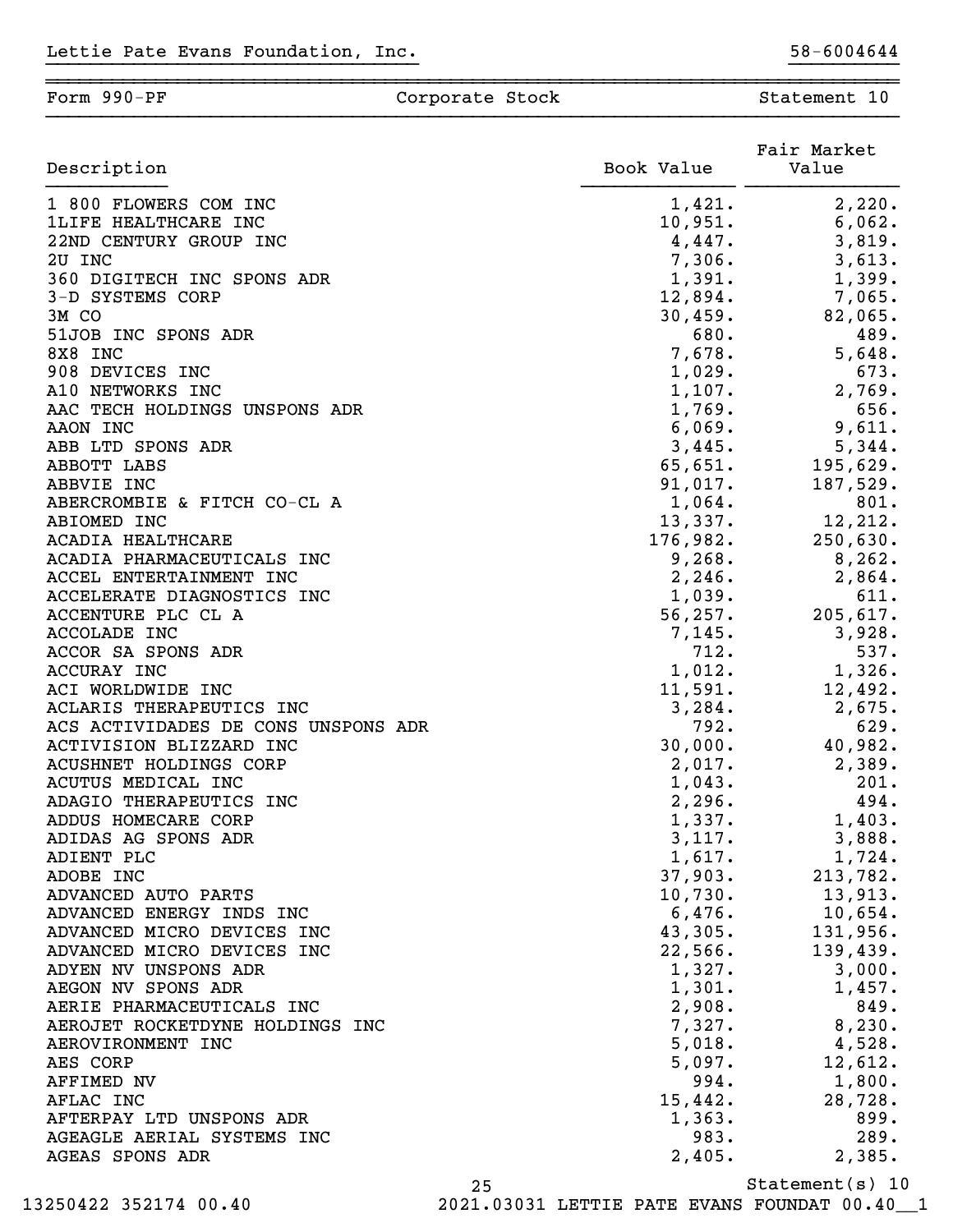Lettie Pate Evans Foundation, Inc. 58-6004644

| Form 990-PF | Corporate Stock | Statement 10 |
|---|---|---|

| Description | Book Value | Fair Market Value |
|---|---|---|
| 1 800 FLOWERS COM INC | 1,421. | 2,220. |
| 1LIFE HEALTHCARE INC | 10,951. | 6,062. |
| 22ND CENTURY GROUP INC | 4,447. | 3,819. |
| 2U INC | 7,306. | 3,613. |
| 360 DIGITECH INC SPONS ADR | 1,391. | 1,399. |
| 3-D SYSTEMS CORP | 12,894. | 7,065. |
| 3M CO | 30,459. | 82,065. |
| 51JOB INC SPONS ADR | 680. | 489. |
| 8X8 INC | 7,678. | 5,648. |
| 908 DEVICES INC | 1,029. | 673. |
| A10 NETWORKS INC | 1,107. | 2,769. |
| AAC TECH HOLDINGS UNSPONS ADR | 1,769. | 656. |
| AAON INC | 6,069. | 9,611. |
| ABB LTD SPONS ADR | 3,445. | 5,344. |
| ABBOTT LABS | 65,651. | 195,629. |
| ABBVIE INC | 91,017. | 187,529. |
| ABERCROMBIE & FITCH CO-CL A | 1,064. | 801. |
| ABIOMED INC | 13,337. | 12,212. |
| ACADIA HEALTHCARE | 176,982. | 250,630. |
| ACADIA PHARMACEUTICALS INC | 9,268. | 8,262. |
| ACCEL ENTERTAINMENT INC | 2,246. | 2,864. |
| ACCELERATE DIAGNOSTICS INC | 1,039. | 611. |
| ACCENTURE PLC CL A | 56,257. | 205,617. |
| ACCOLADE INC | 7,145. | 3,928. |
| ACCOR SA SPONS ADR | 712. | 537. |
| ACCURAY INC | 1,012. | 1,326. |
| ACI WORLDWIDE INC | 11,591. | 12,492. |
| ACLARIS THERAPEUTICS INC | 3,284. | 2,675. |
| ACS ACTIVIDADES DE CONS UNSPONS ADR | 792. | 629. |
| ACTIVISION BLIZZARD INC | 30,000. | 40,982. |
| ACUSHNET HOLDINGS CORP | 2,017. | 2,389. |
| ACUTUS MEDICAL INC | 1,043. | 201. |
| ADAGIO THERAPEUTICS INC | 2,296. | 494. |
| ADDUS HOMECARE CORP | 1,337. | 1,403. |
| ADIDAS AG SPONS ADR | 3,117. | 3,888. |
| ADIENT PLC | 1,617. | 1,724. |
| ADOBE INC | 37,903. | 213,782. |
| ADVANCED AUTO PARTS | 10,730. | 13,913. |
| ADVANCED ENERGY INDS INC | 6,476. | 10,654. |
| ADVANCED MICRO DEVICES INC | 43,305. | 131,956. |
| ADVANCED MICRO DEVICES INC | 22,566. | 139,439. |
| ADYEN NV UNSPONS ADR | 1,327. | 3,000. |
| AEGON NV SPONS ADR | 1,301. | 1,457. |
| AERIE PHARMACEUTICALS INC | 2,908. | 849. |
| AEROJET ROCKETDYNE HOLDINGS INC | 7,327. | 8,230. |
| AEROVIRONMENT INC | 5,018. | 4,528. |
| AES CORP | 5,097. | 12,612. |
| AFFIMED NV | 994. | 1,800. |
| AFLAC INC | 15,442. | 28,728. |
| AFTERPAY LTD UNSPONS ADR | 1,363. | 899. |
| AGEAGLE AERIAL SYSTEMS INC | 983. | 289. |
| AGEAS SPONS ADR | 2,405. | 2,385. |

Statement(s) 10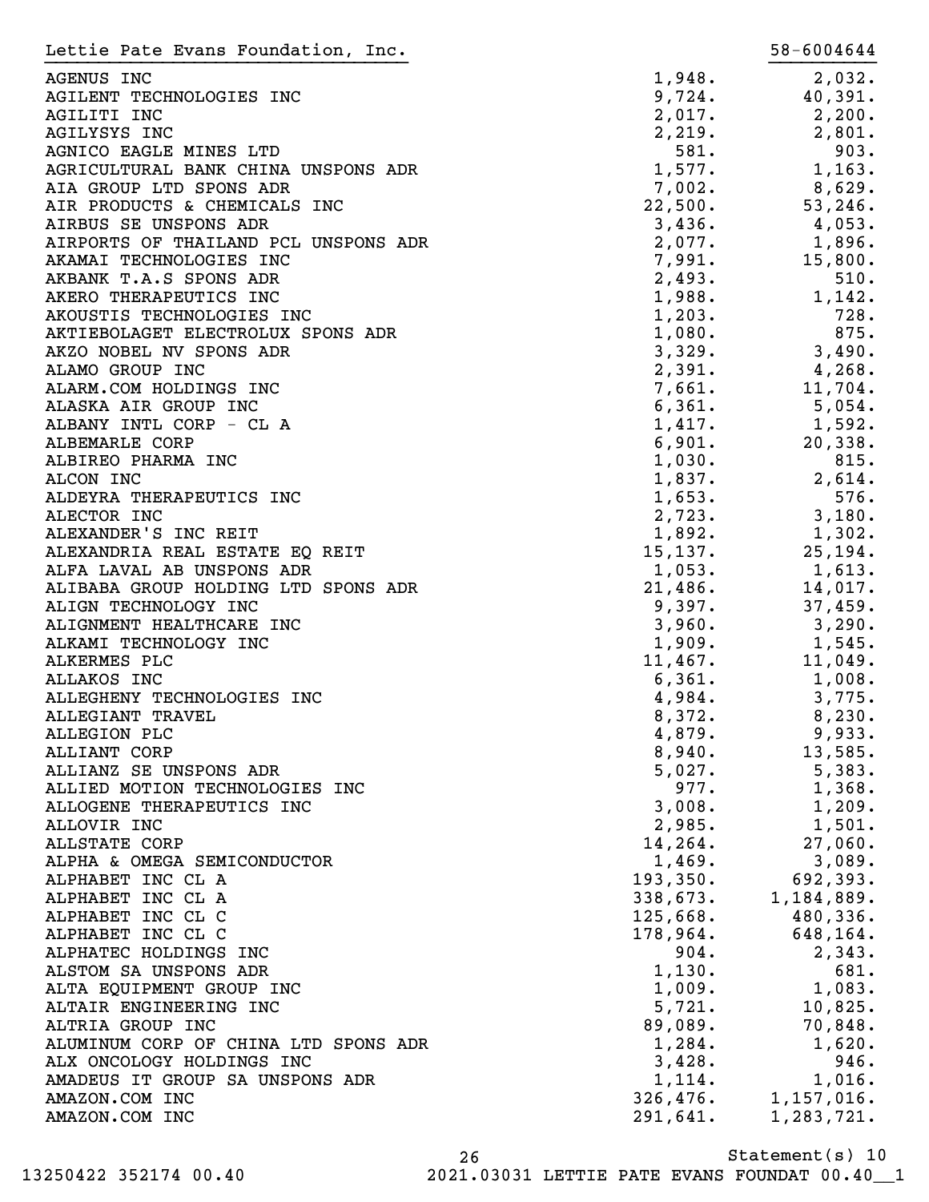Lettie Pate Evans Foundation, Inc. 58-6004644

| | | |
|---|---|---|
| AGENUS INC | 1,948. | 2,032. |
| AGILENT TECHNOLOGIES INC | 9,724. | 40,391. |
| AGILITI INC | 2,017. | 2,200. |
| AGILYSYS INC | 2,219. | 2,801. |
| AGNICO EAGLE MINES LTD | 581. | 903. |
| AGRICULTURAL BANK CHINA UNSPONS ADR | 1,577. | 1,163. |
| AIA GROUP LTD SPONS ADR | 7,002. | 8,629. |
| AIR PRODUCTS & CHEMICALS INC | 22,500. | 53,246. |
| AIRBUS SE UNSPONS ADR | 3,436. | 4,053. |
| AIRPORTS OF THAILAND PCL UNSPONS ADR | 2,077. | 1,896. |
| AKAMAI TECHNOLOGIES INC | 7,991. | 15,800. |
| AKBANK T.A.S SPONS ADR | 2,493. | 510. |
| AKERO THERAPEUTICS INC | 1,988. | 1,142. |
| AKOUSTIS TECHNOLOGIES INC | 1,203. | 728. |
| AKTIEBOLAGET ELECTROLUX SPONS ADR | 1,080. | 875. |
| AKZO NOBEL NV SPONS ADR | 3,329. | 3,490. |
| ALAMO GROUP INC | 2,391. | 4,268. |
| ALARM.COM HOLDINGS INC | 7,661. | 11,704. |
| ALASKA AIR GROUP INC | 6,361. | 5,054. |
| ALBANY INTL CORP - CL A | 1,417. | 1,592. |
| ALBEMARLE CORP | 6,901. | 20,338. |
| ALBIREO PHARMA INC | 1,030. | 815. |
| ALCON INC | 1,837. | 2,614. |
| ALDEYRA THERAPEUTICS INC | 1,653. | 576. |
| ALECTOR INC | 2,723. | 3,180. |
| ALEXANDER'S INC REIT | 1,892. | 1,302. |
| ALEXANDRIA REAL ESTATE EQ REIT | 15,137. | 25,194. |
| ALFA LAVAL AB UNSPONS ADR | 1,053. | 1,613. |
| ALIBABA GROUP HOLDING LTD SPONS ADR | 21,486. | 14,017. |
| ALIGN TECHNOLOGY INC | 9,397. | 37,459. |
| ALIGNMENT HEALTHCARE INC | 3,960. | 3,290. |
| ALKAMI TECHNOLOGY INC | 1,909. | 1,545. |
| ALKERMES PLC | 11,467. | 11,049. |
| ALLAKOS INC | 6,361. | 1,008. |
| ALLEGHENY TECHNOLOGIES INC | 4,984. | 3,775. |
| ALLEGIANT TRAVEL | 8,372. | 8,230. |
| ALLEGION PLC | 4,879. | 9,933. |
| ALLIANT CORP | 8,940. | 13,585. |
| ALLIANZ SE UNSPONS ADR | 5,027. | 5,383. |
| ALLIED MOTION TECHNOLOGIES INC | 977. | 1,368. |
| ALLOGENE THERAPEUTICS INC | 3,008. | 1,209. |
| ALLOVIR INC | 2,985. | 1,501. |
| ALLSTATE CORP | 14,264. | 27,060. |
| ALPHA & OMEGA SEMICONDUCTOR | 1,469. | 3,089. |
| ALPHABET INC CL A | 193,350. | 692,393. |
| ALPHABET INC CL A | 338,673. | 1,184,889. |
| ALPHABET INC CL C | 125,668. | 480,336. |
| ALPHABET INC CL C | 178,964. | 648,164. |
| ALPHATEC HOLDINGS INC | 904. | 2,343. |
| ALSTOM SA UNSPONS ADR | 1,130. | 681. |
| ALTA EQUIPMENT GROUP INC | 1,009. | 1,083. |
| ALTAIR ENGINEERING INC | 5,721. | 10,825. |
| ALTRIA GROUP INC | 89,089. | 70,848. |
| ALUMINUM CORP OF CHINA LTD SPONS ADR | 1,284. | 1,620. |
| ALX ONCOLOGY HOLDINGS INC | 3,428. | 946. |
| AMADEUS IT GROUP SA UNSPONS ADR | 1,114. | 1,016. |
| AMAZON.COM INC | 326,476. | 1,157,016. |
| AMAZON.COM INC | 291,641. | 1,283,721. |

Statement(s) 10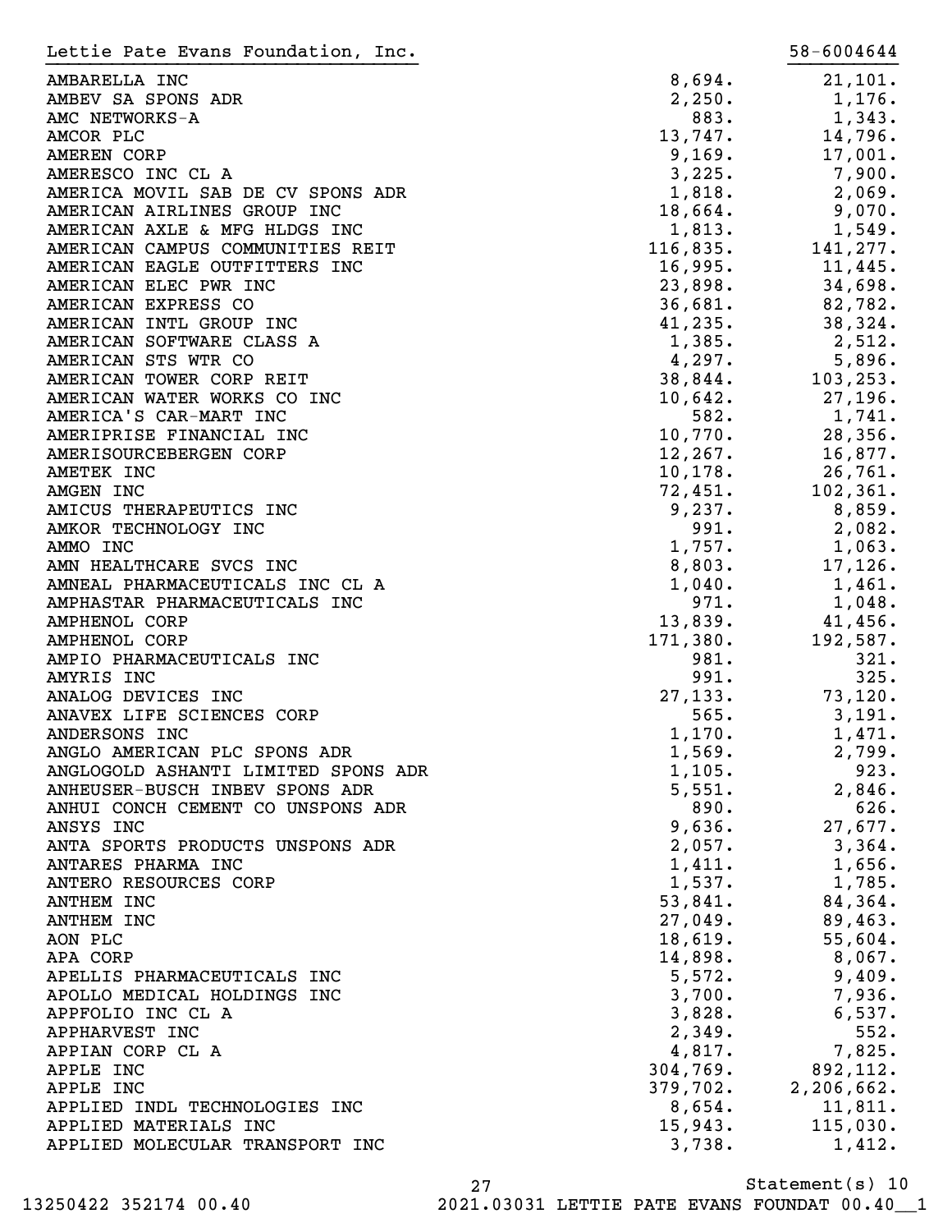Lettie Pate Evans Foundation, Inc. 58-6004644

| | | |
|---|---:|---:|
| AMBARELLA INC | 8,694. | 21,101. |
| AMBEV SA SPONS ADR | 2,250. | 1,176. |
| AMC NETWORKS-A | 883. | 1,343. |
| AMCOR PLC | 13,747. | 14,796. |
| AMEREN CORP | 9,169. | 17,001. |
| AMERESCO INC CL A | 3,225. | 7,900. |
| AMERICA MOVIL SAB DE CV SPONS ADR | 1,818. | 2,069. |
| AMERICAN AIRLINES GROUP INC | 18,664. | 9,070. |
| AMERICAN AXLE & MFG HLDGS INC | 1,813. | 1,549. |
| AMERICAN CAMPUS COMMUNITIES REIT | 116,835. | 141,277. |
| AMERICAN EAGLE OUTFITTERS INC | 16,995. | 11,445. |
| AMERICAN ELEC PWR INC | 23,898. | 34,698. |
| AMERICAN EXPRESS CO | 36,681. | 82,782. |
| AMERICAN INTL GROUP INC | 41,235. | 38,324. |
| AMERICAN SOFTWARE CLASS A | 1,385. | 2,512. |
| AMERICAN STS WTR CO | 4,297. | 5,896. |
| AMERICAN TOWER CORP REIT | 38,844. | 103,253. |
| AMERICAN WATER WORKS CO INC | 10,642. | 27,196. |
| AMERICA'S CAR-MART INC | 582. | 1,741. |
| AMERIPRISE FINANCIAL INC | 10,770. | 28,356. |
| AMERISOURCEBERGEN CORP | 12,267. | 16,877. |
| AMETEK INC | 10,178. | 26,761. |
| AMGEN INC | 72,451. | 102,361. |
| AMICUS THERAPEUTICS INC | 9,237. | 8,859. |
| AMKOR TECHNOLOGY INC | 991. | 2,082. |
| AMMO INC | 1,757. | 1,063. |
| AMN HEALTHCARE SVCS INC | 8,803. | 17,126. |
| AMNEAL PHARMACEUTICALS INC CL A | 1,040. | 1,461. |
| AMPHASTAR PHARMACEUTICALS INC | 971. | 1,048. |
| AMPHENOL CORP | 13,839. | 41,456. |
| AMPHENOL CORP | 171,380. | 192,587. |
| AMPIO PHARMACEUTICALS INC | 981. | 321. |
| AMYRIS INC | 991. | 325. |
| ANALOG DEVICES INC | 27,133. | 73,120. |
| ANAVEX LIFE SCIENCES CORP | 565. | 3,191. |
| ANDERSONS INC | 1,170. | 1,471. |
| ANGLO AMERICAN PLC SPONS ADR | 1,569. | 2,799. |
| ANGLOGOLD ASHANTI LIMITED SPONS ADR | 1,105. | 923. |
| ANHEUSER-BUSCH INBEV SPONS ADR | 5,551. | 2,846. |
| ANHUI CONCH CEMENT CO UNSPONS ADR | 890. | 626. |
| ANSYS INC | 9,636. | 27,677. |
| ANTA SPORTS PRODUCTS UNSPONS ADR | 2,057. | 3,364. |
| ANTARES PHARMA INC | 1,411. | 1,656. |
| ANTERO RESOURCES CORP | 1,537. | 1,785. |
| ANTHEM INC | 53,841. | 84,364. |
| ANTHEM INC | 27,049. | 89,463. |
| AON PLC | 18,619. | 55,604. |
| APA CORP | 14,898. | 8,067. |
| APELLIS PHARMACEUTICALS INC | 5,572. | 9,409. |
| APOLLO MEDICAL HOLDINGS INC | 3,700. | 7,936. |
| APPFOLIO INC CL A | 3,828. | 6,537. |
| APPHARVEST INC | 2,349. | 552. |
| APPIAN CORP CL A | 4,817. | 7,825. |
| APPLE INC | 304,769. | 892,112. |
| APPLE INC | 379,702. | 2,206,662. |
| APPLIED INDL TECHNOLOGIES INC | 8,654. | 11,811. |
| APPLIED MATERIALS INC | 15,943. | 115,030. |
| APPLIED MOLECULAR TRANSPORT INC | 3,738. | 1,412. |

Statement(s) 10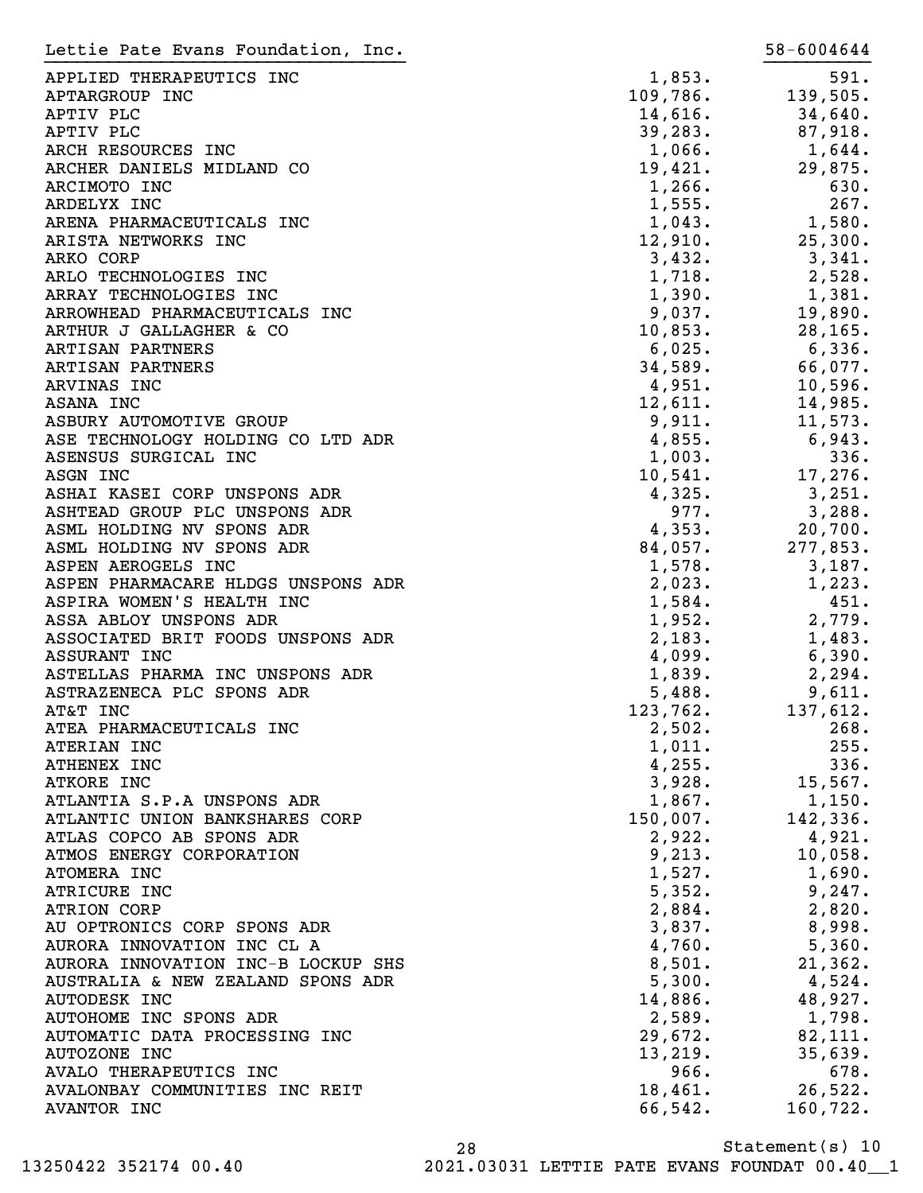Lettie Pate Evans Foundation, Inc. 58-6004644

| | | |
|---|---|---|
| APPLIED THERAPEUTICS INC | 1,853. | 591. |
| APTARGROUP INC | 109,786. | 139,505. |
| APTIV PLC | 14,616. | 34,640. |
| APTIV PLC | 39,283. | 87,918. |
| ARCH RESOURCES INC | 1,066. | 1,644. |
| ARCHER DANIELS MIDLAND CO | 19,421. | 29,875. |
| ARCIMOTO INC | 1,266. | 630. |
| ARDELYX INC | 1,555. | 267. |
| ARENA PHARMACEUTICALS INC | 1,043. | 1,580. |
| ARISTA NETWORKS INC | 12,910. | 25,300. |
| ARKO CORP | 3,432. | 3,341. |
| ARLO TECHNOLOGIES INC | 1,718. | 2,528. |
| ARRAY TECHNOLOGIES INC | 1,390. | 1,381. |
| ARROWHEAD PHARMACEUTICALS INC | 9,037. | 19,890. |
| ARTHUR J GALLAGHER & CO | 10,853. | 28,165. |
| ARTISAN PARTNERS | 6,025. | 6,336. |
| ARTISAN PARTNERS | 34,589. | 66,077. |
| ARVINAS INC | 4,951. | 10,596. |
| ASANA INC | 12,611. | 14,985. |
| ASBURY AUTOMOTIVE GROUP | 9,911. | 11,573. |
| ASE TECHNOLOGY HOLDING CO LTD ADR | 4,855. | 6,943. |
| ASENSUS SURGICAL INC | 1,003. | 336. |
| ASGN INC | 10,541. | 17,276. |
| ASHAI KASEI CORP UNSPONS ADR | 4,325. | 3,251. |
| ASHTEAD GROUP PLC UNSPONS ADR | 977. | 3,288. |
| ASML HOLDING NV SPONS ADR | 4,353. | 20,700. |
| ASML HOLDING NV SPONS ADR | 84,057. | 277,853. |
| ASPEN AEROGELS INC | 1,578. | 3,187. |
| ASPEN PHARMACARE HLDGS UNSPONS ADR | 2,023. | 1,223. |
| ASPIRA WOMEN'S HEALTH INC | 1,584. | 451. |
| ASSA ABLOY UNSPONS ADR | 1,952. | 2,779. |
| ASSOCIATED BRIT FOODS UNSPONS ADR | 2,183. | 1,483. |
| ASSURANT INC | 4,099. | 6,390. |
| ASTELLAS PHARMA INC UNSPONS ADR | 1,839. | 2,294. |
| ASTRAZENECA PLC SPONS ADR | 5,488. | 9,611. |
| AT&T INC | 123,762. | 137,612. |
| ATEA PHARMACEUTICALS INC | 2,502. | 268. |
| ATERIAN INC | 1,011. | 255. |
| ATHENEX INC | 4,255. | 336. |
| ATKORE INC | 3,928. | 15,567. |
| ATLANTIA S.P.A UNSPONS ADR | 1,867. | 1,150. |
| ATLANTIC UNION BANKSHARES CORP | 150,007. | 142,336. |
| ATLAS COPCO AB SPONS ADR | 2,922. | 4,921. |
| ATMOS ENERGY CORPORATION | 9,213. | 10,058. |
| ATOMERA INC | 1,527. | 1,690. |
| ATRICURE INC | 5,352. | 9,247. |
| ATRION CORP | 2,884. | 2,820. |
| AU OPTRONICS CORP SPONS ADR | 3,837. | 8,998. |
| AURORA INNOVATION INC CL A | 4,760. | 5,360. |
| AURORA INNOVATION INC-B LOCKUP SHS | 8,501. | 21,362. |
| AUSTRALIA & NEW ZEALAND SPONS ADR | 5,300. | 4,524. |
| AUTODESK INC | 14,886. | 48,927. |
| AUTOHOME INC SPONS ADR | 2,589. | 1,798. |
| AUTOMATIC DATA PROCESSING INC | 29,672. | 82,111. |
| AUTOZONE INC | 13,219. | 35,639. |
| AVALO THERAPEUTICS INC | 966. | 678. |
| AVALONBAY COMMUNITIES INC REIT | 18,461. | 26,522. |
| AVANTOR INC | 66,542. | 160,722. |

Statement(s) 10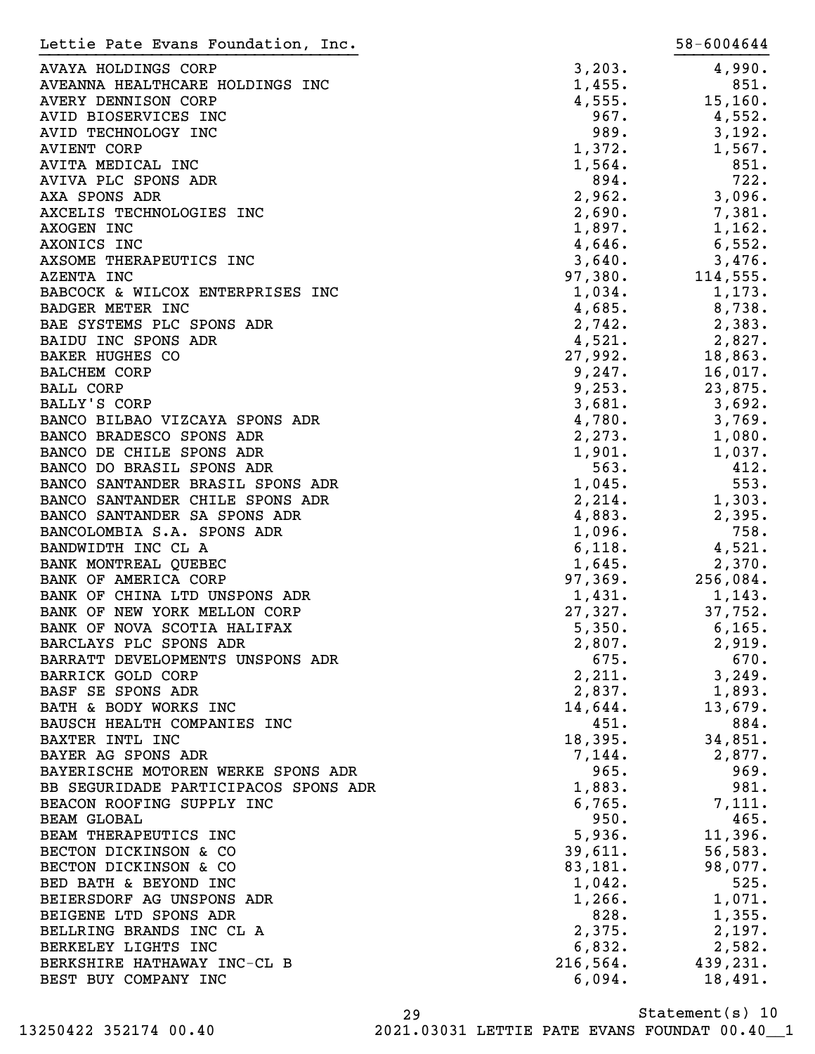Lettie Pate Evans Foundation, Inc. 58-6004644

| | | |
|---|---|---|
| AVAYA HOLDINGS CORP | 3,203. | 4,990. |
| AVEANNA HEALTHCARE HOLDINGS INC | 1,455. | 851. |
| AVERY DENNISON CORP | 4,555. | 15,160. |
| AVID BIOSERVICES INC | 967. | 4,552. |
| AVID TECHNOLOGY INC | 989. | 3,192. |
| AVIENT CORP | 1,372. | 1,567. |
| AVITA MEDICAL INC | 1,564. | 851. |
| AVIVA PLC SPONS ADR | 894. | 722. |
| AXA SPONS ADR | 2,962. | 3,096. |
| AXCELIS TECHNOLOGIES INC | 2,690. | 7,381. |
| AXOGEN INC | 1,897. | 1,162. |
| AXONICS INC | 4,646. | 6,552. |
| AXSOME THERAPEUTICS INC | 3,640. | 3,476. |
| AZENTA INC | 97,380. | 114,555. |
| BABCOCK & WILCOX ENTERPRISES INC | 1,034. | 1,173. |
| BADGER METER INC | 4,685. | 8,738. |
| BAE SYSTEMS PLC SPONS ADR | 2,742. | 2,383. |
| BAIDU INC SPONS ADR | 4,521. | 2,827. |
| BAKER HUGHES CO | 27,992. | 18,863. |
| BALCHEM CORP | 9,247. | 16,017. |
| BALL CORP | 9,253. | 23,875. |
| BALLY'S CORP | 3,681. | 3,692. |
| BANCO BILBAO VIZCAYA SPONS ADR | 4,780. | 3,769. |
| BANCO BRADESCO SPONS ADR | 2,273. | 1,080. |
| BANCO DE CHILE SPONS ADR | 1,901. | 1,037. |
| BANCO DO BRASIL SPONS ADR | 563. | 412. |
| BANCO SANTANDER BRASIL SPONS ADR | 1,045. | 553. |
| BANCO SANTANDER CHILE SPONS ADR | 2,214. | 1,303. |
| BANCO SANTANDER SA SPONS ADR | 4,883. | 2,395. |
| BANCOLOMBIA S.A. SPONS ADR | 1,096. | 758. |
| BANDWIDTH INC CL A | 6,118. | 4,521. |
| BANK MONTREAL QUEBEC | 1,645. | 2,370. |
| BANK OF AMERICA CORP | 97,369. | 256,084. |
| BANK OF CHINA LTD UNSPONS ADR | 1,431. | 1,143. |
| BANK OF NEW YORK MELLON CORP | 27,327. | 37,752. |
| BANK OF NOVA SCOTIA HALIFAX | 5,350. | 6,165. |
| BARCLAYS PLC SPONS ADR | 2,807. | 2,919. |
| BARRATT DEVELOPMENTS UNSPONS ADR | 675. | 670. |
| BARRICK GOLD CORP | 2,211. | 3,249. |
| BASF SE SPONS ADR | 2,837. | 1,893. |
| BATH & BODY WORKS INC | 14,644. | 13,679. |
| BAUSCH HEALTH COMPANIES INC | 451. | 884. |
| BAXTER INTL INC | 18,395. | 34,851. |
| BAYER AG SPONS ADR | 7,144. | 2,877. |
| BAYERISCHE MOTOREN WERKE SPONS ADR | 965. | 969. |
| BB SEGURIDADE PARTICIPACOS SPONS ADR | 1,883. | 981. |
| BEACON ROOFING SUPPLY INC | 6,765. | 7,111. |
| BEAM GLOBAL | 950. | 465. |
| BEAM THERAPEUTICS INC | 5,936. | 11,396. |
| BECTON DICKINSON & CO | 39,611. | 56,583. |
| BECTON DICKINSON & CO | 83,181. | 98,077. |
| BED BATH & BEYOND INC | 1,042. | 525. |
| BEIERSDORF AG UNSPONS ADR | 1,266. | 1,071. |
| BEIGENE LTD SPONS ADR | 828. | 1,355. |
| BELLRING BRANDS INC CL A | 2,375. | 2,197. |
| BERKELEY LIGHTS INC | 6,832. | 2,582. |
| BERKSHIRE HATHAWAY INC-CL B | 216,564. | 439,231. |
| BEST BUY COMPANY INC | 6,094. | 18,491. |

Statement(s) 10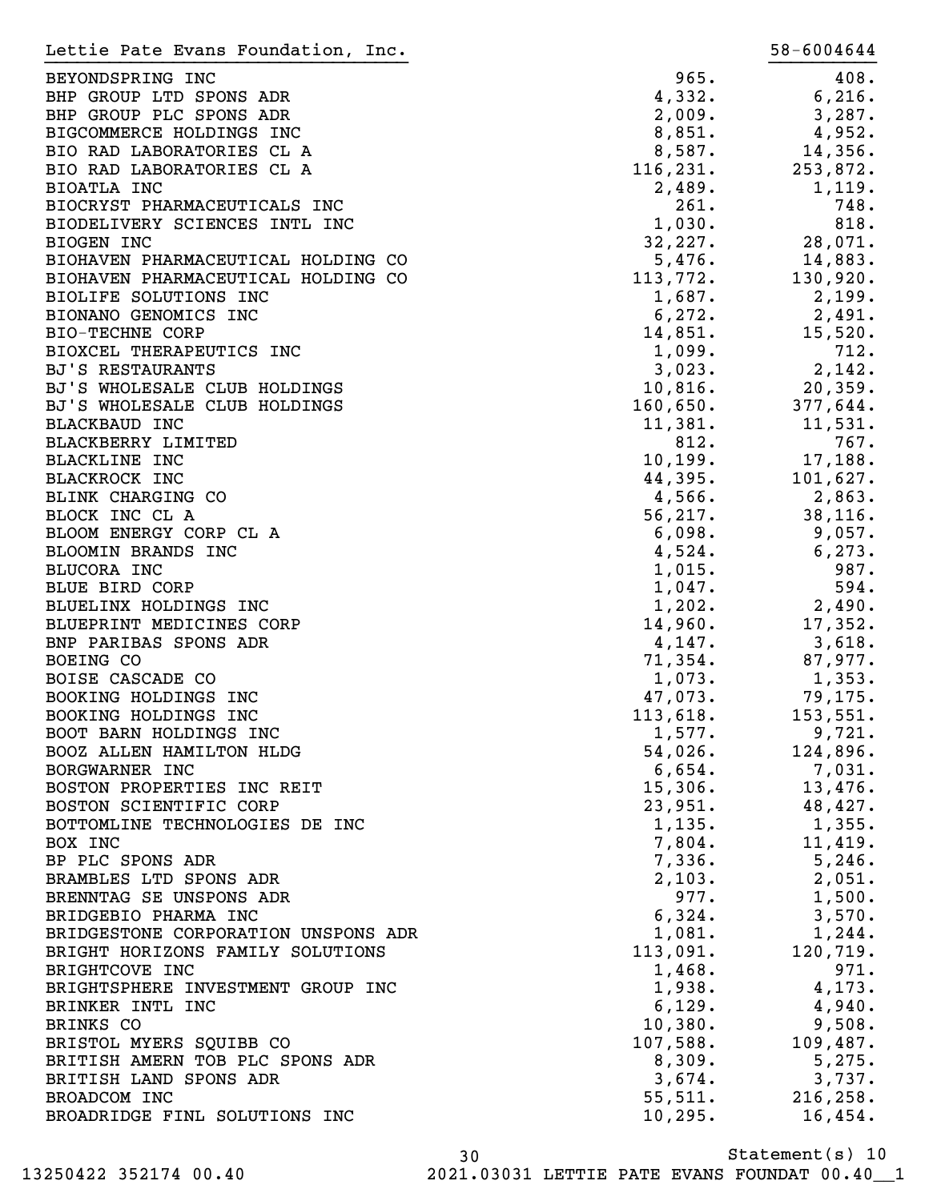Lettie Pate Evans Foundation, Inc. 58-6004644

| | | |
|---|---:|---:|
| BEYONDSPRING INC | 965. | 408. |
| BHP GROUP LTD SPONS ADR | 4,332. | 6,216. |
| BHP GROUP PLC SPONS ADR | 2,009. | 3,287. |
| BIGCOMMERCE HOLDINGS INC | 8,851. | 4,952. |
| BIO RAD LABORATORIES CL A | 8,587. | 14,356. |
| BIO RAD LABORATORIES CL A | 116,231. | 253,872. |
| BIOATLA INC | 2,489. | 1,119. |
| BIOCRYST PHARMACEUTICALS INC | 261. | 748. |
| BIODELIVERY SCIENCES INTL INC | 1,030. | 818. |
| BIOGEN INC | 32,227. | 28,071. |
| BIOHAVEN PHARMACEUTICAL HOLDING CO | 5,476. | 14,883. |
| BIOHAVEN PHARMACEUTICAL HOLDING CO | 113,772. | 130,920. |
| BIOLIFE SOLUTIONS INC | 1,687. | 2,199. |
| BIONANO GENOMICS INC | 6,272. | 2,491. |
| BIO-TECHNE CORP | 14,851. | 15,520. |
| BIOXCEL THERAPEUTICS INC | 1,099. | 712. |
| BJ'S RESTAURANTS | 3,023. | 2,142. |
| BJ'S WHOLESALE CLUB HOLDINGS | 10,816. | 20,359. |
| BJ'S WHOLESALE CLUB HOLDINGS | 160,650. | 377,644. |
| BLACKBAUD INC | 11,381. | 11,531. |
| BLACKBERRY LIMITED | 812. | 767. |
| BLACKLINE INC | 10,199. | 17,188. |
| BLACKROCK INC | 44,395. | 101,627. |
| BLINK CHARGING CO | 4,566. | 2,863. |
| BLOCK INC CL A | 56,217. | 38,116. |
| BLOOM ENERGY CORP CL A | 6,098. | 9,057. |
| BLOOMIN BRANDS INC | 4,524. | 6,273. |
| BLUCORA INC | 1,015. | 987. |
| BLUE BIRD CORP | 1,047. | 594. |
| BLUELINX HOLDINGS INC | 1,202. | 2,490. |
| BLUEPRINT MEDICINES CORP | 14,960. | 17,352. |
| BNP PARIBAS SPONS ADR | 4,147. | 3,618. |
| BOEING CO | 71,354. | 87,977. |
| BOISE CASCADE CO | 1,073. | 1,353. |
| BOOKING HOLDINGS INC | 47,073. | 79,175. |
| BOOKING HOLDINGS INC | 113,618. | 153,551. |
| BOOT BARN HOLDINGS INC | 1,577. | 9,721. |
| BOOZ ALLEN HAMILTON HLDG | 54,026. | 124,896. |
| BORGWARNER INC | 6,654. | 7,031. |
| BOSTON PROPERTIES INC REIT | 15,306. | 13,476. |
| BOSTON SCIENTIFIC CORP | 23,951. | 48,427. |
| BOTTOMLINE TECHNOLOGIES DE INC | 1,135. | 1,355. |
| BOX INC | 7,804. | 11,419. |
| BP PLC SPONS ADR | 7,336. | 5,246. |
| BRAMBLES LTD SPONS ADR | 2,103. | 2,051. |
| BRENNTAG SE UNSPONS ADR | 977. | 1,500. |
| BRIDGEBIO PHARMA INC | 6,324. | 3,570. |
| BRIDGESTONE CORPORATION UNSPONS ADR | 1,081. | 1,244. |
| BRIGHT HORIZONS FAMILY SOLUTIONS | 113,091. | 120,719. |
| BRIGHTCOVE INC | 1,468. | 971. |
| BRIGHTSPHERE INVESTMENT GROUP INC | 1,938. | 4,173. |
| BRINKER INTL INC | 6,129. | 4,940. |
| BRINKS CO | 10,380. | 9,508. |
| BRISTOL MYERS SQUIBB CO | 107,588. | 109,487. |
| BRITISH AMERN TOB PLC SPONS ADR | 8,309. | 5,275. |
| BRITISH LAND SPONS ADR | 3,674. | 3,737. |
| BROADCOM INC | 55,511. | 216,258. |
| BROADRIDGE FINL SOLUTIONS INC | 10,295. | 16,454. |

Statement(s) 10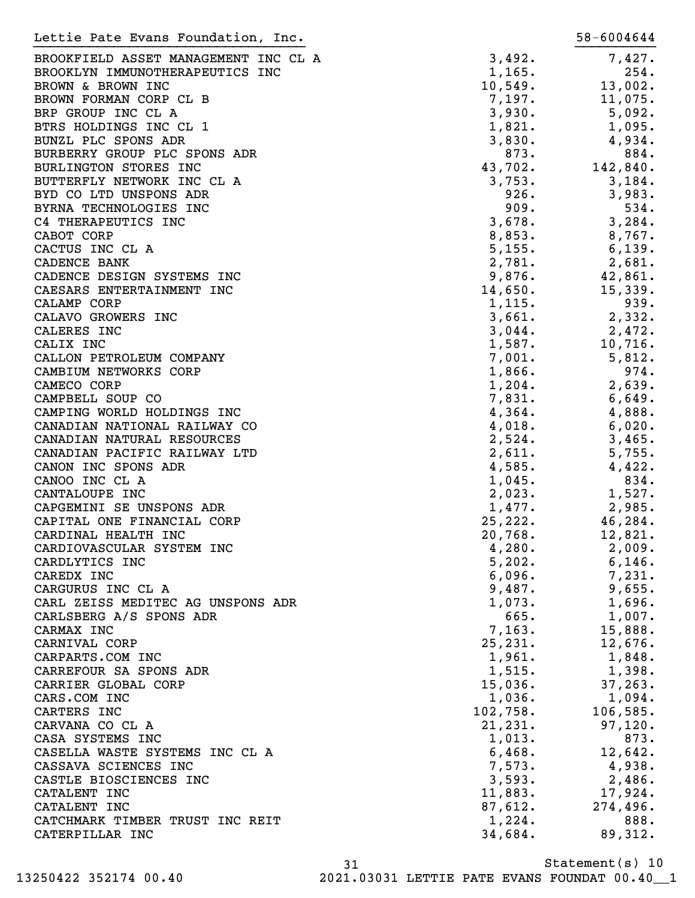Lettie Pate Evans Foundation, Inc. | 58-6004644

| | | |
|---|---:|---:|
| BROOKFIELD ASSET MANAGEMENT INC CL A | 3,492. | 7,427. |
| BROOKLYN IMMUNOTHERAPEUTICS INC | 1,165. | 254. |
| BROWN & BROWN INC | 10,549. | 13,002. |
| BROWN FORMAN CORP CL B | 7,197. | 11,075. |
| BRP GROUP INC CL A | 3,930. | 5,092. |
| BTRS HOLDINGS INC CL 1 | 1,821. | 1,095. |
| BUNZL PLC SPONS ADR | 3,830. | 4,934. |
| BURBERRY GROUP PLC SPONS ADR | 873. | 884. |
| BURLINGTON STORES INC | 43,702. | 142,840. |
| BUTTERFLY NETWORK INC CL A | 3,753. | 3,184. |
| BYD CO LTD UNSPONS ADR | 926. | 3,983. |
| BYRNA TECHNOLOGIES INC | 909. | 534. |
| C4 THERAPEUTICS INC | 3,678. | 3,284. |
| CABOT CORP | 8,853. | 8,767. |
| CACTUS INC CL A | 5,155. | 6,139. |
| CADENCE BANK | 2,781. | 2,681. |
| CADENCE DESIGN SYSTEMS INC | 9,876. | 42,861. |
| CAESARS ENTERTAINMENT INC | 14,650. | 15,339. |
| CALAMP CORP | 1,115. | 939. |
| CALAVO GROWERS INC | 3,661. | 2,332. |
| CALERES INC | 3,044. | 2,472. |
| CALIX INC | 1,587. | 10,716. |
| CALLON PETROLEUM COMPANY | 7,001. | 5,812. |
| CAMBIUM NETWORKS CORP | 1,866. | 974. |
| CAMECO CORP | 1,204. | 2,639. |
| CAMPBELL SOUP CO | 7,831. | 6,649. |
| CAMPING WORLD HOLDINGS INC | 4,364. | 4,888. |
| CANADIAN NATIONAL RAILWAY CO | 4,018. | 6,020. |
| CANADIAN NATURAL RESOURCES | 2,524. | 3,465. |
| CANADIAN PACIFIC RAILWAY LTD | 2,611. | 5,755. |
| CANON INC SPONS ADR | 4,585. | 4,422. |
| CANOO INC CL A | 1,045. | 834. |
| CANTALOUPE INC | 2,023. | 1,527. |
| CAPGEMINI SE UNSPONS ADR | 1,477. | 2,985. |
| CAPITAL ONE FINANCIAL CORP | 25,222. | 46,284. |
| CARDINAL HEALTH INC | 20,768. | 12,821. |
| CARDIOVASCULAR SYSTEM INC | 4,280. | 2,009. |
| CARDLYTICS INC | 5,202. | 6,146. |
| CAREDX INC | 6,096. | 7,231. |
| CARGURUS INC CL A | 9,487. | 9,655. |
| CARL ZEISS MEDITEC AG UNSPONS ADR | 1,073. | 1,696. |
| CARLSBERG A/S SPONS ADR | 665. | 1,007. |
| CARMAX INC | 7,163. | 15,888. |
| CARNIVAL CORP | 25,231. | 12,676. |
| CARPARTS.COM INC | 1,961. | 1,848. |
| CARREFOUR SA SPONS ADR | 1,515. | 1,398. |
| CARRIER GLOBAL CORP | 15,036. | 37,263. |
| CARS.COM INC | 1,036. | 1,094. |
| CARTERS INC | 102,758. | 106,585. |
| CARVANA CO CL A | 21,231. | 97,120. |
| CASA SYSTEMS INC | 1,013. | 873. |
| CASELLA WASTE SYSTEMS INC CL A | 6,468. | 12,642. |
| CASSAVA SCIENCES INC | 7,573. | 4,938. |
| CASTLE BIOSCIENCES INC | 3,593. | 2,486. |
| CATALENT INC | 11,883. | 17,924. |
| CATALENT INC | 87,612. | 274,496. |
| CATCHMARK TIMBER TRUST INC REIT | 1,224. | 888. |
| CATERPILLAR INC | 34,684. | 89,312. |

Statement(s) 10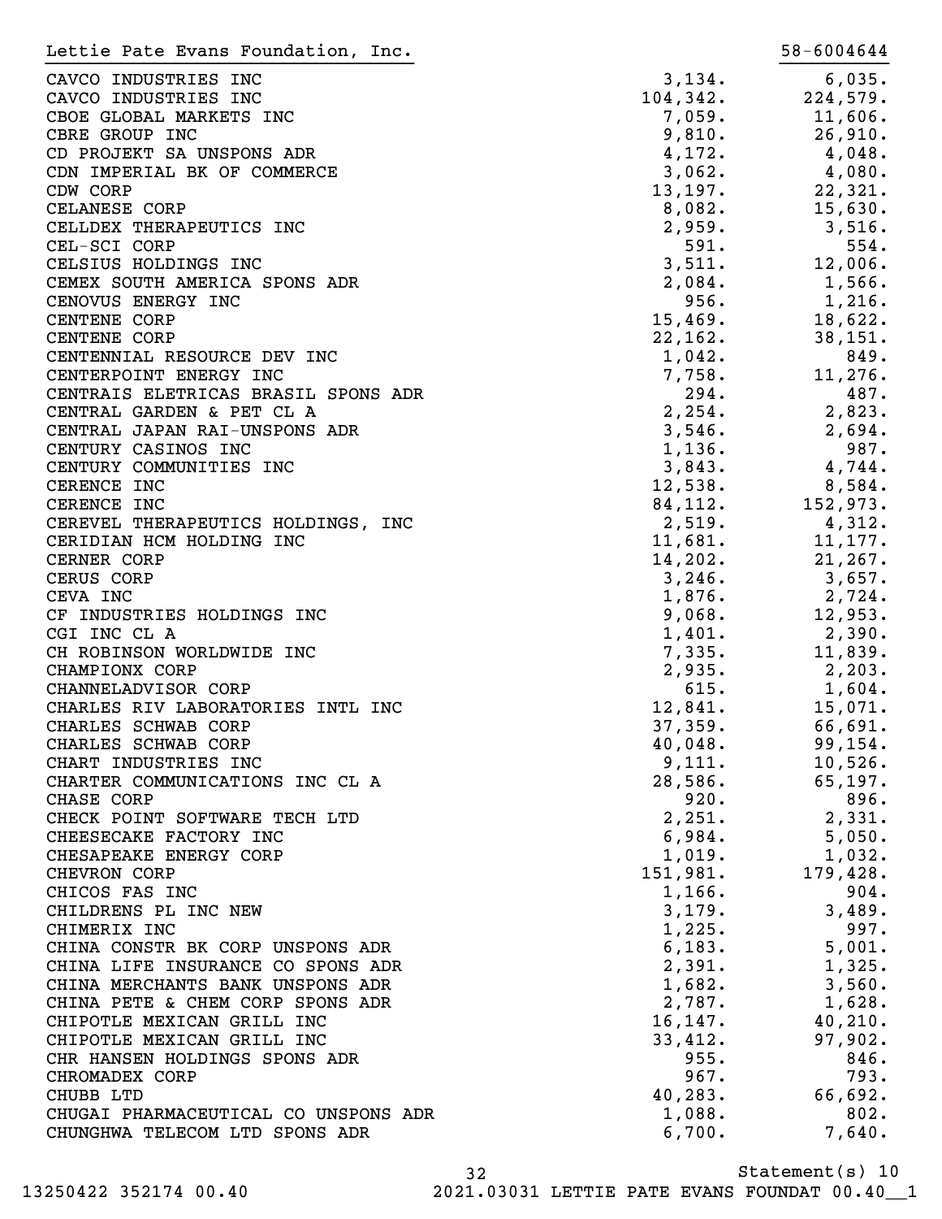Lettie Pate Evans Foundation, Inc. 58-6004644

| | | |
|---|---:|---:|
| CAVCO INDUSTRIES INC | 3,134. | 6,035. |
| CAVCO INDUSTRIES INC | 104,342. | 224,579. |
| CBOE GLOBAL MARKETS INC | 7,059. | 11,606. |
| CBRE GROUP INC | 9,810. | 26,910. |
| CD PROJEKT SA UNSPONS ADR | 4,172. | 4,048. |
| CDN IMPERIAL BK OF COMMERCE | 3,062. | 4,080. |
| CDW CORP | 13,197. | 22,321. |
| CELANESE CORP | 8,082. | 15,630. |
| CELLDEX THERAPEUTICS INC | 2,959. | 3,516. |
| CEL-SCI CORP | 591. | 554. |
| CELSIUS HOLDINGS INC | 3,511. | 12,006. |
| CEMEX SOUTH AMERICA SPONS ADR | 2,084. | 1,566. |
| CENOVUS ENERGY INC | 956. | 1,216. |
| CENTENE CORP | 15,469. | 18,622. |
| CENTENE CORP | 22,162. | 38,151. |
| CENTENNIAL RESOURCE DEV INC | 1,042. | 849. |
| CENTERPOINT ENERGY INC | 7,758. | 11,276. |
| CENTRAIS ELETRICAS BRASIL SPONS ADR | 294. | 487. |
| CENTRAL GARDEN & PET CL A | 2,254. | 2,823. |
| CENTRAL JAPAN RAI-UNSPONS ADR | 3,546. | 2,694. |
| CENTURY CASINOS INC | 1,136. | 987. |
| CENTURY COMMUNITIES INC | 3,843. | 4,744. |
| CERENCE INC | 12,538. | 8,584. |
| CERENCE INC | 84,112. | 152,973. |
| CEREVEL THERAPEUTICS HOLDINGS, INC | 2,519. | 4,312. |
| CERIDIAN HCM HOLDING INC | 11,681. | 11,177. |
| CERNER CORP | 14,202. | 21,267. |
| CERUS CORP | 3,246. | 3,657. |
| CEVA INC | 1,876. | 2,724. |
| CF INDUSTRIES HOLDINGS INC | 9,068. | 12,953. |
| CGI INC CL A | 1,401. | 2,390. |
| CH ROBINSON WORLDWIDE INC | 7,335. | 11,839. |
| CHAMPIONX CORP | 2,935. | 2,203. |
| CHANNELADVISOR CORP | 615. | 1,604. |
| CHARLES RIV LABORATORIES INTL INC | 12,841. | 15,071. |
| CHARLES SCHWAB CORP | 37,359. | 66,691. |
| CHARLES SCHWAB CORP | 40,048. | 99,154. |
| CHART INDUSTRIES INC | 9,111. | 10,526. |
| CHARTER COMMUNICATIONS INC CL A | 28,586. | 65,197. |
| CHASE CORP | 920. | 896. |
| CHECK POINT SOFTWARE TECH LTD | 2,251. | 2,331. |
| CHEESECAKE FACTORY INC | 6,984. | 5,050. |
| CHESAPEAKE ENERGY CORP | 1,019. | 1,032. |
| CHEVRON CORP | 151,981. | 179,428. |
| CHICOS FAS INC | 1,166. | 904. |
| CHILDRENS PL INC NEW | 3,179. | 3,489. |
| CHIMERIX INC | 1,225. | 997. |
| CHINA CONSTR BK CORP UNSPONS ADR | 6,183. | 5,001. |
| CHINA LIFE INSURANCE CO SPONS ADR | 2,391. | 1,325. |
| CHINA MERCHANTS BANK UNSPONS ADR | 1,682. | 3,560. |
| CHINA PETE & CHEM CORP SPONS ADR | 2,787. | 1,628. |
| CHIPOTLE MEXICAN GRILL INC | 16,147. | 40,210. |
| CHIPOTLE MEXICAN GRILL INC | 33,412. | 97,902. |
| CHR HANSEN HOLDINGS SPONS ADR | 955. | 846. |
| CHROMADEX CORP | 967. | 793. |
| CHUBB LTD | 40,283. | 66,692. |
| CHUGAI PHARMACEUTICAL CO UNSPONS ADR | 1,088. | 802. |
| CHUNGHWA TELECOM LTD SPONS ADR | 6,700. | 7,640. |

Statement(s) 10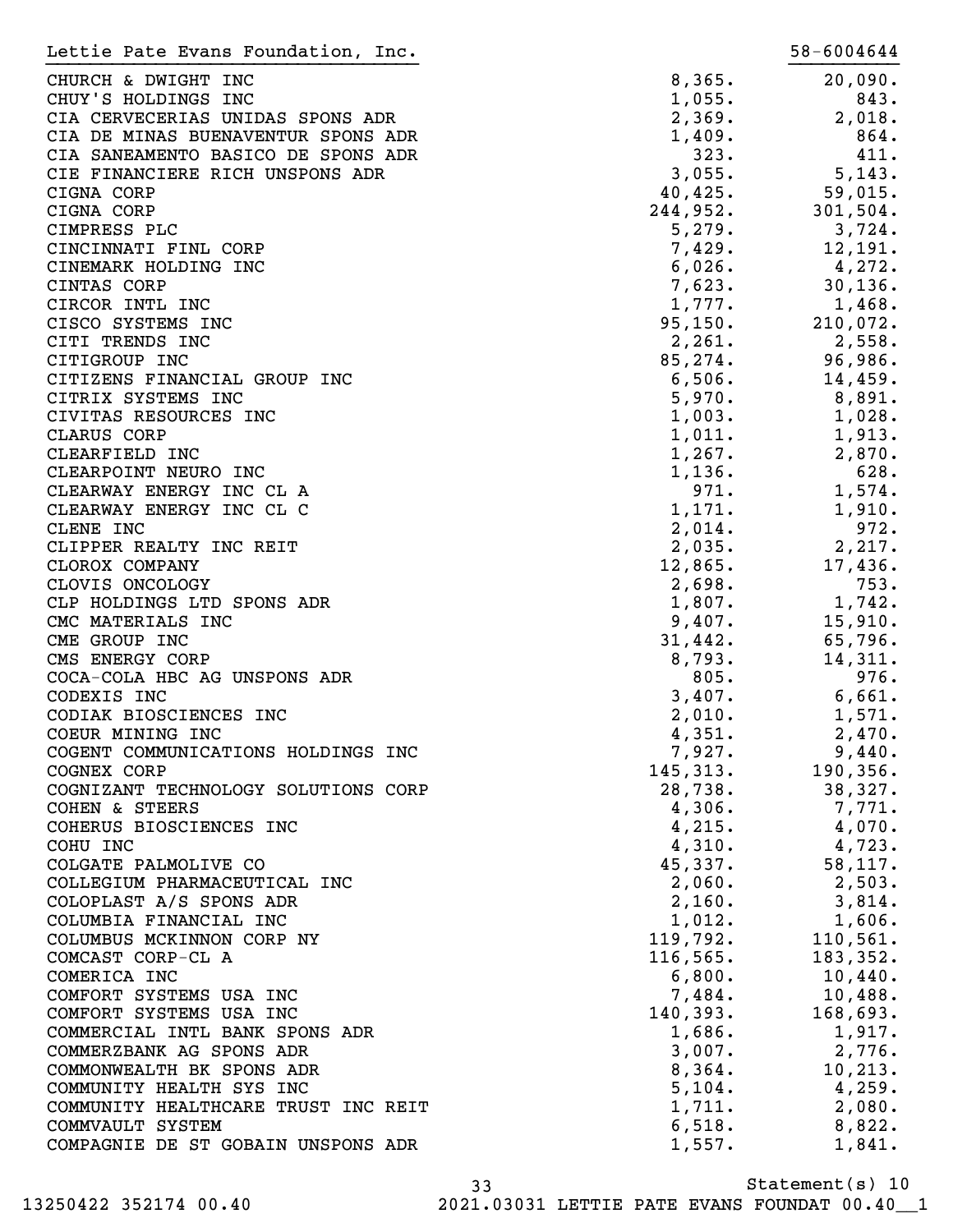Lettie Pate Evans Foundation, Inc. 58-6004644

| | | |
|---|---|---|
| CHURCH & DWIGHT INC | 8,365. | 20,090. |
| CHUY'S HOLDINGS INC | 1,055. | 843. |
| CIA CERVECERIAS UNIDAS SPONS ADR | 2,369. | 2,018. |
| CIA DE MINAS BUENAVENTUR SPONS ADR | 1,409. | 864. |
| CIA SANEAMENTO BASICO DE SPONS ADR | 323. | 411. |
| CIE FINANCIERE RICH UNSPONS ADR | 3,055. | 5,143. |
| CIGNA CORP | 40,425. | 59,015. |
| CIGNA CORP | 244,952. | 301,504. |
| CIMPRESS PLC | 5,279. | 3,724. |
| CINCINNATI FINL CORP | 7,429. | 12,191. |
| CINEMARK HOLDING INC | 6,026. | 4,272. |
| CINTAS CORP | 7,623. | 30,136. |
| CIRCOR INTL INC | 1,777. | 1,468. |
| CISCO SYSTEMS INC | 95,150. | 210,072. |
| CITI TRENDS INC | 2,261. | 2,558. |
| CITIGROUP INC | 85,274. | 96,986. |
| CITIZENS FINANCIAL GROUP INC | 6,506. | 14,459. |
| CITRIX SYSTEMS INC | 5,970. | 8,891. |
| CIVITAS RESOURCES INC | 1,003. | 1,028. |
| CLARUS CORP | 1,011. | 1,913. |
| CLEARFIELD INC | 1,267. | 2,870. |
| CLEARPOINT NEURO INC | 1,136. | 628. |
| CLEARWAY ENERGY INC CL A | 971. | 1,574. |
| CLEARWAY ENERGY INC CL C | 1,171. | 1,910. |
| CLENE INC | 2,014. | 972. |
| CLIPPER REALTY INC REIT | 2,035. | 2,217. |
| CLOROX COMPANY | 12,865. | 17,436. |
| CLOVIS ONCOLOGY | 2,698. | 753. |
| CLP HOLDINGS LTD SPONS ADR | 1,807. | 1,742. |
| CMC MATERIALS INC | 9,407. | 15,910. |
| CME GROUP INC | 31,442. | 65,796. |
| CMS ENERGY CORP | 8,793. | 14,311. |
| COCA-COLA HBC AG UNSPONS ADR | 805. | 976. |
| CODEXIS INC | 3,407. | 6,661. |
| CODIAK BIOSCIENCES INC | 2,010. | 1,571. |
| COEUR MINING INC | 4,351. | 2,470. |
| COGENT COMMUNICATIONS HOLDINGS INC | 7,927. | 9,440. |
| COGNEX CORP | 145,313. | 190,356. |
| COGNIZANT TECHNOLOGY SOLUTIONS CORP | 28,738. | 38,327. |
| COHEN & STEERS | 4,306. | 7,771. |
| COHERUS BIOSCIENCES INC | 4,215. | 4,070. |
| COHU INC | 4,310. | 4,723. |
| COLGATE PALMOLIVE CO | 45,337. | 58,117. |
| COLLEGIUM PHARMACEUTICAL INC | 2,060. | 2,503. |
| COLOPLAST A/S SPONS ADR | 2,160. | 3,814. |
| COLUMBIA FINANCIAL INC | 1,012. | 1,606. |
| COLUMBUS MCKINNON CORP NY | 119,792. | 110,561. |
| COMCAST CORP-CL A | 116,565. | 183,352. |
| COMERICA INC | 6,800. | 10,440. |
| COMFORT SYSTEMS USA INC | 7,484. | 10,488. |
| COMFORT SYSTEMS USA INC | 140,393. | 168,693. |
| COMMERCIAL INTL BANK SPONS ADR | 1,686. | 1,917. |
| COMMERZBANK AG SPONS ADR | 3,007. | 2,776. |
| COMMONWEALTH BK SPONS ADR | 8,364. | 10,213. |
| COMMUNITY HEALTH SYS INC | 5,104. | 4,259. |
| COMMUNITY HEALTHCARE TRUST INC REIT | 1,711. | 2,080. |
| COMMVAULT SYSTEM | 6,518. | 8,822. |
| COMPAGNIE DE ST GOBAIN UNSPONS ADR | 1,557. | 1,841. |

Statement(s) 10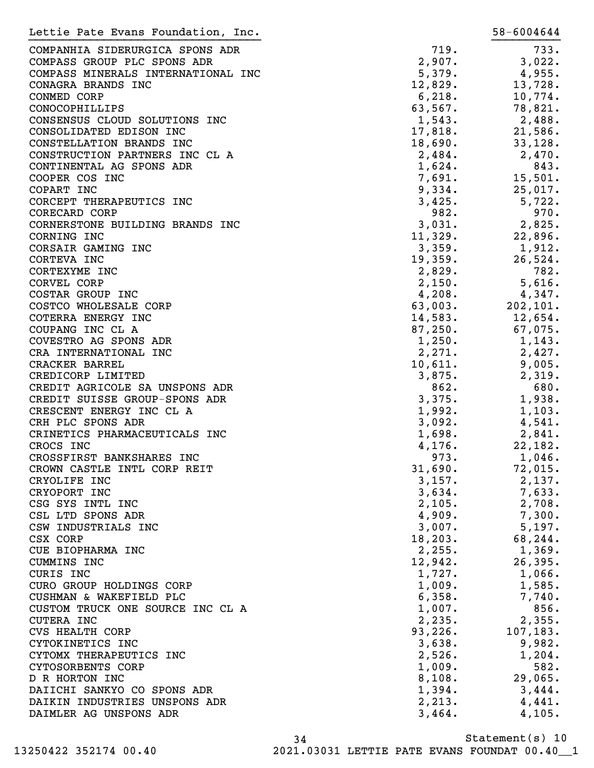Lettie Pate Evans Foundation, Inc. 58-6004644

| | | |
|---|---|---|
| COMPANHIA SIDERURGICA SPONS ADR | 719. | 733. |
| COMPASS GROUP PLC SPONS ADR | 2,907. | 3,022. |
| COMPASS MINERALS INTERNATIONAL INC | 5,379. | 4,955. |
| CONAGRA BRANDS INC | 12,829. | 13,728. |
| CONMED CORP | 6,218. | 10,774. |
| CONOCOPHILLIPS | 63,567. | 78,821. |
| CONSENSUS CLOUD SOLUTIONS INC | 1,543. | 2,488. |
| CONSOLIDATED EDISON INC | 17,818. | 21,586. |
| CONSTELLATION BRANDS INC | 18,690. | 33,128. |
| CONSTRUCTION PARTNERS INC CL A | 2,484. | 2,470. |
| CONTINENTAL AG SPONS ADR | 1,624. | 843. |
| COOPER COS INC | 7,691. | 15,501. |
| COPART INC | 9,334. | 25,017. |
| CORCEPT THERAPEUTICS INC | 3,425. | 5,722. |
| CORECARD CORP | 982. | 970. |
| CORNERSTONE BUILDING BRANDS INC | 3,031. | 2,825. |
| CORNING INC | 11,329. | 22,896. |
| CORSAIR GAMING INC | 3,359. | 1,912. |
| CORTEVA INC | 19,359. | 26,524. |
| CORTEXYME INC | 2,829. | 782. |
| CORVEL CORP | 2,150. | 5,616. |
| COSTAR GROUP INC | 4,208. | 4,347. |
| COSTCO WHOLESALE CORP | 63,003. | 202,101. |
| COTERRA ENERGY INC | 14,583. | 12,654. |
| COUPANG INC CL A | 87,250. | 67,075. |
| COVESTRO AG SPONS ADR | 1,250. | 1,143. |
| CRA INTERNATIONAL INC | 2,271. | 2,427. |
| CRACKER BARREL | 10,611. | 9,005. |
| CREDICORP LIMITED | 3,875. | 2,319. |
| CREDIT AGRICOLE SA UNSPONS ADR | 862. | 680. |
| CREDIT SUISSE GROUP-SPONS ADR | 3,375. | 1,938. |
| CRESCENT ENERGY INC CL A | 1,992. | 1,103. |
| CRH PLC SPONS ADR | 3,092. | 4,541. |
| CRINETICS PHARMACEUTICALS INC | 1,698. | 2,841. |
| CROCS INC | 4,176. | 22,182. |
| CROSSFIRST BANKSHARES INC | 973. | 1,046. |
| CROWN CASTLE INTL CORP REIT | 31,690. | 72,015. |
| CRYOLIFE INC | 3,157. | 2,137. |
| CRYOPORT INC | 3,634. | 7,633. |
| CSG SYS INTL INC | 2,105. | 2,708. |
| CSL LTD SPONS ADR | 4,909. | 7,300. |
| CSW INDUSTRIALS INC | 3,007. | 5,197. |
| CSX CORP | 18,203. | 68,244. |
| CUE BIOPHARMA INC | 2,255. | 1,369. |
| CUMMINS INC | 12,942. | 26,395. |
| CURIS INC | 1,727. | 1,066. |
| CURO GROUP HOLDINGS CORP | 1,009. | 1,585. |
| CUSHMAN & WAKEFIELD PLC | 6,358. | 7,740. |
| CUSTOM TRUCK ONE SOURCE INC CL A | 1,007. | 856. |
| CUTERA INC | 2,235. | 2,355. |
| CVS HEALTH CORP | 93,226. | 107,183. |
| CYTOKINETICS INC | 3,638. | 9,982. |
| CYTOMX THERAPEUTICS INC | 2,526. | 1,204. |
| CYTOSORBENTS CORP | 1,009. | 582. |
| D R HORTON INC | 8,108. | 29,065. |
| DAIICHI SANKYO CO SPONS ADR | 1,394. | 3,444. |
| DAIKIN INDUSTRIES UNSPONS ADR | 2,213. | 4,441. |
| DAIMLER AG UNSPONS ADR | 3,464. | 4,105. |

Statement(s) 10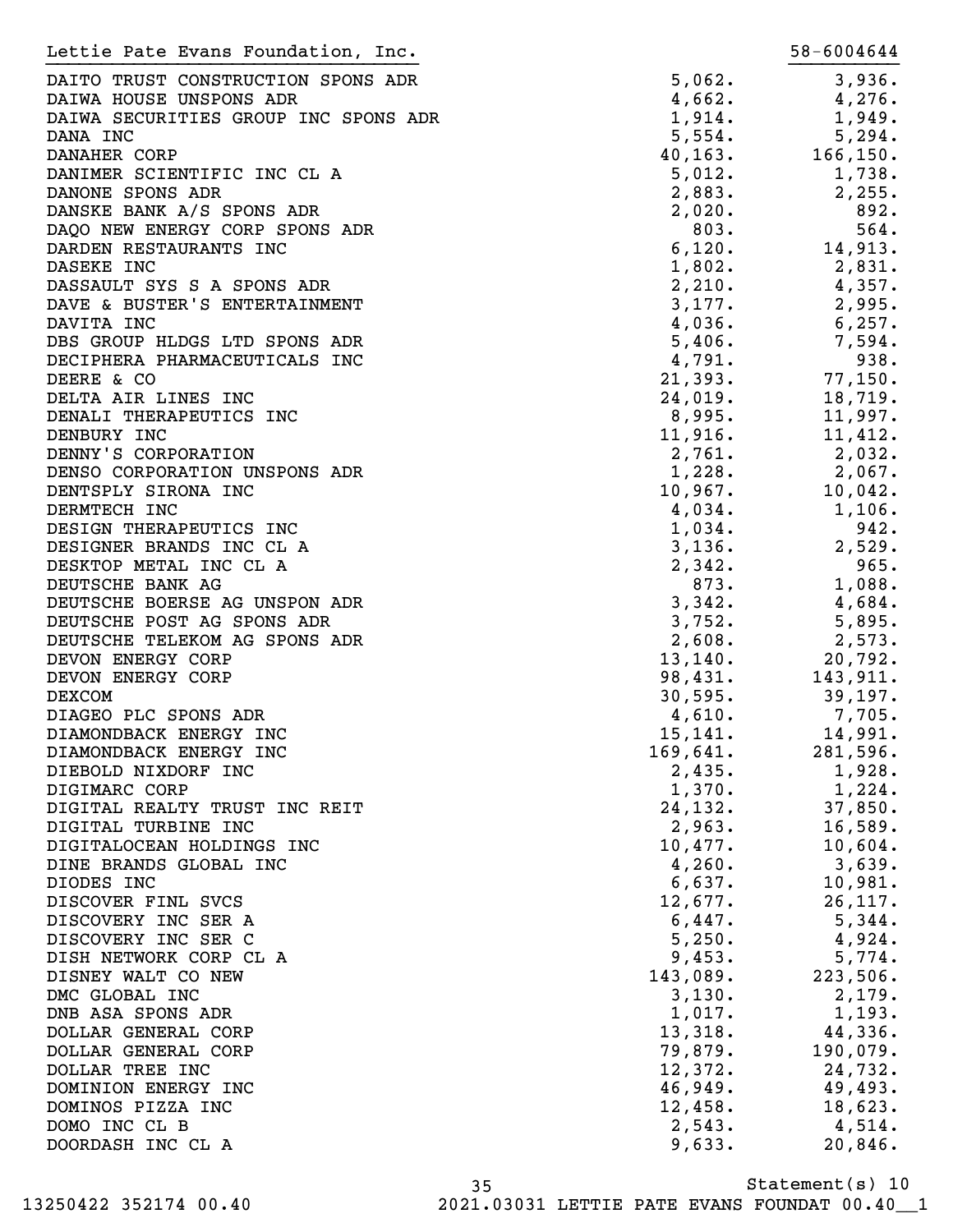Lettie Pate Evans Foundation, Inc. 58-6004644

| | | |
|---|---|---|
| DAITO TRUST CONSTRUCTION SPONS ADR | 5,062. | 3,936. |
| DAIWA HOUSE UNSPONS ADR | 4,662. | 4,276. |
| DAIWA SECURITIES GROUP INC SPONS ADR | 1,914. | 1,949. |
| DANA INC | 5,554. | 5,294. |
| DANAHER CORP | 40,163. | 166,150. |
| DANIMER SCIENTIFIC INC CL A | 5,012. | 1,738. |
| DANONE SPONS ADR | 2,883. | 2,255. |
| DANSKE BANK A/S SPONS ADR | 2,020. | 892. |
| DAQO NEW ENERGY CORP SPONS ADR | 803. | 564. |
| DARDEN RESTAURANTS INC | 6,120. | 14,913. |
| DASEKE INC | 1,802. | 2,831. |
| DASSAULT SYS S A SPONS ADR | 2,210. | 4,357. |
| DAVE & BUSTER'S ENTERTAINMENT | 3,177. | 2,995. |
| DAVITA INC | 4,036. | 6,257. |
| DBS GROUP HLDGS LTD SPONS ADR | 5,406. | 7,594. |
| DECIPHERA PHARMACEUTICALS INC | 4,791. | 938. |
| DEERE & CO | 21,393. | 77,150. |
| DELTA AIR LINES INC | 24,019. | 18,719. |
| DENALI THERAPEUTICS INC | 8,995. | 11,997. |
| DENBURY INC | 11,916. | 11,412. |
| DENNY'S CORPORATION | 2,761. | 2,032. |
| DENSO CORPORATION UNSPONS ADR | 1,228. | 2,067. |
| DENTSPLY SIRONA INC | 10,967. | 10,042. |
| DERMTECH INC | 4,034. | 1,106. |
| DESIGN THERAPEUTICS INC | 1,034. | 942. |
| DESIGNER BRANDS INC CL A | 3,136. | 2,529. |
| DESKTOP METAL INC CL A | 2,342. | 965. |
| DEUTSCHE BANK AG | 873. | 1,088. |
| DEUTSCHE BOERSE AG UNSPON ADR | 3,342. | 4,684. |
| DEUTSCHE POST AG SPONS ADR | 3,752. | 5,895. |
| DEUTSCHE TELEKOM AG SPONS ADR | 2,608. | 2,573. |
| DEVON ENERGY CORP | 13,140. | 20,792. |
| DEVON ENERGY CORP | 98,431. | 143,911. |
| DEXCOM | 30,595. | 39,197. |
| DIAGEO PLC SPONS ADR | 4,610. | 7,705. |
| DIAMONDBACK ENERGY INC | 15,141. | 14,991. |
| DIAMONDBACK ENERGY INC | 169,641. | 281,596. |
| DIEBOLD NIXDORF INC | 2,435. | 1,928. |
| DIGIMARC CORP | 1,370. | 1,224. |
| DIGITAL REALTY TRUST INC REIT | 24,132. | 37,850. |
| DIGITAL TURBINE INC | 2,963. | 16,589. |
| DIGITALOCEAN HOLDINGS INC | 10,477. | 10,604. |
| DINE BRANDS GLOBAL INC | 4,260. | 3,639. |
| DIODES INC | 6,637. | 10,981. |
| DISCOVER FINL SVCS | 12,677. | 26,117. |
| DISCOVERY INC SER A | 6,447. | 5,344. |
| DISCOVERY INC SER C | 5,250. | 4,924. |
| DISH NETWORK CORP CL A | 9,453. | 5,774. |
| DISNEY WALT CO NEW | 143,089. | 223,506. |
| DMC GLOBAL INC | 3,130. | 2,179. |
| DNB ASA SPONS ADR | 1,017. | 1,193. |
| DOLLAR GENERAL CORP | 13,318. | 44,336. |
| DOLLAR GENERAL CORP | 79,879. | 190,079. |
| DOLLAR TREE INC | 12,372. | 24,732. |
| DOMINION ENERGY INC | 46,949. | 49,493. |
| DOMINOS PIZZA INC | 12,458. | 18,623. |
| DOMO INC CL B | 2,543. | 4,514. |
| DOORDASH INC CL A | 9,633. | 20,846. |

Statement(s) 10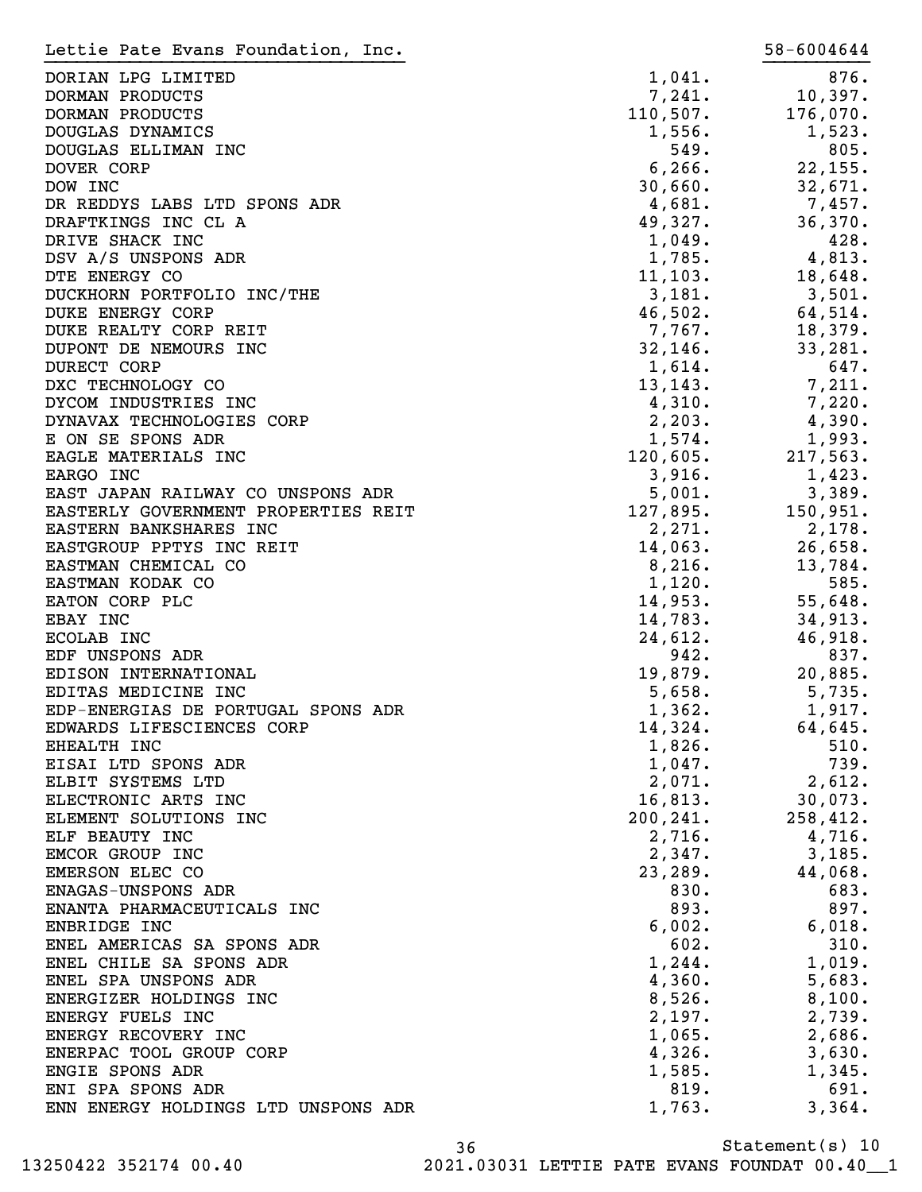Lettie Pate Evans Foundation, Inc. 58-6004644

| | | |
|---|---|---|
| DORIAN LPG LIMITED | 1,041. | 876. |
| DORMAN PRODUCTS | 7,241. | 10,397. |
| DORMAN PRODUCTS | 110,507. | 176,070. |
| DOUGLAS DYNAMICS | 1,556. | 1,523. |
| DOUGLAS ELLIMAN INC | 549. | 805. |
| DOVER CORP | 6,266. | 22,155. |
| DOW INC | 30,660. | 32,671. |
| DR REDDYS LABS LTD SPONS ADR | 4,681. | 7,457. |
| DRAFTKINGS INC CL A | 49,327. | 36,370. |
| DRIVE SHACK INC | 1,049. | 428. |
| DSV A/S UNSPONS ADR | 1,785. | 4,813. |
| DTE ENERGY CO | 11,103. | 18,648. |
| DUCKHORN PORTFOLIO INC/THE | 3,181. | 3,501. |
| DUKE ENERGY CORP | 46,502. | 64,514. |
| DUKE REALTY CORP REIT | 7,767. | 18,379. |
| DUPONT DE NEMOURS INC | 32,146. | 33,281. |
| DURECT CORP | 1,614. | 647. |
| DXC TECHNOLOGY CO | 13,143. | 7,211. |
| DYCOM INDUSTRIES INC | 4,310. | 7,220. |
| DYNAVAX TECHNOLOGIES CORP | 2,203. | 4,390. |
| E ON SE SPONS ADR | 1,574. | 1,993. |
| EAGLE MATERIALS INC | 120,605. | 217,563. |
| EARGO INC | 3,916. | 1,423. |
| EAST JAPAN RAILWAY CO UNSPONS ADR | 5,001. | 3,389. |
| EASTERLY GOVERNMENT PROPERTIES REIT | 127,895. | 150,951. |
| EASTERN BANKSHARES INC | 2,271. | 2,178. |
| EASTGROUP PPTYS INC REIT | 14,063. | 26,658. |
| EASTMAN CHEMICAL CO | 8,216. | 13,784. |
| EASTMAN KODAK CO | 1,120. | 585. |
| EATON CORP PLC | 14,953. | 55,648. |
| EBAY INC | 14,783. | 34,913. |
| ECOLAB INC | 24,612. | 46,918. |
| EDF UNSPONS ADR | 942. | 837. |
| EDISON INTERNATIONAL | 19,879. | 20,885. |
| EDITAS MEDICINE INC | 5,658. | 5,735. |
| EDP-ENERGIAS DE PORTUGAL SPONS ADR | 1,362. | 1,917. |
| EDWARDS LIFESCIENCES CORP | 14,324. | 64,645. |
| EHEALTH INC | 1,826. | 510. |
| EISAI LTD SPONS ADR | 1,047. | 739. |
| ELBIT SYSTEMS LTD | 2,071. | 2,612. |
| ELECTRONIC ARTS INC | 16,813. | 30,073. |
| ELEMENT SOLUTIONS INC | 200,241. | 258,412. |
| ELF BEAUTY INC | 2,716. | 4,716. |
| EMCOR GROUP INC | 2,347. | 3,185. |
| EMERSON ELEC CO | 23,289. | 44,068. |
| ENAGAS-UNSPONS ADR | 830. | 683. |
| ENANTA PHARMACEUTICALS INC | 893. | 897. |
| ENBRIDGE INC | 6,002. | 6,018. |
| ENEL AMERICAS SA SPONS ADR | 602. | 310. |
| ENEL CHILE SA SPONS ADR | 1,244. | 1,019. |
| ENEL SPA UNSPONS ADR | 4,360. | 5,683. |
| ENERGIZER HOLDINGS INC | 8,526. | 8,100. |
| ENERGY FUELS INC | 2,197. | 2,739. |
| ENERGY RECOVERY INC | 1,065. | 2,686. |
| ENERPAC TOOL GROUP CORP | 4,326. | 3,630. |
| ENGIE SPONS ADR | 1,585. | 1,345. |
| ENI SPA SPONS ADR | 819. | 691. |
| ENN ENERGY HOLDINGS LTD UNSPONS ADR | 1,763. | 3,364. |

Statement(s) 10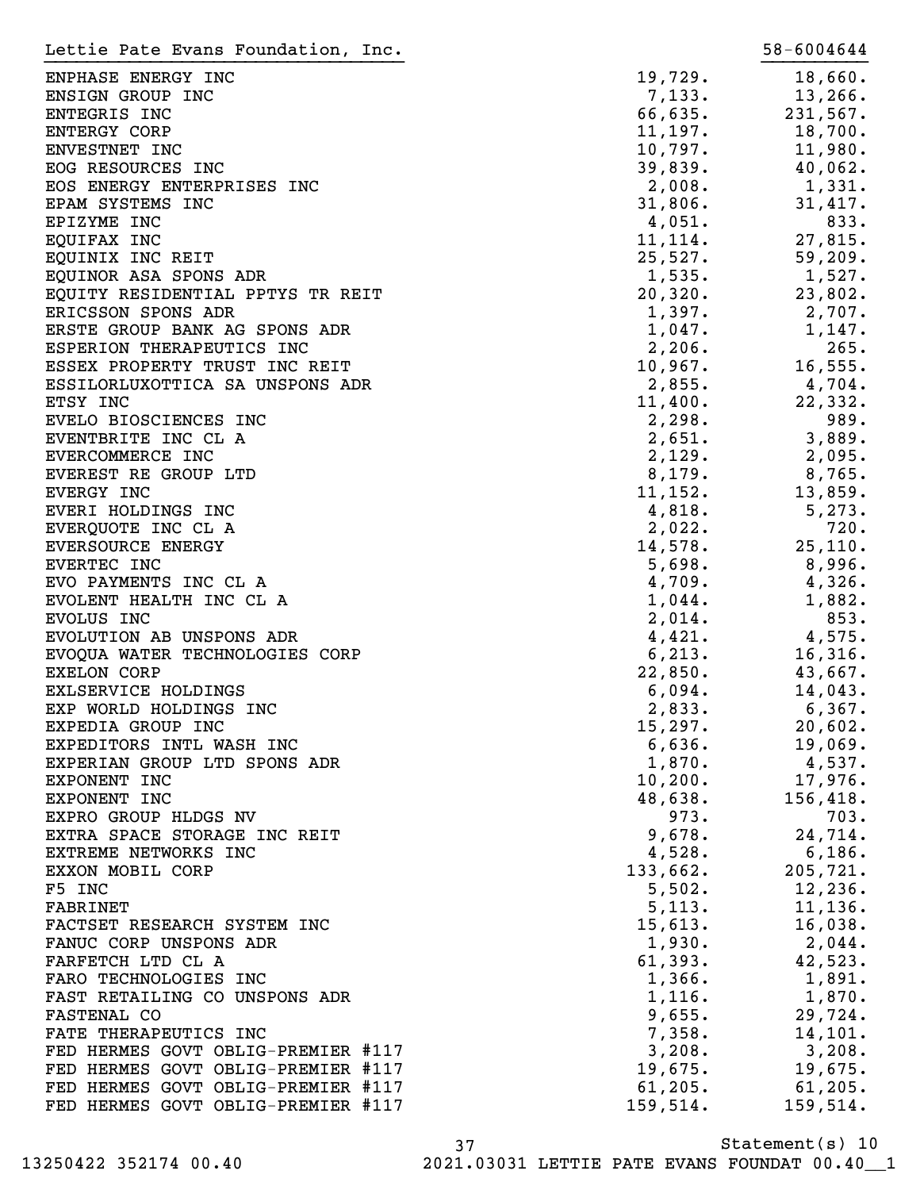Lettie Pate Evans Foundation, Inc. 58-6004644

| | | |
|---|---|---|
| ENPHASE ENERGY INC | 19,729. | 18,660. |
| ENSIGN GROUP INC | 7,133. | 13,266. |
| ENTEGRIS INC | 66,635. | 231,567. |
| ENTERGY CORP | 11,197. | 18,700. |
| ENVESTNET INC | 10,797. | 11,980. |
| EOG RESOURCES INC | 39,839. | 40,062. |
| EOS ENERGY ENTERPRISES INC | 2,008. | 1,331. |
| EPAM SYSTEMS INC | 31,806. | 31,417. |
| EPIZYME INC | 4,051. | 833. |
| EQUIFAX INC | 11,114. | 27,815. |
| EQUINIX INC REIT | 25,527. | 59,209. |
| EQUINOR ASA SPONS ADR | 1,535. | 1,527. |
| EQUITY RESIDENTIAL PPTYS TR REIT | 20,320. | 23,802. |
| ERICSSON SPONS ADR | 1,397. | 2,707. |
| ERSTE GROUP BANK AG SPONS ADR | 1,047. | 1,147. |
| ESPERION THERAPEUTICS INC | 2,206. | 265. |
| ESSEX PROPERTY TRUST INC REIT | 10,967. | 16,555. |
| ESSILORLUXOTTICA SA UNSPONS ADR | 2,855. | 4,704. |
| ETSY INC | 11,400. | 22,332. |
| EVELO BIOSCIENCES INC | 2,298. | 989. |
| EVENTBRITE INC CL A | 2,651. | 3,889. |
| EVERCOMMERCE INC | 2,129. | 2,095. |
| EVEREST RE GROUP LTD | 8,179. | 8,765. |
| EVERGY INC | 11,152. | 13,859. |
| EVERI HOLDINGS INC | 4,818. | 5,273. |
| EVERQUOTE INC CL A | 2,022. | 720. |
| EVERSOURCE ENERGY | 14,578. | 25,110. |
| EVERTEC INC | 5,698. | 8,996. |
| EVO PAYMENTS INC CL A | 4,709. | 4,326. |
| EVOLENT HEALTH INC CL A | 1,044. | 1,882. |
| EVOLUS INC | 2,014. | 853. |
| EVOLUTION AB UNSPONS ADR | 4,421. | 4,575. |
| EVOQUA WATER TECHNOLOGIES CORP | 6,213. | 16,316. |
| EXELON CORP | 22,850. | 43,667. |
| EXLSERVICE HOLDINGS | 6,094. | 14,043. |
| EXP WORLD HOLDINGS INC | 2,833. | 6,367. |
| EXPEDIA GROUP INC | 15,297. | 20,602. |
| EXPEDITORS INTL WASH INC | 6,636. | 19,069. |
| EXPERIAN GROUP LTD SPONS ADR | 1,870. | 4,537. |
| EXPONENT INC | 10,200. | 17,976. |
| EXPONENT INC | 48,638. | 156,418. |
| EXPRO GROUP HLDGS NV | 973. | 703. |
| EXTRA SPACE STORAGE INC REIT | 9,678. | 24,714. |
| EXTREME NETWORKS INC | 4,528. | 6,186. |
| EXXON MOBIL CORP | 133,662. | 205,721. |
| F5 INC | 5,502. | 12,236. |
| FABRINET | 5,113. | 11,136. |
| FACTSET RESEARCH SYSTEM INC | 15,613. | 16,038. |
| FANUC CORP UNSPONS ADR | 1,930. | 2,044. |
| FARFETCH LTD CL A | 61,393. | 42,523. |
| FARO TECHNOLOGIES INC | 1,366. | 1,891. |
| FAST RETAILING CO UNSPONS ADR | 1,116. | 1,870. |
| FASTENAL CO | 9,655. | 29,724. |
| FATE THERAPEUTICS INC | 7,358. | 14,101. |
| FED HERMES GOVT OBLIG-PREMIER #117 | 3,208. | 3,208. |
| FED HERMES GOVT OBLIG-PREMIER #117 | 19,675. | 19,675. |
| FED HERMES GOVT OBLIG-PREMIER #117 | 61,205. | 61,205. |
| FED HERMES GOVT OBLIG-PREMIER #117 | 159,514. | 159,514. |

Statement(s) 10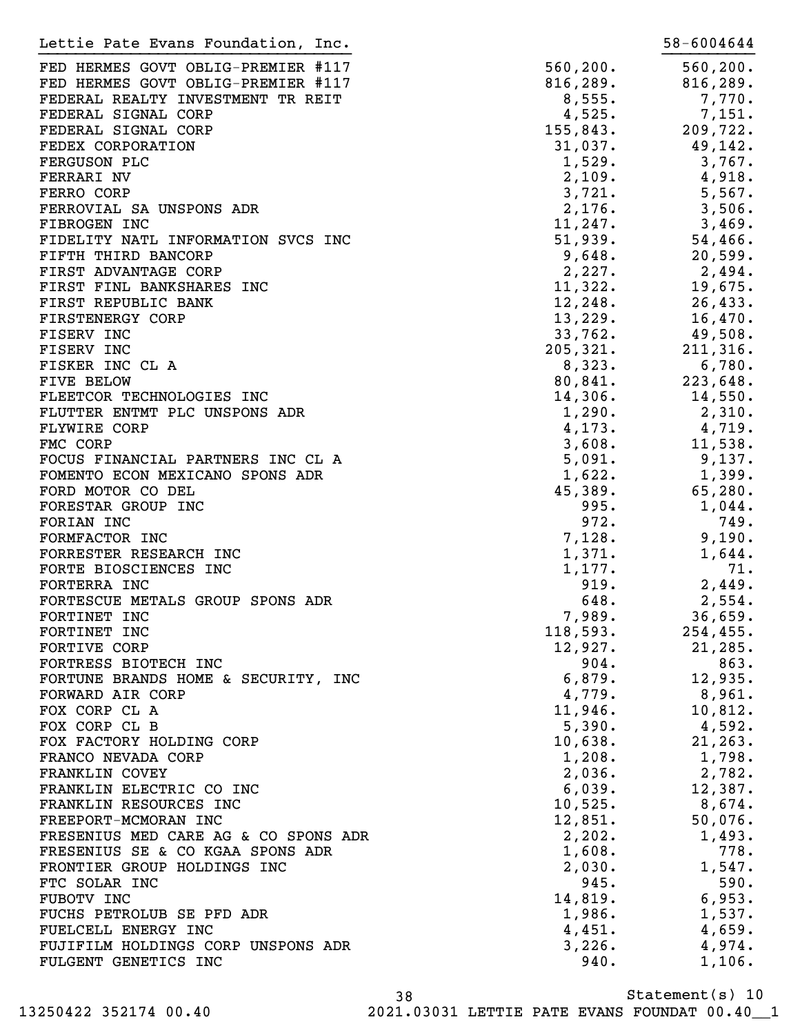Lettie Pate Evans Foundation, Inc. 58-6004644

| | | |
|---|---|---|
| FED HERMES GOVT OBLIG-PREMIER #117 | 560,200. | 560,200. |
| FED HERMES GOVT OBLIG-PREMIER #117 | 816,289. | 816,289. |
| FEDERAL REALTY INVESTMENT TR REIT | 8,555. | 7,770. |
| FEDERAL SIGNAL CORP | 4,525. | 7,151. |
| FEDERAL SIGNAL CORP | 155,843. | 209,722. |
| FEDEX CORPORATION | 31,037. | 49,142. |
| FERGUSON PLC | 1,529. | 3,767. |
| FERRARI NV | 2,109. | 4,918. |
| FERRO CORP | 3,721. | 5,567. |
| FERROVIAL SA UNSPONS ADR | 2,176. | 3,506. |
| FIBROGEN INC | 11,247. | 3,469. |
| FIDELITY NATL INFORMATION SVCS INC | 51,939. | 54,466. |
| FIFTH THIRD BANCORP | 9,648. | 20,599. |
| FIRST ADVANTAGE CORP | 2,227. | 2,494. |
| FIRST FINL BANKSHARES INC | 11,322. | 19,675. |
| FIRST REPUBLIC BANK | 12,248. | 26,433. |
| FIRSTENERGY CORP | 13,229. | 16,470. |
| FISERV INC | 33,762. | 49,508. |
| FISERV INC | 205,321. | 211,316. |
| FISKER INC CL A | 8,323. | 6,780. |
| FIVE BELOW | 80,841. | 223,648. |
| FLEETCOR TECHNOLOGIES INC | 14,306. | 14,550. |
| FLUTTER ENTMT PLC UNSPONS ADR | 1,290. | 2,310. |
| FLYWIRE CORP | 4,173. | 4,719. |
| FMC CORP | 3,608. | 11,538. |
| FOCUS FINANCIAL PARTNERS INC CL A | 5,091. | 9,137. |
| FOMENTO ECON MEXICANO SPONS ADR | 1,622. | 1,399. |
| FORD MOTOR CO DEL | 45,389. | 65,280. |
| FORESTAR GROUP INC | 995. | 1,044. |
| FORIAN INC | 972. | 749. |
| FORMFACTOR INC | 7,128. | 9,190. |
| FORRESTER RESEARCH INC | 1,371. | 1,644. |
| FORTE BIOSCIENCES INC | 1,177. | 71. |
| FORTERRA INC | 919. | 2,449. |
| FORTESCUE METALS GROUP SPONS ADR | 648. | 2,554. |
| FORTINET INC | 7,989. | 36,659. |
| FORTINET INC | 118,593. | 254,455. |
| FORTIVE CORP | 12,927. | 21,285. |
| FORTRESS BIOTECH INC | 904. | 863. |
| FORTUNE BRANDS HOME & SECURITY, INC | 6,879. | 12,935. |
| FORWARD AIR CORP | 4,779. | 8,961. |
| FOX CORP CL A | 11,946. | 10,812. |
| FOX CORP CL B | 5,390. | 4,592. |
| FOX FACTORY HOLDING CORP | 10,638. | 21,263. |
| FRANCO NEVADA CORP | 1,208. | 1,798. |
| FRANKLIN COVEY | 2,036. | 2,782. |
| FRANKLIN ELECTRIC CO INC | 6,039. | 12,387. |
| FRANKLIN RESOURCES INC | 10,525. | 8,674. |
| FREEPORT-MCMORAN INC | 12,851. | 50,076. |
| FRESENIUS MED CARE AG & CO SPONS ADR | 2,202. | 1,493. |
| FRESENIUS SE & CO KGAA SPONS ADR | 1,608. | 778. |
| FRONTIER GROUP HOLDINGS INC | 2,030. | 1,547. |
| FTC SOLAR INC | 945. | 590. |
| FUBOTV INC | 14,819. | 6,953. |
| FUCHS PETROLUB SE PFD ADR | 1,986. | 1,537. |
| FUELCELL ENERGY INC | 4,451. | 4,659. |
| FUJIFILM HOLDINGS CORP UNSPONS ADR | 3,226. | 4,974. |
| FULGENT GENETICS INC | 940. | 1,106. |

Statement(s) 10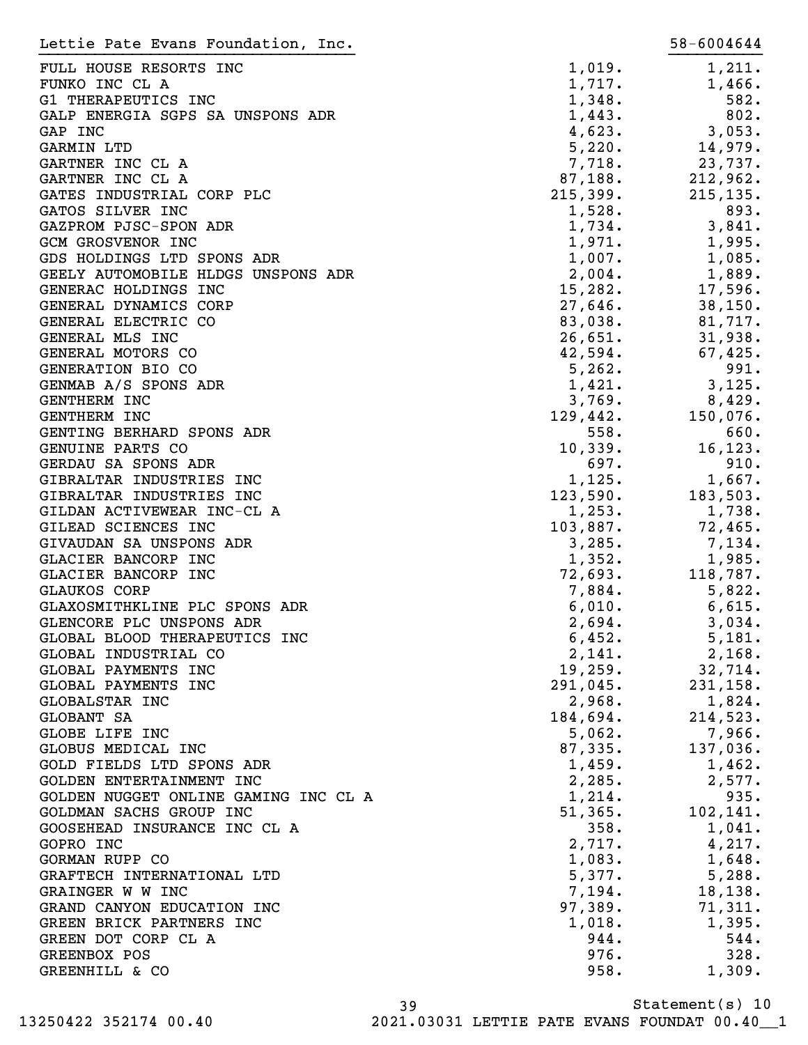Lettie Pate Evans Foundation, Inc. 58-6004644

| | | |
|---|---|---|
| FULL HOUSE RESORTS INC | 1,019. | 1,211. |
| FUNKO INC CL A | 1,717. | 1,466. |
| G1 THERAPEUTICS INC | 1,348. | 582. |
| GALP ENERGIA SGPS SA UNSPONS ADR | 1,443. | 802. |
| GAP INC | 4,623. | 3,053. |
| GARMIN LTD | 5,220. | 14,979. |
| GARTNER INC CL A | 7,718. | 23,737. |
| GARTNER INC CL A | 87,188. | 212,962. |
| GATES INDUSTRIAL CORP PLC | 215,399. | 215,135. |
| GATOS SILVER INC | 1,528. | 893. |
| GAZPROM PJSC-SPON ADR | 1,734. | 3,841. |
| GCM GROSVENOR INC | 1,971. | 1,995. |
| GDS HOLDINGS LTD SPONS ADR | 1,007. | 1,085. |
| GEELY AUTOMOBILE HLDGS UNSPONS ADR | 2,004. | 1,889. |
| GENERAC HOLDINGS INC | 15,282. | 17,596. |
| GENERAL DYNAMICS CORP | 27,646. | 38,150. |
| GENERAL ELECTRIC CO | 83,038. | 81,717. |
| GENERAL MLS INC | 26,651. | 31,938. |
| GENERAL MOTORS CO | 42,594. | 67,425. |
| GENERATION BIO CO | 5,262. | 991. |
| GENMAB A/S SPONS ADR | 1,421. | 3,125. |
| GENTHERM INC | 3,769. | 8,429. |
| GENTHERM INC | 129,442. | 150,076. |
| GENTING BERHARD SPONS ADR | 558. | 660. |
| GENUINE PARTS CO | 10,339. | 16,123. |
| GERDAU SA SPONS ADR | 697. | 910. |
| GIBRALTAR INDUSTRIES INC | 1,125. | 1,667. |
| GIBRALTAR INDUSTRIES INC | 123,590. | 183,503. |
| GILDAN ACTIVEWEAR INC-CL A | 1,253. | 1,738. |
| GILEAD SCIENCES INC | 103,887. | 72,465. |
| GIVAUDAN SA UNSPONS ADR | 3,285. | 7,134. |
| GLACIER BANCORP INC | 1,352. | 1,985. |
| GLACIER BANCORP INC | 72,693. | 118,787. |
| GLAUKOS CORP | 7,884. | 5,822. |
| GLAXOSMITHKLINE PLC SPONS ADR | 6,010. | 6,615. |
| GLENCORE PLC UNSPONS ADR | 2,694. | 3,034. |
| GLOBAL BLOOD THERAPEUTICS INC | 6,452. | 5,181. |
| GLOBAL INDUSTRIAL CO | 2,141. | 2,168. |
| GLOBAL PAYMENTS INC | 19,259. | 32,714. |
| GLOBAL PAYMENTS INC | 291,045. | 231,158. |
| GLOBALSTAR INC | 2,968. | 1,824. |
| GLOBANT SA | 184,694. | 214,523. |
| GLOBE LIFE INC | 5,062. | 7,966. |
| GLOBUS MEDICAL INC | 87,335. | 137,036. |
| GOLD FIELDS LTD SPONS ADR | 1,459. | 1,462. |
| GOLDEN ENTERTAINMENT INC | 2,285. | 2,577. |
| GOLDEN NUGGET ONLINE GAMING INC CL A | 1,214. | 935. |
| GOLDMAN SACHS GROUP INC | 51,365. | 102,141. |
| GOOSEHEAD INSURANCE INC CL A | 358. | 1,041. |
| GOPRO INC | 2,717. | 4,217. |
| GORMAN RUPP CO | 1,083. | 1,648. |
| GRAFTECH INTERNATIONAL LTD | 5,377. | 5,288. |
| GRAINGER W W INC | 7,194. | 18,138. |
| GRAND CANYON EDUCATION INC | 97,389. | 71,311. |
| GREEN BRICK PARTNERS INC | 1,018. | 1,395. |
| GREEN DOT CORP CL A | 944. | 544. |
| GREENBOX POS | 976. | 328. |
| GREENHILL & CO | 958. | 1,309. |

Statement(s) 10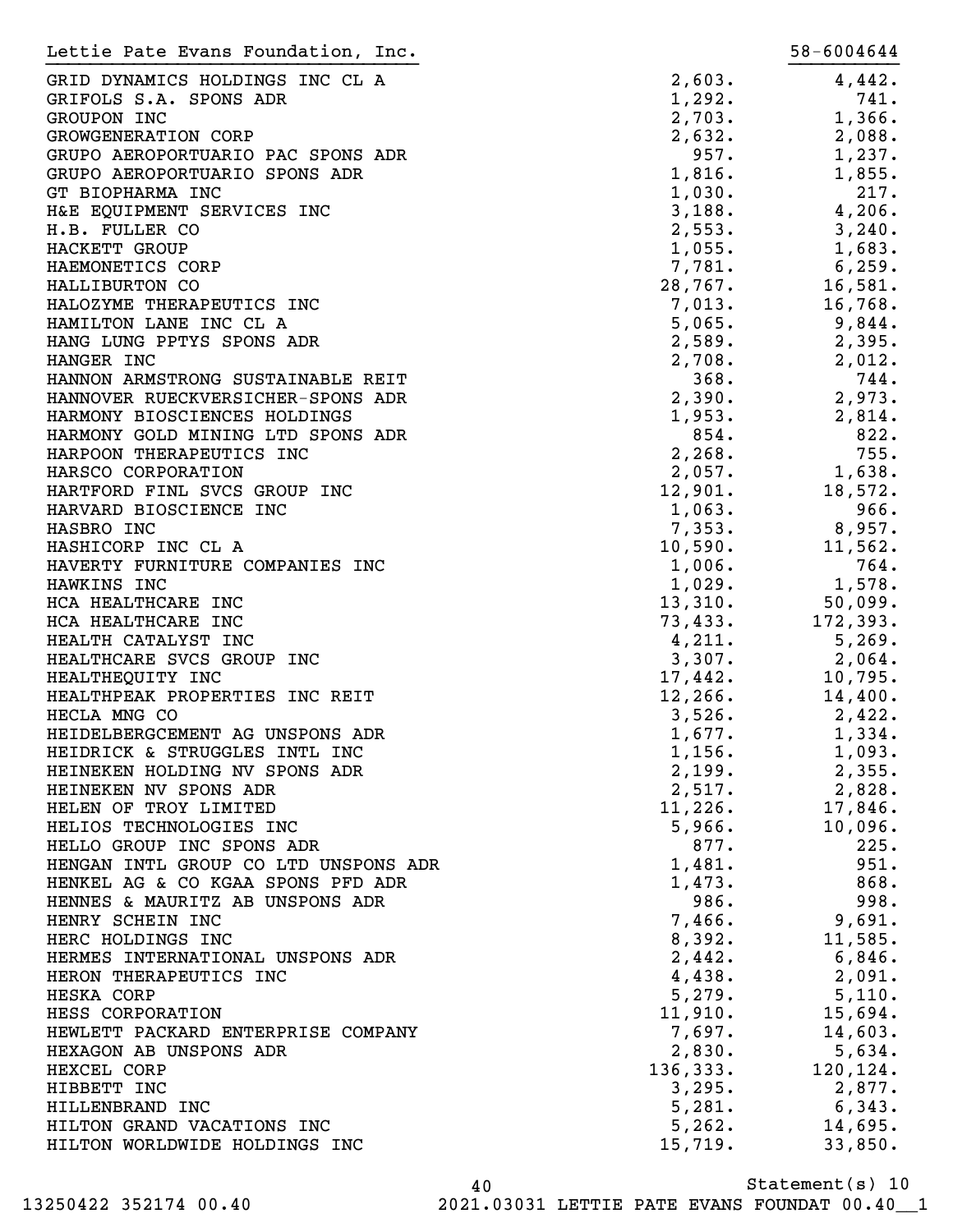| | | |
|---|---|---|
| GRID DYNAMICS HOLDINGS INC CL A | 2,603. | 4,442. |
| GRIFOLS S.A. SPONS ADR | 1,292. | 741. |
| GROUPON INC | 2,703. | 1,366. |
| GROWGENERATION CORP | 2,632. | 2,088. |
| GRUPO AEROPORTUARIO PAC SPONS ADR | 957. | 1,237. |
| GRUPO AEROPORTUARIO SPONS ADR | 1,816. | 1,855. |
| GT BIOPHARMA INC | 1,030. | 217. |
| H&E EQUIPMENT SERVICES INC | 3,188. | 4,206. |
| H.B. FULLER CO | 2,553. | 3,240. |
| HACKETT GROUP | 1,055. | 1,683. |
| HAEMONETICS CORP | 7,781. | 6,259. |
| HALLIBURTON CO | 28,767. | 16,581. |
| HALOZYME THERAPEUTICS INC | 7,013. | 16,768. |
| HAMILTON LANE INC CL A | 5,065. | 9,844. |
| HANG LUNG PPTYS SPONS ADR | 2,589. | 2,395. |
| HANGER INC | 2,708. | 2,012. |
| HANNON ARMSTRONG SUSTAINABLE REIT | 368. | 744. |
| HANNOVER RUECKVERSICHER-SPONS ADR | 2,390. | 2,973. |
| HARMONY BIOSCIENCES HOLDINGS | 1,953. | 2,814. |
| HARMONY GOLD MINING LTD SPONS ADR | 854. | 822. |
| HARPOON THERAPEUTICS INC | 2,268. | 755. |
| HARSCO CORPORATION | 2,057. | 1,638. |
| HARTFORD FINL SVCS GROUP INC | 12,901. | 18,572. |
| HARVARD BIOSCIENCE INC | 1,063. | 966. |
| HASBRO INC | 7,353. | 8,957. |
| HASHICORP INC CL A | 10,590. | 11,562. |
| HAVERTY FURNITURE COMPANIES INC | 1,006. | 764. |
| HAWKINS INC | 1,029. | 1,578. |
| HCA HEALTHCARE INC | 13,310. | 50,099. |
| HCA HEALTHCARE INC | 73,433. | 172,393. |
| HEALTH CATALYST INC | 4,211. | 5,269. |
| HEALTHCARE SVCS GROUP INC | 3,307. | 2,064. |
| HEALTHEQUITY INC | 17,442. | 10,795. |
| HEALTHPEAK PROPERTIES INC REIT | 12,266. | 14,400. |
| HECLA MNG CO | 3,526. | 2,422. |
| HEIDELBERGCEMENT AG UNSPONS ADR | 1,677. | 1,334. |
| HEIDRICK & STRUGGLES INTL INC | 1,156. | 1,093. |
| HEINEKEN HOLDING NV SPONS ADR | 2,199. | 2,355. |
| HEINEKEN NV SPONS ADR | 2,517. | 2,828. |
| HELEN OF TROY LIMITED | 11,226. | 17,846. |
| HELIOS TECHNOLOGIES INC | 5,966. | 10,096. |
| HELLO GROUP INC SPONS ADR | 877. | 225. |
| HENGAN INTL GROUP CO LTD UNSPONS ADR | 1,481. | 951. |
| HENKEL AG & CO KGAA SPONS PFD ADR | 1,473. | 868. |
| HENNES & MAURITZ AB UNSPONS ADR | 986. | 998. |
| HENRY SCHEIN INC | 7,466. | 9,691. |
| HERC HOLDINGS INC | 8,392. | 11,585. |
| HERMES INTERNATIONAL UNSPONS ADR | 2,442. | 6,846. |
| HERON THERAPEUTICS INC | 4,438. | 2,091. |
| HESKA CORP | 5,279. | 5,110. |
| HESS CORPORATION | 11,910. | 15,694. |
| HEWLETT PACKARD ENTERPRISE COMPANY | 7,697. | 14,603. |
| HEXAGON AB UNSPONS ADR | 2,830. | 5,634. |
| HEXCEL CORP | 136,333. | 120,124. |
| HIBBETT INC | 3,295. | 2,877. |
| HILLENBRAND INC | 5,281. | 6,343. |
| HILTON GRAND VACATIONS INC | 5,262. | 14,695. |
| HILTON WORLDWIDE HOLDINGS INC | 15,719. | 33,850. |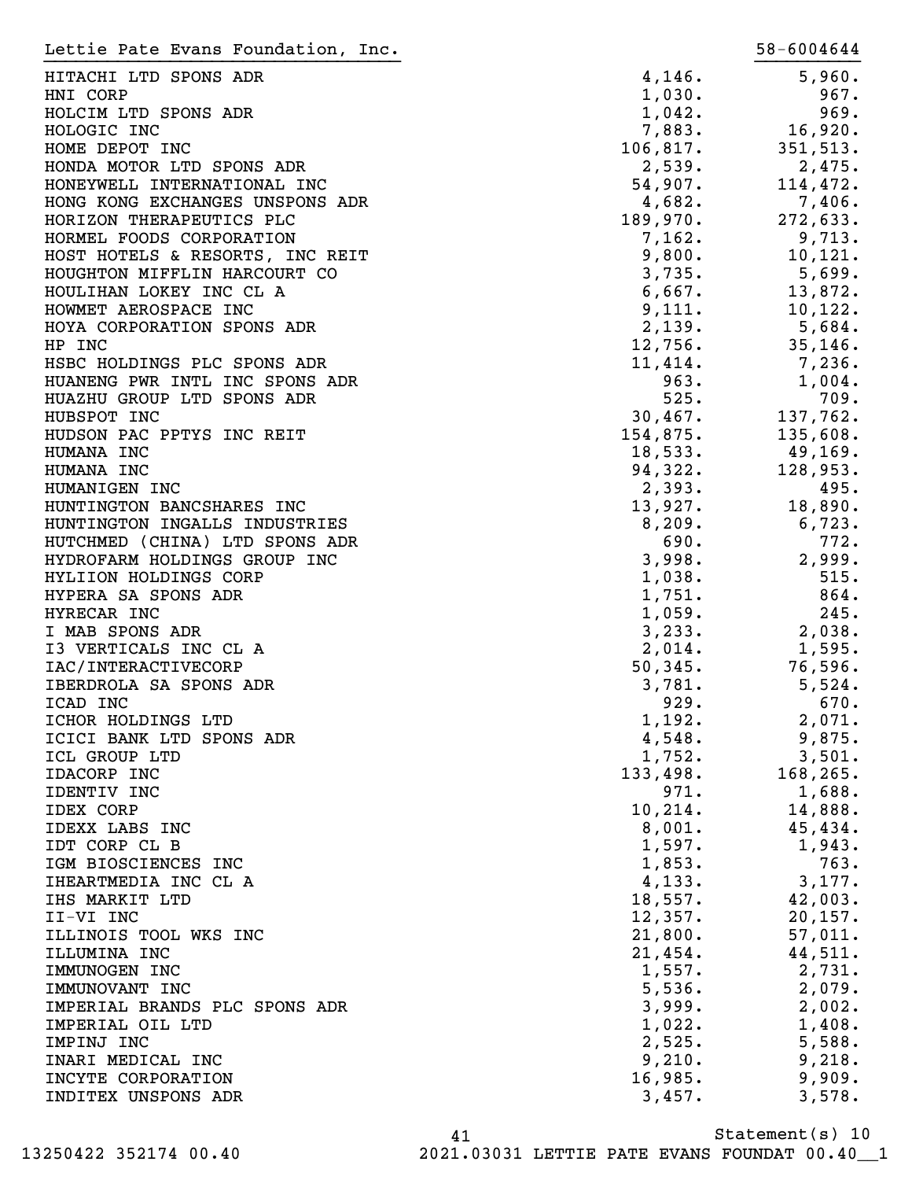Lettie Pate Evans Foundation, Inc. 58-6004644

| | | |
|---|---|---|
| HITACHI LTD SPONS ADR | 4,146. | 5,960. |
| HNI CORP | 1,030. | 967. |
| HOLCIM LTD SPONS ADR | 1,042. | 969. |
| HOLOGIC INC | 7,883. | 16,920. |
| HOME DEPOT INC | 106,817. | 351,513. |
| HONDA MOTOR LTD SPONS ADR | 2,539. | 2,475. |
| HONEYWELL INTERNATIONAL INC | 54,907. | 114,472. |
| HONG KONG EXCHANGES UNSPONS ADR | 4,682. | 7,406. |
| HORIZON THERAPEUTICS PLC | 189,970. | 272,633. |
| HORMEL FOODS CORPORATION | 7,162. | 9,713. |
| HOST HOTELS & RESORTS, INC REIT | 9,800. | 10,121. |
| HOUGHTON MIFFLIN HARCOURT CO | 3,735. | 5,699. |
| HOULIHAN LOKEY INC CL A | 6,667. | 13,872. |
| HOWMET AEROSPACE INC | 9,111. | 10,122. |
| HOYA CORPORATION SPONS ADR | 2,139. | 5,684. |
| HP INC | 12,756. | 35,146. |
| HSBC HOLDINGS PLC SPONS ADR | 11,414. | 7,236. |
| HUANENG PWR INTL INC SPONS ADR | 963. | 1,004. |
| HUAZHU GROUP LTD SPONS ADR | 525. | 709. |
| HUBSPOT INC | 30,467. | 137,762. |
| HUDSON PAC PPTYS INC REIT | 154,875. | 135,608. |
| HUMANA INC | 18,533. | 49,169. |
| HUMANA INC | 94,322. | 128,953. |
| HUMANIGEN INC | 2,393. | 495. |
| HUNTINGTON BANCSHARES INC | 13,927. | 18,890. |
| HUNTINGTON INGALLS INDUSTRIES | 8,209. | 6,723. |
| HUTCHMED (CHINA) LTD SPONS ADR | 690. | 772. |
| HYDROFARM HOLDINGS GROUP INC | 3,998. | 2,999. |
| HYLIION HOLDINGS CORP | 1,038. | 515. |
| HYPERA SA SPONS ADR | 1,751. | 864. |
| HYRECAR INC | 1,059. | 245. |
| I MAB SPONS ADR | 3,233. | 2,038. |
| I3 VERTICALS INC CL A | 2,014. | 1,595. |
| IAC/INTERACTIVECORP | 50,345. | 76,596. |
| IBERDROLA SA SPONS ADR | 3,781. | 5,524. |
| ICAD INC | 929. | 670. |
| ICHOR HOLDINGS LTD | 1,192. | 2,071. |
| ICICI BANK LTD SPONS ADR | 4,548. | 9,875. |
| ICL GROUP LTD | 1,752. | 3,501. |
| IDACORP INC | 133,498. | 168,265. |
| IDENTIV INC | 971. | 1,688. |
| IDEX CORP | 10,214. | 14,888. |
| IDEXX LABS INC | 8,001. | 45,434. |
| IDT CORP CL B | 1,597. | 1,943. |
| IGM BIOSCIENCES INC | 1,853. | 763. |
| IHEARTMEDIA INC CL A | 4,133. | 3,177. |
| IHS MARKIT LTD | 18,557. | 42,003. |
| II-VI INC | 12,357. | 20,157. |
| ILLINOIS TOOL WKS INC | 21,800. | 57,011. |
| ILLUMINA INC | 21,454. | 44,511. |
| IMMUNOGEN INC | 1,557. | 2,731. |
| IMMUNOVANT INC | 5,536. | 2,079. |
| IMPERIAL BRANDS PLC SPONS ADR | 3,999. | 2,002. |
| IMPERIAL OIL LTD | 1,022. | 1,408. |
| IMPINJ INC | 2,525. | 5,588. |
| INARI MEDICAL INC | 9,210. | 9,218. |
| INCYTE CORPORATION | 16,985. | 9,909. |
| INDITEX UNSPONS ADR | 3,457. | 3,578. |

Statement(s) 10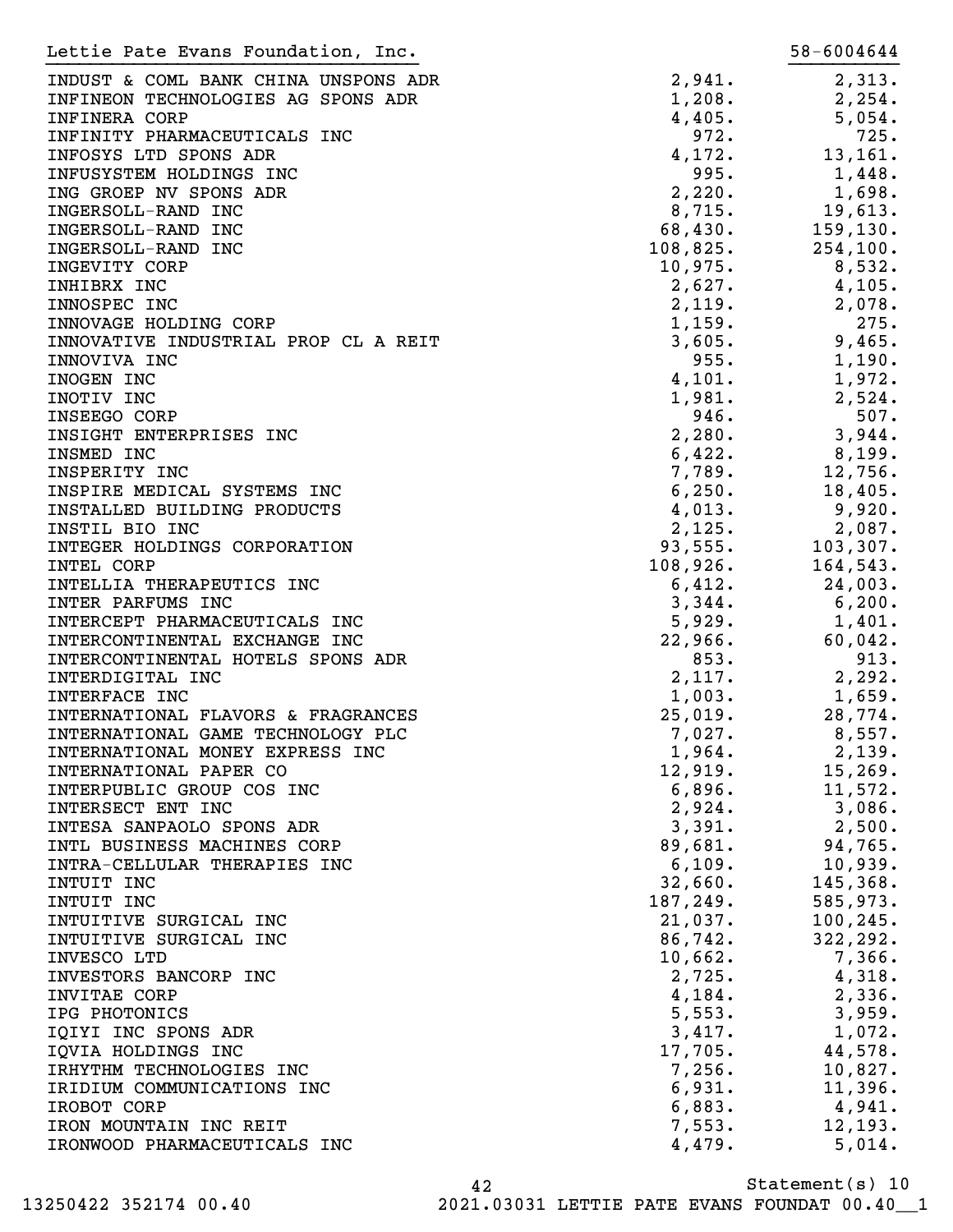Lettie Pate Evans Foundation, Inc. 58-6004644

| | | |
|---|---|---|
| INDUST & COML BANK CHINA UNSPONS ADR | 2,941. | 2,313. |
| INFINEON TECHNOLOGIES AG SPONS ADR | 1,208. | 2,254. |
| INFINERA CORP | 4,405. | 5,054. |
| INFINITY PHARMACEUTICALS INC | 972. | 725. |
| INFOSYS LTD SPONS ADR | 4,172. | 13,161. |
| INFUSYSTEM HOLDINGS INC | 995. | 1,448. |
| ING GROEP NV SPONS ADR | 2,220. | 1,698. |
| INGERSOLL-RAND INC | 8,715. | 19,613. |
| INGERSOLL-RAND INC | 68,430. | 159,130. |
| INGERSOLL-RAND INC | 108,825. | 254,100. |
| INGEVITY CORP | 10,975. | 8,532. |
| INHIBRX INC | 2,627. | 4,105. |
| INNOSPEC INC | 2,119. | 2,078. |
| INNOVAGE HOLDING CORP | 1,159. | 275. |
| INNOVATIVE INDUSTRIAL PROP CL A REIT | 3,605. | 9,465. |
| INNOVIVA INC | 955. | 1,190. |
| INOGEN INC | 4,101. | 1,972. |
| INOTIV INC | 1,981. | 2,524. |
| INSEEGO CORP | 946. | 507. |
| INSIGHT ENTERPRISES INC | 2,280. | 3,944. |
| INSMED INC | 6,422. | 8,199. |
| INSPERITY INC | 7,789. | 12,756. |
| INSPIRE MEDICAL SYSTEMS INC | 6,250. | 18,405. |
| INSTALLED BUILDING PRODUCTS | 4,013. | 9,920. |
| INSTIL BIO INC | 2,125. | 2,087. |
| INTEGER HOLDINGS CORPORATION | 93,555. | 103,307. |
| INTEL CORP | 108,926. | 164,543. |
| INTELLIA THERAPEUTICS INC | 6,412. | 24,003. |
| INTER PARFUMS INC | 3,344. | 6,200. |
| INTERCEPT PHARMACEUTICALS INC | 5,929. | 1,401. |
| INTERCONTINENTAL EXCHANGE INC | 22,966. | 60,042. |
| INTERCONTINENTAL HOTELS SPONS ADR | 853. | 913. |
| INTERDIGITAL INC | 2,117. | 2,292. |
| INTERFACE INC | 1,003. | 1,659. |
| INTERNATIONAL FLAVORS & FRAGRANCES | 25,019. | 28,774. |
| INTERNATIONAL GAME TECHNOLOGY PLC | 7,027. | 8,557. |
| INTERNATIONAL MONEY EXPRESS INC | 1,964. | 2,139. |
| INTERNATIONAL PAPER CO | 12,919. | 15,269. |
| INTERPUBLIC GROUP COS INC | 6,896. | 11,572. |
| INTERSECT ENT INC | 2,924. | 3,086. |
| INTESA SANPAOLO SPONS ADR | 3,391. | 2,500. |
| INTL BUSINESS MACHINES CORP | 89,681. | 94,765. |
| INTRA-CELLULAR THERAPIES INC | 6,109. | 10,939. |
| INTUIT INC | 32,660. | 145,368. |
| INTUIT INC | 187,249. | 585,973. |
| INTUITIVE SURGICAL INC | 21,037. | 100,245. |
| INTUITIVE SURGICAL INC | 86,742. | 322,292. |
| INVESCO LTD | 10,662. | 7,366. |
| INVESTORS BANCORP INC | 2,725. | 4,318. |
| INVITAE CORP | 4,184. | 2,336. |
| IPG PHOTONICS | 5,553. | 3,959. |
| IQIYI INC SPONS ADR | 3,417. | 1,072. |
| IQVIA HOLDINGS INC | 17,705. | 44,578. |
| IRHYTHM TECHNOLOGIES INC | 7,256. | 10,827. |
| IRIDIUM COMMUNICATIONS INC | 6,931. | 11,396. |
| IROBOT CORP | 6,883. | 4,941. |
| IRON MOUNTAIN INC REIT | 7,553. | 12,193. |
| IRONWOOD PHARMACEUTICALS INC | 4,479. | 5,014. |

Statement(s) 10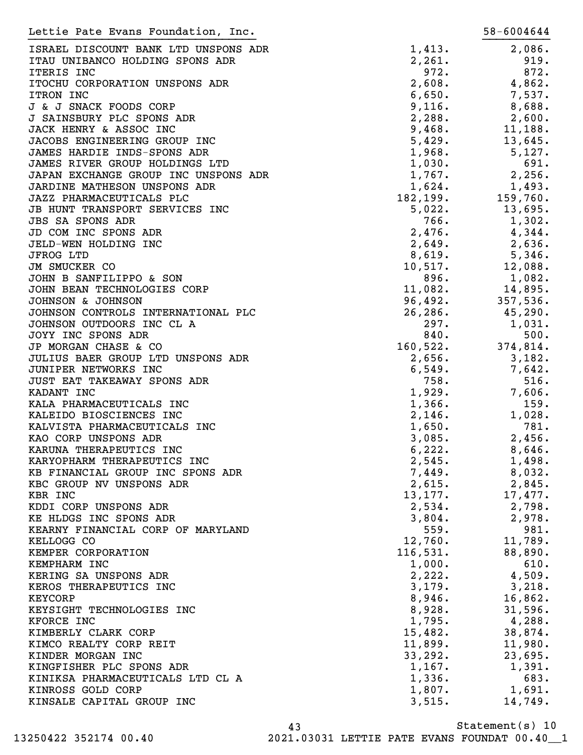Lettie Pate Evans Foundation, Inc. 58-6004644

| | | |
|---|---|---|
| ISRAEL DISCOUNT BANK LTD UNSPONS ADR | 1,413. | 2,086. |
| ITAU UNIBANCO HOLDING SPONS ADR | 2,261. | 919. |
| ITERIS INC | 972. | 872. |
| ITOCHU CORPORATION UNSPONS ADR | 2,608. | 4,862. |
| ITRON INC | 6,650. | 7,537. |
| J & J SNACK FOODS CORP | 9,116. | 8,688. |
| J SAINSBURY PLC SPONS ADR | 2,288. | 2,600. |
| JACK HENRY & ASSOC INC | 9,468. | 11,188. |
| JACOBS ENGINEERING GROUP INC | 5,429. | 13,645. |
| JAMES HARDIE INDS-SPONS ADR | 1,968. | 5,127. |
| JAMES RIVER GROUP HOLDINGS LTD | 1,030. | 691. |
| JAPAN EXCHANGE GROUP INC UNSPONS ADR | 1,767. | 2,256. |
| JARDINE MATHESON UNSPONS ADR | 1,624. | 1,493. |
| JAZZ PHARMACEUTICALS PLC | 182,199. | 159,760. |
| JB HUNT TRANSPORT SERVICES INC | 5,022. | 13,695. |
| JBS SA SPONS ADR | 766. | 1,302. |
| JD COM INC SPONS ADR | 2,476. | 4,344. |
| JELD-WEN HOLDING INC | 2,649. | 2,636. |
| JFROG LTD | 8,619. | 5,346. |
| JM SMUCKER CO | 10,517. | 12,088. |
| JOHN B SANFILIPPO & SON | 896. | 1,082. |
| JOHN BEAN TECHNOLOGIES CORP | 11,082. | 14,895. |
| JOHNSON & JOHNSON | 96,492. | 357,536. |
| JOHNSON CONTROLS INTERNATIONAL PLC | 26,286. | 45,290. |
| JOHNSON OUTDOORS INC CL A | 297. | 1,031. |
| JOYY INC SPONS ADR | 840. | 500. |
| JP MORGAN CHASE & CO | 160,522. | 374,814. |
| JULIUS BAER GROUP LTD UNSPONS ADR | 2,656. | 3,182. |
| JUNIPER NETWORKS INC | 6,549. | 7,642. |
| JUST EAT TAKEAWAY SPONS ADR | 758. | 516. |
| KADANT INC | 1,929. | 7,606. |
| KALA PHARMACEUTICALS INC | 1,366. | 159. |
| KALEIDO BIOSCIENCES INC | 2,146. | 1,028. |
| KALVISTA PHARMACEUTICALS INC | 1,650. | 781. |
| KAO CORP UNSPONS ADR | 3,085. | 2,456. |
| KARUNA THERAPEUTICS INC | 6,222. | 8,646. |
| KARYOPHARM THERAPEUTICS INC | 2,545. | 1,498. |
| KB FINANCIAL GROUP INC SPONS ADR | 7,449. | 8,032. |
| KBC GROUP NV UNSPONS ADR | 2,615. | 2,845. |
| KBR INC | 13,177. | 17,477. |
| KDDI CORP UNSPONS ADR | 2,534. | 2,798. |
| KE HLDGS INC SPONS ADR | 3,804. | 2,978. |
| KEARNY FINANCIAL CORP OF MARYLAND | 559. | 981. |
| KELLOGG CO | 12,760. | 11,789. |
| KEMPER CORPORATION | 116,531. | 88,890. |
| KEMPHARM INC | 1,000. | 610. |
| KERING SA UNSPONS ADR | 2,222. | 4,509. |
| KEROS THERAPEUTICS INC | 3,179. | 3,218. |
| KEYCORP | 8,946. | 16,862. |
| KEYSIGHT TECHNOLOGIES INC | 8,928. | 31,596. |
| KFORCE INC | 1,795. | 4,288. |
| KIMBERLY CLARK CORP | 15,482. | 38,874. |
| KIMCO REALTY CORP REIT | 11,899. | 11,980. |
| KINDER MORGAN INC | 33,292. | 23,695. |
| KINGFISHER PLC SPONS ADR | 1,167. | 1,391. |
| KINIKSA PHARMACEUTICALS LTD CL A | 1,336. | 683. |
| KINROSS GOLD CORP | 1,807. | 1,691. |
| KINSALE CAPITAL GROUP INC | 3,515. | 14,749. |

Statement(s) 10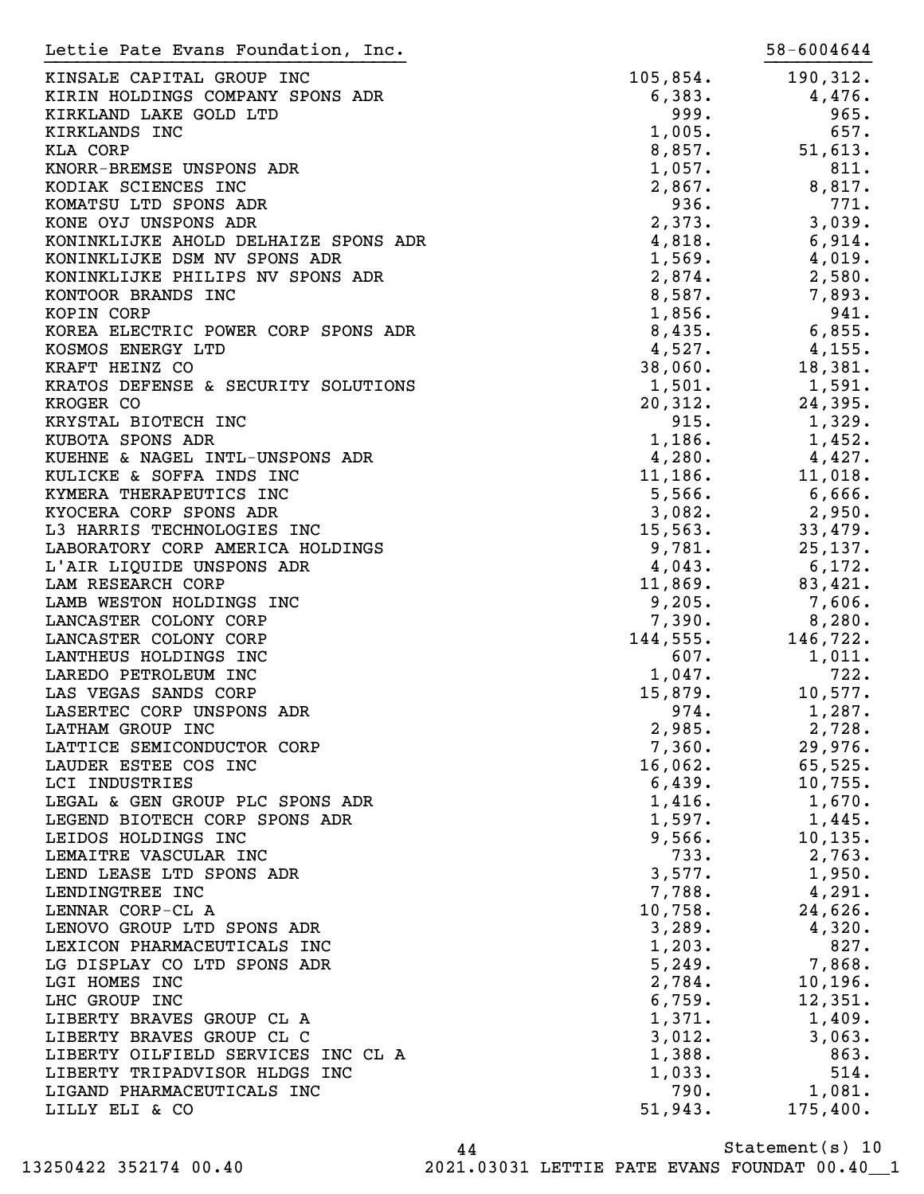Lettie Pate Evans Foundation, Inc. 58-6004644

| | | |
|---|---|---|
| KINSALE CAPITAL GROUP INC | 105,854. | 190,312. |
| KIRIN HOLDINGS COMPANY SPONS ADR | 6,383. | 4,476. |
| KIRKLAND LAKE GOLD LTD | 999. | 965. |
| KIRKLANDS INC | 1,005. | 657. |
| KLA CORP | 8,857. | 51,613. |
| KNORR-BREMSE UNSPONS ADR | 1,057. | 811. |
| KODIAK SCIENCES INC | 2,867. | 8,817. |
| KOMATSU LTD SPONS ADR | 936. | 771. |
| KONE OYJ UNSPONS ADR | 2,373. | 3,039. |
| KONINKLIJKE AHOLD DELHAIZE SPONS ADR | 4,818. | 6,914. |
| KONINKLIJKE DSM NV SPONS ADR | 1,569. | 4,019. |
| KONINKLIJKE PHILIPS NV SPONS ADR | 2,874. | 2,580. |
| KONTOOR BRANDS INC | 8,587. | 7,893. |
| KOPIN CORP | 1,856. | 941. |
| KOREA ELECTRIC POWER CORP SPONS ADR | 8,435. | 6,855. |
| KOSMOS ENERGY LTD | 4,527. | 4,155. |
| KRAFT HEINZ CO | 38,060. | 18,381. |
| KRATOS DEFENSE & SECURITY SOLUTIONS | 1,501. | 1,591. |
| KROGER CO | 20,312. | 24,395. |
| KRYSTAL BIOTECH INC | 915. | 1,329. |
| KUBOTA SPONS ADR | 1,186. | 1,452. |
| KUEHNE & NAGEL INTL-UNSPONS ADR | 4,280. | 4,427. |
| KULICKE & SOFFA INDS INC | 11,186. | 11,018. |
| KYMERA THERAPEUTICS INC | 5,566. | 6,666. |
| KYOCERA CORP SPONS ADR | 3,082. | 2,950. |
| L3 HARRIS TECHNOLOGIES INC | 15,563. | 33,479. |
| LABORATORY CORP AMERICA HOLDINGS | 9,781. | 25,137. |
| L'AIR LIQUIDE UNSPONS ADR | 4,043. | 6,172. |
| LAM RESEARCH CORP | 11,869. | 83,421. |
| LAMB WESTON HOLDINGS INC | 9,205. | 7,606. |
| LANCASTER COLONY CORP | 7,390. | 8,280. |
| LANCASTER COLONY CORP | 144,555. | 146,722. |
| LANTHEUS HOLDINGS INC | 607. | 1,011. |
| LAREDO PETROLEUM INC | 1,047. | 722. |
| LAS VEGAS SANDS CORP | 15,879. | 10,577. |
| LASERTEC CORP UNSPONS ADR | 974. | 1,287. |
| LATHAM GROUP INC | 2,985. | 2,728. |
| LATTICE SEMICONDUCTOR CORP | 7,360. | 29,976. |
| LAUDER ESTEE COS INC | 16,062. | 65,525. |
| LCI INDUSTRIES | 6,439. | 10,755. |
| LEGAL & GEN GROUP PLC SPONS ADR | 1,416. | 1,670. |
| LEGEND BIOTECH CORP SPONS ADR | 1,597. | 1,445. |
| LEIDOS HOLDINGS INC | 9,566. | 10,135. |
| LEMAITRE VASCULAR INC | 733. | 2,763. |
| LEND LEASE LTD SPONS ADR | 3,577. | 1,950. |
| LENDINGTREE INC | 7,788. | 4,291. |
| LENNAR CORP-CL A | 10,758. | 24,626. |
| LENOVO GROUP LTD SPONS ADR | 3,289. | 4,320. |
| LEXICON PHARMACEUTICALS INC | 1,203. | 827. |
| LG DISPLAY CO LTD SPONS ADR | 5,249. | 7,868. |
| LGI HOMES INC | 2,784. | 10,196. |
| LHC GROUP INC | 6,759. | 12,351. |
| LIBERTY BRAVES GROUP CL A | 1,371. | 1,409. |
| LIBERTY BRAVES GROUP CL C | 3,012. | 3,063. |
| LIBERTY OILFIELD SERVICES INC CL A | 1,388. | 863. |
| LIBERTY TRIPADVISOR HLDGS INC | 1,033. | 514. |
| LIGAND PHARMACEUTICALS INC | 790. | 1,081. |
| LILLY ELI & CO | 51,943. | 175,400. |

Statement(s) 10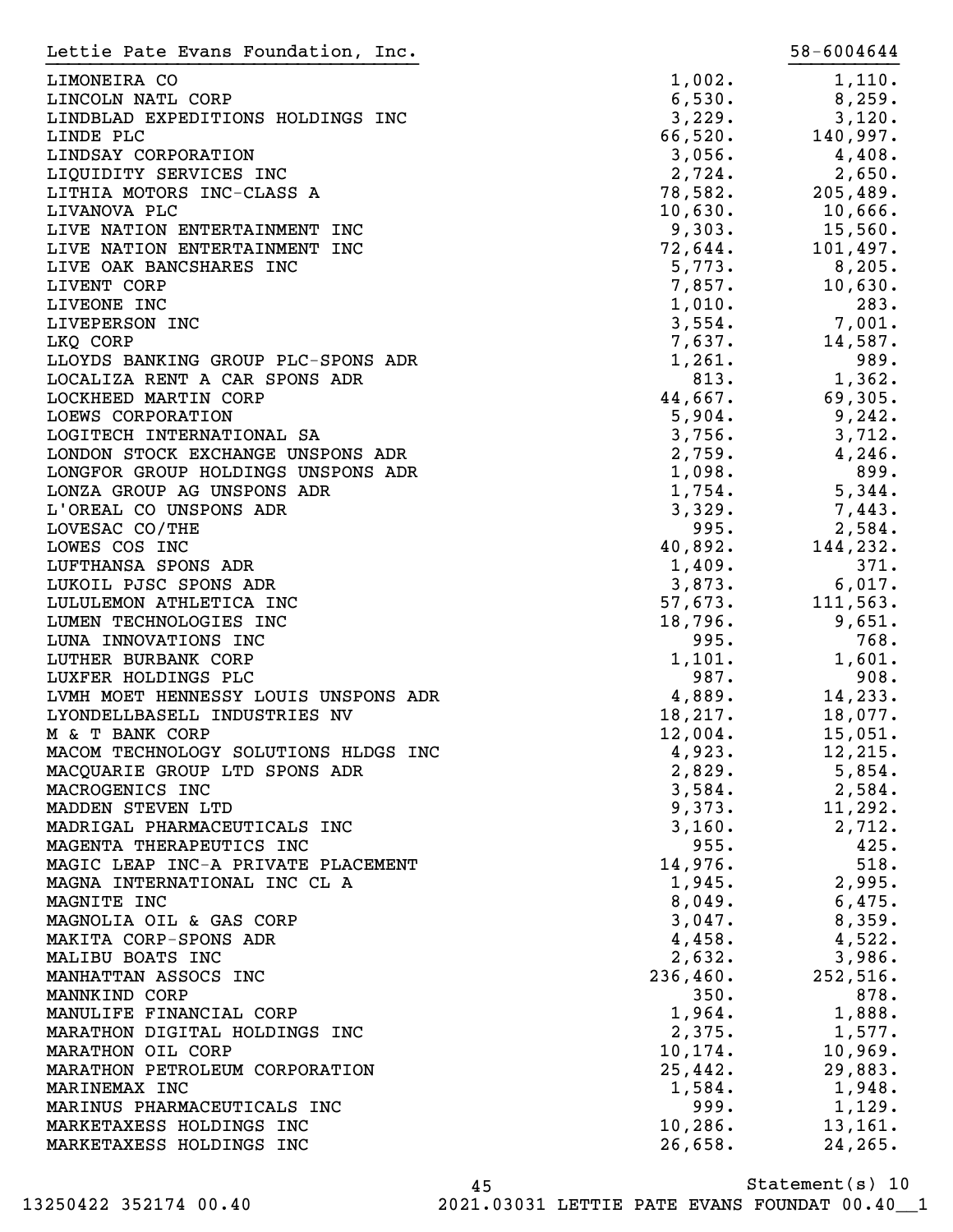Lettie Pate Evans Foundation, Inc. 58-6004644

| | | |
|---|---|---|
| LIMONEIRA CO | 1,002. | 1,110. |
| LINCOLN NATL CORP | 6,530. | 8,259. |
| LINDBLAD EXPEDITIONS HOLDINGS INC | 3,229. | 3,120. |
| LINDE PLC | 66,520. | 140,997. |
| LINDSAY CORPORATION | 3,056. | 4,408. |
| LIQUIDITY SERVICES INC | 2,724. | 2,650. |
| LITHIA MOTORS INC-CLASS A | 78,582. | 205,489. |
| LIVANOVA PLC | 10,630. | 10,666. |
| LIVE NATION ENTERTAINMENT INC | 9,303. | 15,560. |
| LIVE NATION ENTERTAINMENT INC | 72,644. | 101,497. |
| LIVE OAK BANCSHARES INC | 5,773. | 8,205. |
| LIVENT CORP | 7,857. | 10,630. |
| LIVEONE INC | 1,010. | 283. |
| LIVEPERSON INC | 3,554. | 7,001. |
| LKQ CORP | 7,637. | 14,587. |
| LLOYDS BANKING GROUP PLC-SPONS ADR | 1,261. | 989. |
| LOCALIZA RENT A CAR SPONS ADR | 813. | 1,362. |
| LOCKHEED MARTIN CORP | 44,667. | 69,305. |
| LOEWS CORPORATION | 5,904. | 9,242. |
| LOGITECH INTERNATIONAL SA | 3,756. | 3,712. |
| LONDON STOCK EXCHANGE UNSPONS ADR | 2,759. | 4,246. |
| LONGFOR GROUP HOLDINGS UNSPONS ADR | 1,098. | 899. |
| LONZA GROUP AG UNSPONS ADR | 1,754. | 5,344. |
| L'OREAL CO UNSPONS ADR | 3,329. | 7,443. |
| LOVESAC CO/THE | 995. | 2,584. |
| LOWES COS INC | 40,892. | 144,232. |
| LUFTHANSA SPONS ADR | 1,409. | 371. |
| LUKOIL PJSC SPONS ADR | 3,873. | 6,017. |
| LULULEMON ATHLETICA INC | 57,673. | 111,563. |
| LUMEN TECHNOLOGIES INC | 18,796. | 9,651. |
| LUNA INNOVATIONS INC | 995. | 768. |
| LUTHER BURBANK CORP | 1,101. | 1,601. |
| LUXFER HOLDINGS PLC | 987. | 908. |
| LVMH MOET HENNESSY LOUIS UNSPONS ADR | 4,889. | 14,233. |
| LYONDELLBASELL INDUSTRIES NV | 18,217. | 18,077. |
| M & T BANK CORP | 12,004. | 15,051. |
| MACOM TECHNOLOGY SOLUTIONS HLDGS INC | 4,923. | 12,215. |
| MACQUARIE GROUP LTD SPONS ADR | 2,829. | 5,854. |
| MACROGENICS INC | 3,584. | 2,584. |
| MADDEN STEVEN LTD | 9,373. | 11,292. |
| MADRIGAL PHARMACEUTICALS INC | 3,160. | 2,712. |
| MAGENTA THERAPEUTICS INC | 955. | 425. |
| MAGIC LEAP INC-A PRIVATE PLACEMENT | 14,976. | 518. |
| MAGNA INTERNATIONAL INC CL A | 1,945. | 2,995. |
| MAGNITE INC | 8,049. | 6,475. |
| MAGNOLIA OIL & GAS CORP | 3,047. | 8,359. |
| MAKITA CORP-SPONS ADR | 4,458. | 4,522. |
| MALIBU BOATS INC | 2,632. | 3,986. |
| MANHATTAN ASSOCS INC | 236,460. | 252,516. |
| MANNKIND CORP | 350. | 878. |
| MANULIFE FINANCIAL CORP | 1,964. | 1,888. |
| MARATHON DIGITAL HOLDINGS INC | 2,375. | 1,577. |
| MARATHON OIL CORP | 10,174. | 10,969. |
| MARATHON PETROLEUM CORPORATION | 25,442. | 29,883. |
| MARINEMAX INC | 1,584. | 1,948. |
| MARINUS PHARMACEUTICALS INC | 999. | 1,129. |
| MARKETAXESS HOLDINGS INC | 10,286. | 13,161. |
| MARKETAXESS HOLDINGS INC | 26,658. | 24,265. |

Statement(s) 10

13250422 352174 00.40 2021.03031 LETTIE PATE EVANS FOUNDAT 00.40__1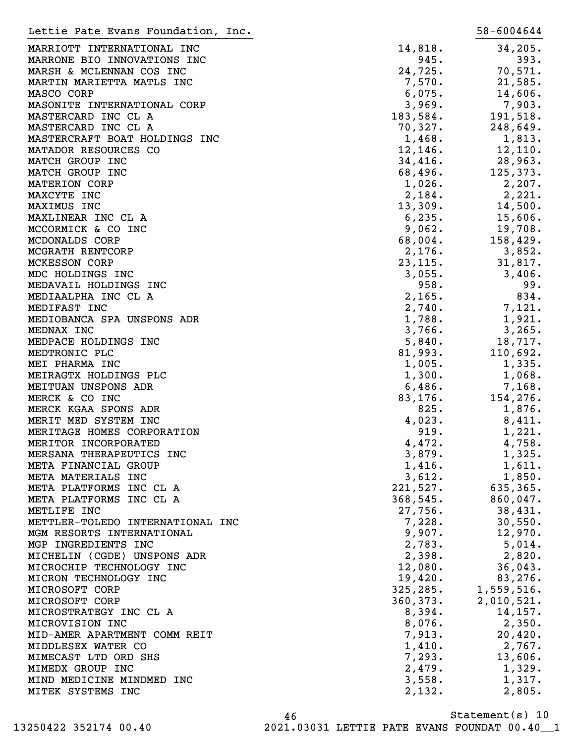Lettie Pate Evans Foundation, Inc. 58-6004644

| | | |
|---|---|---|
| MARRIOTT INTERNATIONAL INC | 14,818. | 34,205. |
| MARRONE BIO INNOVATIONS INC | 945. | 393. |
| MARSH & MCLENNAN COS INC | 24,725. | 70,571. |
| MARTIN MARIETTA MATLS INC | 7,570. | 21,585. |
| MASCO CORP | 6,075. | 14,606. |
| MASONITE INTERNATIONAL CORP | 3,969. | 7,903. |
| MASTERCARD INC CL A | 183,584. | 191,518. |
| MASTERCARD INC CL A | 70,327. | 248,649. |
| MASTERCRAFT BOAT HOLDINGS INC | 1,468. | 1,813. |
| MATADOR RESOURCES CO | 12,146. | 12,110. |
| MATCH GROUP INC | 34,416. | 28,963. |
| MATCH GROUP INC | 68,496. | 125,373. |
| MATERION CORP | 1,026. | 2,207. |
| MAXCYTE INC | 2,184. | 2,221. |
| MAXIMUS INC | 13,309. | 14,500. |
| MAXLINEAR INC CL A | 6,235. | 15,606. |
| MCCORMICK & CO INC | 9,062. | 19,708. |
| MCDONALDS CORP | 68,004. | 158,429. |
| MCGRATH RENTCORP | 2,176. | 3,852. |
| MCKESSON CORP | 23,115. | 31,817. |
| MDC HOLDINGS INC | 3,055. | 3,406. |
| MEDAVAIL HOLDINGS INC | 958. | 99. |
| MEDIAALPHA INC CL A | 2,165. | 834. |
| MEDIFAST INC | 2,740. | 7,121. |
| MEDIOBANCA SPA UNSPONS ADR | 1,788. | 1,921. |
| MEDNAX INC | 3,766. | 3,265. |
| MEDPACE HOLDINGS INC | 5,840. | 18,717. |
| MEDTRONIC PLC | 81,993. | 110,692. |
| MEI PHARMA INC | 1,005. | 1,335. |
| MEIRAGTX HOLDINGS PLC | 1,300. | 1,068. |
| MEITUAN UNSPONS ADR | 6,486. | 7,168. |
| MERCK & CO INC | 83,176. | 154,276. |
| MERCK KGAA SPONS ADR | 825. | 1,876. |
| MERIT MED SYSTEM INC | 4,023. | 8,411. |
| MERITAGE HOMES CORPORATION | 919. | 1,221. |
| MERITOR INCORPORATED | 4,472. | 4,758. |
| MERSANA THERAPEUTICS INC | 3,879. | 1,325. |
| META FINANCIAL GROUP | 1,416. | 1,611. |
| META MATERIALS INC | 3,612. | 1,850. |
| META PLATFORMS INC CL A | 221,527. | 635,365. |
| META PLATFORMS INC CL A | 368,545. | 860,047. |
| METLIFE INC | 27,756. | 38,431. |
| METTLER-TOLEDO INTERNATIONAL INC | 7,228. | 30,550. |
| MGM RESORTS INTERNATIONAL | 9,907. | 12,970. |
| MGP INGREDIENTS INC | 2,783. | 5,014. |
| MICHELIN (CGDE) UNSPONS ADR | 2,398. | 2,820. |
| MICROCHIP TECHNOLOGY INC | 12,080. | 36,043. |
| MICRON TECHNOLOGY INC | 19,420. | 83,276. |
| MICROSOFT CORP | 325,285. | 1,559,516. |
| MICROSOFT CORP | 360,373. | 2,010,521. |
| MICROSTRATEGY INC CL A | 8,394. | 14,157. |
| MICROVISION INC | 8,076. | 2,350. |
| MID-AMER APARTMENT COMM REIT | 7,913. | 20,420. |
| MIDDLESEX WATER CO | 1,410. | 2,767. |
| MIMECAST LTD ORD SHS | 7,293. | 13,606. |
| MIMEDX GROUP INC | 2,479. | 1,329. |
| MIND MEDICINE MINDMED INC | 3,558. | 1,317. |
| MITEK SYSTEMS INC | 2,132. | 2,805. |

Statement(s) 10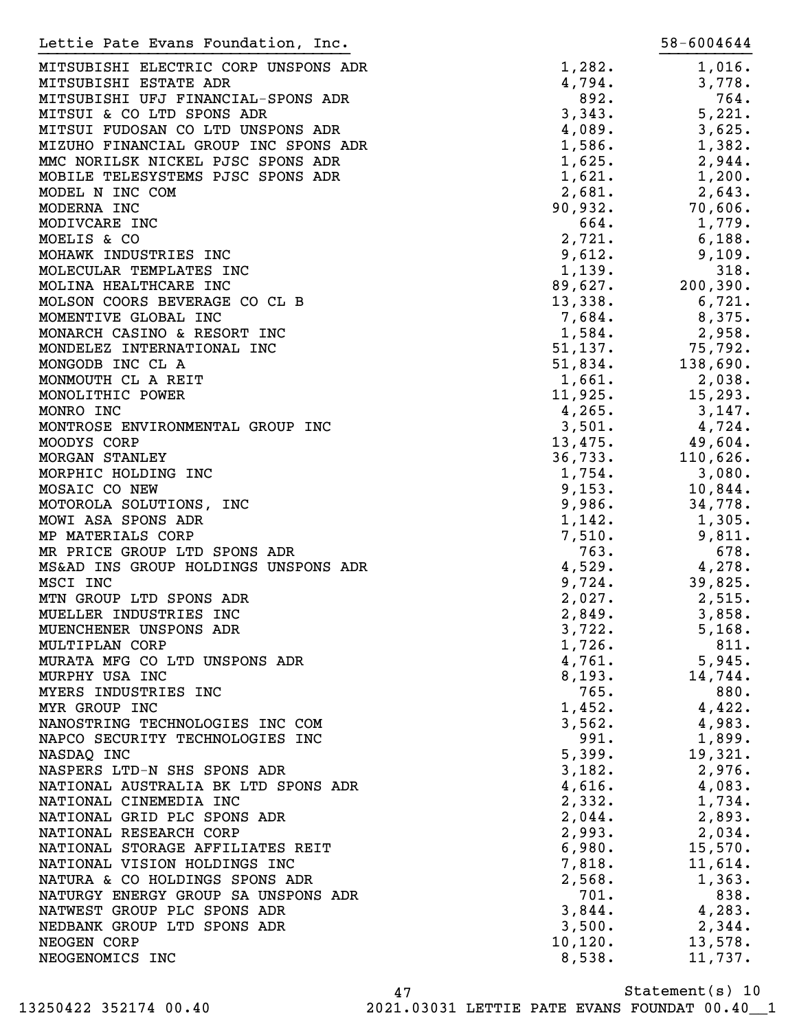Lettie Pate Evans Foundation, Inc. 58-6004644

| | | |
|---|---|---|
| MITSUBISHI ELECTRIC CORP UNSPONS ADR | 1,282. | 1,016. |
| MITSUBISHI ESTATE ADR | 4,794. | 3,778. |
| MITSUBISHI UFJ FINANCIAL-SPONS ADR | 892. | 764. |
| MITSUI & CO LTD SPONS ADR | 3,343. | 5,221. |
| MITSUI FUDOSAN CO LTD UNSPONS ADR | 4,089. | 3,625. |
| MIZUHO FINANCIAL GROUP INC SPONS ADR | 1,586. | 1,382. |
| MMC NORILSK NICKEL PJSC SPONS ADR | 1,625. | 2,944. |
| MOBILE TELESYSTEMS PJSC SPONS ADR | 1,621. | 1,200. |
| MODEL N INC COM | 2,681. | 2,643. |
| MODERNA INC | 90,932. | 70,606. |
| MODIVCARE INC | 664. | 1,779. |
| MOELIS & CO | 2,721. | 6,188. |
| MOHAWK INDUSTRIES INC | 9,612. | 9,109. |
| MOLECULAR TEMPLATES INC | 1,139. | 318. |
| MOLINA HEALTHCARE INC | 89,627. | 200,390. |
| MOLSON COORS BEVERAGE CO CL B | 13,338. | 6,721. |
| MOMENTIVE GLOBAL INC | 7,684. | 8,375. |
| MONARCH CASINO & RESORT INC | 1,584. | 2,958. |
| MONDELEZ INTERNATIONAL INC | 51,137. | 75,792. |
| MONGODB INC CL A | 51,834. | 138,690. |
| MONMOUTH CL A REIT | 1,661. | 2,038. |
| MONOLITHIC POWER | 11,925. | 15,293. |
| MONRO INC | 4,265. | 3,147. |
| MONTROSE ENVIRONMENTAL GROUP INC | 3,501. | 4,724. |
| MOODYS CORP | 13,475. | 49,604. |
| MORGAN STANLEY | 36,733. | 110,626. |
| MORPHIC HOLDING INC | 1,754. | 3,080. |
| MOSAIC CO NEW | 9,153. | 10,844. |
| MOTOROLA SOLUTIONS, INC | 9,986. | 34,778. |
| MOWI ASA SPONS ADR | 1,142. | 1,305. |
| MP MATERIALS CORP | 7,510. | 9,811. |
| MR PRICE GROUP LTD SPONS ADR | 763. | 678. |
| MS&AD INS GROUP HOLDINGS UNSPONS ADR | 4,529. | 4,278. |
| MSCI INC | 9,724. | 39,825. |
| MTN GROUP LTD SPONS ADR | 2,027. | 2,515. |
| MUELLER INDUSTRIES INC | 2,849. | 3,858. |
| MUENCHENER UNSPONS ADR | 3,722. | 5,168. |
| MULTIPLAN CORP | 1,726. | 811. |
| MURATA MFG CO LTD UNSPONS ADR | 4,761. | 5,945. |
| MURPHY USA INC | 8,193. | 14,744. |
| MYERS INDUSTRIES INC | 765. | 880. |
| MYR GROUP INC | 1,452. | 4,422. |
| NANOSTRING TECHNOLOGIES INC COM | 3,562. | 4,983. |
| NAPCO SECURITY TECHNOLOGIES INC | 991. | 1,899. |
| NASDAQ INC | 5,399. | 19,321. |
| NASPERS LTD-N SHS SPONS ADR | 3,182. | 2,976. |
| NATIONAL AUSTRALIA BK LTD SPONS ADR | 4,616. | 4,083. |
| NATIONAL CINEMEDIA INC | 2,332. | 1,734. |
| NATIONAL GRID PLC SPONS ADR | 2,044. | 2,893. |
| NATIONAL RESEARCH CORP | 2,993. | 2,034. |
| NATIONAL STORAGE AFFILIATES REIT | 6,980. | 15,570. |
| NATIONAL VISION HOLDINGS INC | 7,818. | 11,614. |
| NATURA & CO HOLDINGS SPONS ADR | 2,568. | 1,363. |
| NATURGY ENERGY GROUP SA UNSPONS ADR | 701. | 838. |
| NATWEST GROUP PLC SPONS ADR | 3,844. | 4,283. |
| NEDBANK GROUP LTD SPONS ADR | 3,500. | 2,344. |
| NEOGEN CORP | 10,120. | 13,578. |
| NEOGENOMICS INC | 8,538. | 11,737. |

Statement(s) 10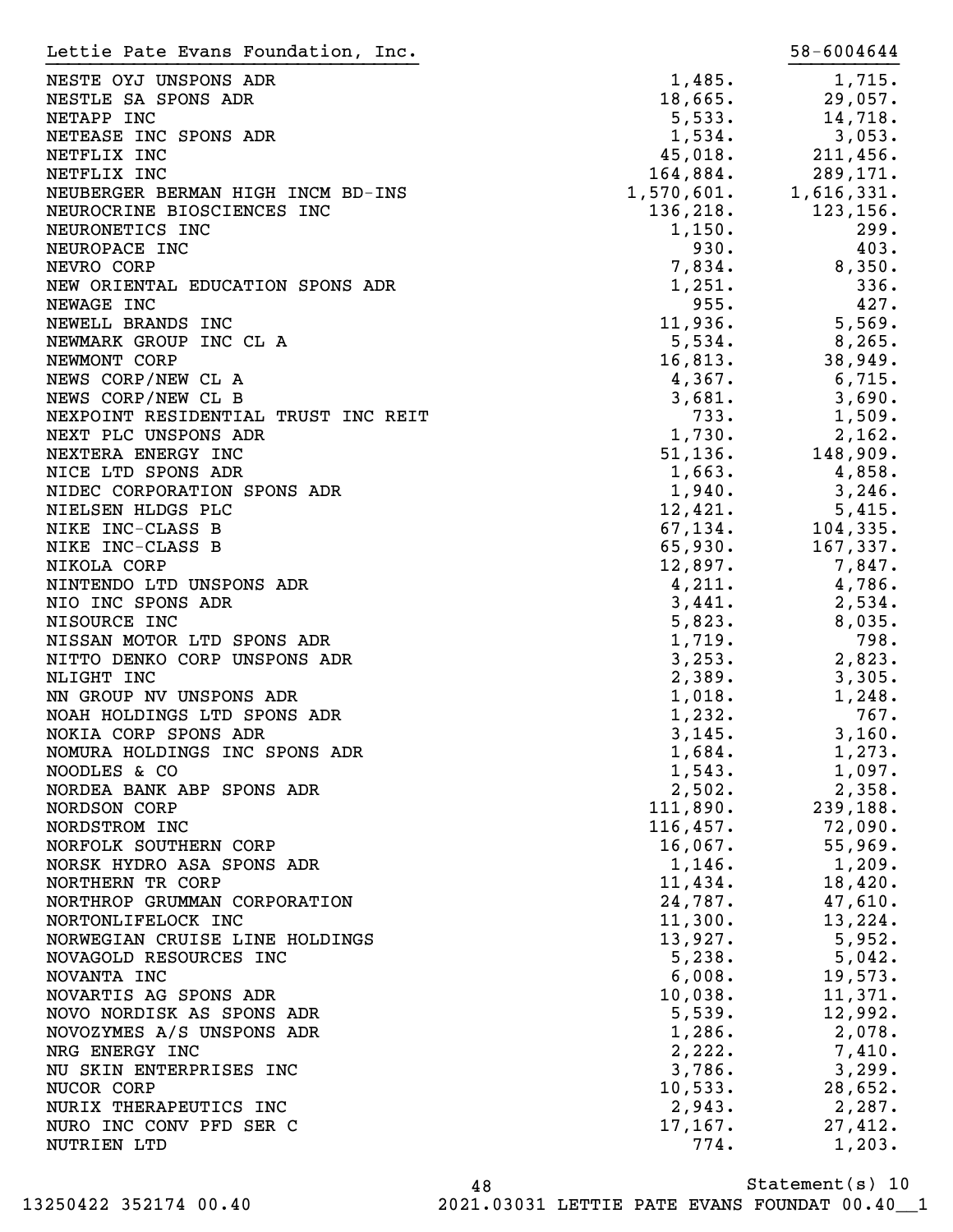Lettie Pate Evans Foundation, Inc. 58-6004644

| | | |
|---|---|---|
| NESTE OYJ UNSPONS ADR | 1,485. | 1,715. |
| NESTLE SA SPONS ADR | 18,665. | 29,057. |
| NETAPP INC | 5,533. | 14,718. |
| NETEASE INC SPONS ADR | 1,534. | 3,053. |
| NETFLIX INC | 45,018. | 211,456. |
| NETFLIX INC | 164,884. | 289,171. |
| NEUBERGER BERMAN HIGH INCM BD-INS | 1,570,601. | 1,616,331. |
| NEUROCRINE BIOSCIENCES INC | 136,218. | 123,156. |
| NEURONETICS INC | 1,150. | 299. |
| NEUROPACE INC | 930. | 403. |
| NEVRO CORP | 7,834. | 8,350. |
| NEW ORIENTAL EDUCATION SPONS ADR | 1,251. | 336. |
| NEWAGE INC | 955. | 427. |
| NEWELL BRANDS INC | 11,936. | 5,569. |
| NEWMARK GROUP INC CL A | 5,534. | 8,265. |
| NEWMONT CORP | 16,813. | 38,949. |
| NEWS CORP/NEW CL A | 4,367. | 6,715. |
| NEWS CORP/NEW CL B | 3,681. | 3,690. |
| NEXPOINT RESIDENTIAL TRUST INC REIT | 733. | 1,509. |
| NEXT PLC UNSPONS ADR | 1,730. | 2,162. |
| NEXTERA ENERGY INC | 51,136. | 148,909. |
| NICE LTD SPONS ADR | 1,663. | 4,858. |
| NIDEC CORPORATION SPONS ADR | 1,940. | 3,246. |
| NIELSEN HLDGS PLC | 12,421. | 5,415. |
| NIKE INC-CLASS B | 67,134. | 104,335. |
| NIKE INC-CLASS B | 65,930. | 167,337. |
| NIKOLA CORP | 12,897. | 7,847. |
| NINTENDO LTD UNSPONS ADR | 4,211. | 4,786. |
| NIO INC SPONS ADR | 3,441. | 2,534. |
| NISOURCE INC | 5,823. | 8,035. |
| NISSAN MOTOR LTD SPONS ADR | 1,719. | 798. |
| NITTO DENKO CORP UNSPONS ADR | 3,253. | 2,823. |
| NLIGHT INC | 2,389. | 3,305. |
| NN GROUP NV UNSPONS ADR | 1,018. | 1,248. |
| NOAH HOLDINGS LTD SPONS ADR | 1,232. | 767. |
| NOKIA CORP SPONS ADR | 3,145. | 3,160. |
| NOMURA HOLDINGS INC SPONS ADR | 1,684. | 1,273. |
| NOODLES & CO | 1,543. | 1,097. |
| NORDEA BANK ABP SPONS ADR | 2,502. | 2,358. |
| NORDSON CORP | 111,890. | 239,188. |
| NORDSTROM INC | 116,457. | 72,090. |
| NORFOLK SOUTHERN CORP | 16,067. | 55,969. |
| NORSK HYDRO ASA SPONS ADR | 1,146. | 1,209. |
| NORTHERN TR CORP | 11,434. | 18,420. |
| NORTHROP GRUMMAN CORPORATION | 24,787. | 47,610. |
| NORTONLIFELOCK INC | 11,300. | 13,224. |
| NORWEGIAN CRUISE LINE HOLDINGS | 13,927. | 5,952. |
| NOVAGOLD RESOURCES INC | 5,238. | 5,042. |
| NOVANTA INC | 6,008. | 19,573. |
| NOVARTIS AG SPONS ADR | 10,038. | 11,371. |
| NOVO NORDISK AS SPONS ADR | 5,539. | 12,992. |
| NOVOZYMES A/S UNSPONS ADR | 1,286. | 2,078. |
| NRG ENERGY INC | 2,222. | 7,410. |
| NU SKIN ENTERPRISES INC | 3,786. | 3,299. |
| NUCOR CORP | 10,533. | 28,652. |
| NURIX THERAPEUTICS INC | 2,943. | 2,287. |
| NURO INC CONV PFD SER C | 17,167. | 27,412. |
| NUTRIEN LTD | 774. | 1,203. |

Statement(s) 10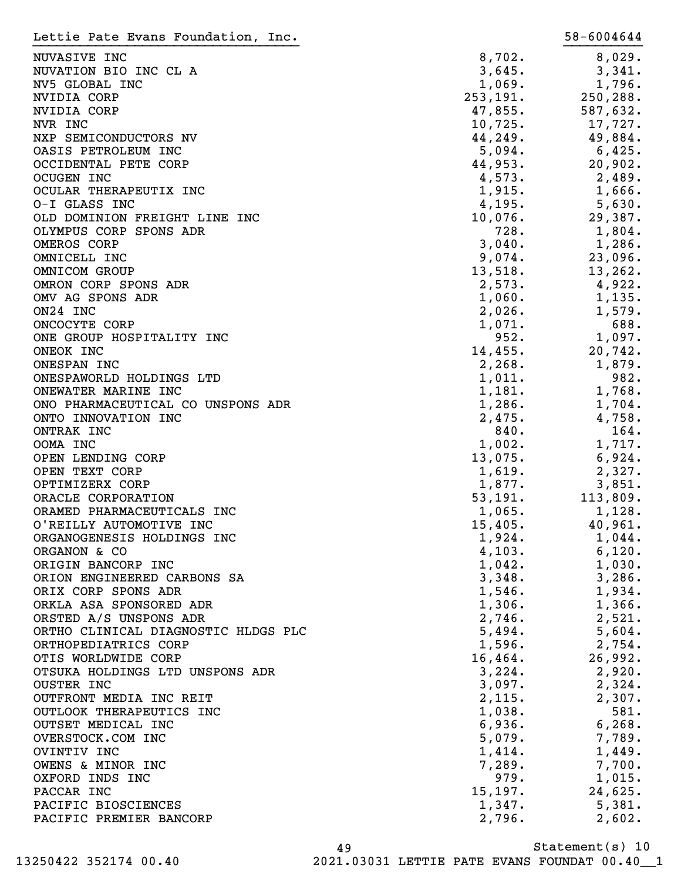Lettie Pate Evans Foundation, Inc. 58-6004644

| | | |
|---|---|---|
| NUVASIVE INC | 8,702. | 8,029. |
| NUVATION BIO INC CL A | 3,645. | 3,341. |
| NV5 GLOBAL INC | 1,069. | 1,796. |
| NVIDIA CORP | 253,191. | 250,288. |
| NVIDIA CORP | 47,855. | 587,632. |
| NVR INC | 10,725. | 17,727. |
| NXP SEMICONDUCTORS NV | 44,249. | 49,884. |
| OASIS PETROLEUM INC | 5,094. | 6,425. |
| OCCIDENTAL PETE CORP | 44,953. | 20,902. |
| OCUGEN INC | 4,573. | 2,489. |
| OCULAR THERAPEUTIX INC | 1,915. | 1,666. |
| O-I GLASS INC | 4,195. | 5,630. |
| OLD DOMINION FREIGHT LINE INC | 10,076. | 29,387. |
| OLYMPUS CORP SPONS ADR | 728. | 1,804. |
| OMEROS CORP | 3,040. | 1,286. |
| OMNICELL INC | 9,074. | 23,096. |
| OMNICOM GROUP | 13,518. | 13,262. |
| OMRON CORP SPONS ADR | 2,573. | 4,922. |
| OMV AG SPONS ADR | 1,060. | 1,135. |
| ON24 INC | 2,026. | 1,579. |
| ONCOCYTE CORP | 1,071. | 688. |
| ONE GROUP HOSPITALITY INC | 952. | 1,097. |
| ONEOK INC | 14,455. | 20,742. |
| ONESPAN INC | 2,268. | 1,879. |
| ONESPAWORLD HOLDINGS LTD | 1,011. | 982. |
| ONEWATER MARINE INC | 1,181. | 1,768. |
| ONO PHARMACEUTICAL CO UNSPONS ADR | 1,286. | 1,704. |
| ONTO INNOVATION INC | 2,475. | 4,758. |
| ONTRAK INC | 840. | 164. |
| OOMA INC | 1,002. | 1,717. |
| OPEN LENDING CORP | 13,075. | 6,924. |
| OPEN TEXT CORP | 1,619. | 2,327. |
| OPTIMIZERX CORP | 1,877. | 3,851. |
| ORACLE CORPORATION | 53,191. | 113,809. |
| ORAMED PHARMACEUTICALS INC | 1,065. | 1,128. |
| O'REILLY AUTOMOTIVE INC | 15,405. | 40,961. |
| ORGANOGENESIS HOLDINGS INC | 1,924. | 1,044. |
| ORGANON & CO | 4,103. | 6,120. |
| ORIGIN BANCORP INC | 1,042. | 1,030. |
| ORION ENGINEERED CARBONS SA | 3,348. | 3,286. |
| ORIX CORP SPONS ADR | 1,546. | 1,934. |
| ORKLA ASA SPONSORED ADR | 1,306. | 1,366. |
| ORSTED A/S UNSPONS ADR | 2,746. | 2,521. |
| ORTHO CLINICAL DIAGNOSTIC HLDGS PLC | 5,494. | 5,604. |
| ORTHOPEDIATRICS CORP | 1,596. | 2,754. |
| OTIS WORLDWIDE CORP | 16,464. | 26,992. |
| OTSUKA HOLDINGS LTD UNSPONS ADR | 3,224. | 2,920. |
| OUSTER INC | 3,097. | 2,324. |
| OUTFRONT MEDIA INC REIT | 2,115. | 2,307. |
| OUTLOOK THERAPEUTICS INC | 1,038. | 581. |
| OUTSET MEDICAL INC | 6,936. | 6,268. |
| OVERSTOCK.COM INC | 5,079. | 7,789. |
| OVINTIV INC | 1,414. | 1,449. |
| OWENS & MINOR INC | 7,289. | 7,700. |
| OXFORD INDS INC | 979. | 1,015. |
| PACCAR INC | 15,197. | 24,625. |
| PACIFIC BIOSCIENCES | 1,347. | 5,381. |
| PACIFIC PREMIER BANCORP | 2,796. | 2,602. |

Statement(s) 10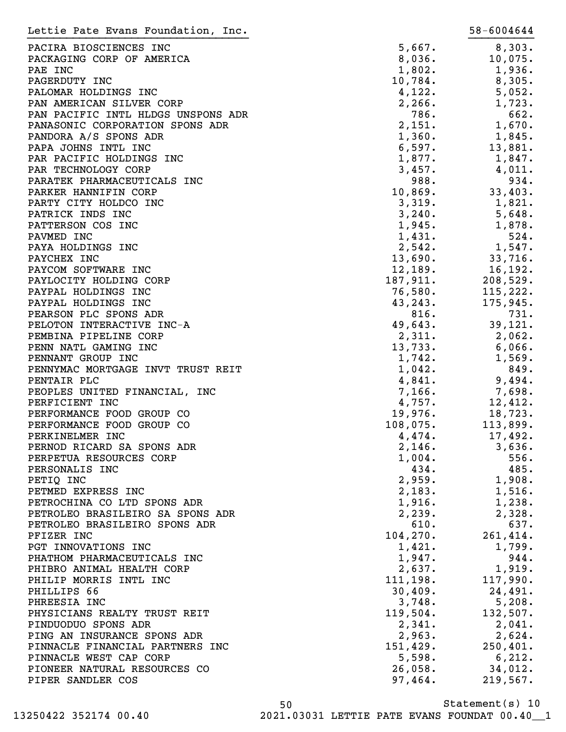Lettie Pate Evans Foundation, Inc. 58-6004644

| | | |
|---|---|---|
| PACIRA BIOSCIENCES INC | 5,667. | 8,303. |
| PACKAGING CORP OF AMERICA | 8,036. | 10,075. |
| PAE INC | 1,802. | 1,936. |
| PAGERDUTY INC | 10,784. | 8,305. |
| PALOMAR HOLDINGS INC | 4,122. | 5,052. |
| PAN AMERICAN SILVER CORP | 2,266. | 1,723. |
| PAN PACIFIC INTL HLDGS UNSPONS ADR | 786. | 662. |
| PANASONIC CORPORATION SPONS ADR | 2,151. | 1,670. |
| PANDORA A/S SPONS ADR | 1,360. | 1,845. |
| PAPA JOHNS INTL INC | 6,597. | 13,881. |
| PAR PACIFIC HOLDINGS INC | 1,877. | 1,847. |
| PAR TECHNOLOGY CORP | 3,457. | 4,011. |
| PARATEK PHARMACEUTICALS INC | 988. | 934. |
| PARKER HANNIFIN CORP | 10,869. | 33,403. |
| PARTY CITY HOLDCO INC | 3,319. | 1,821. |
| PATRICK INDS INC | 3,240. | 5,648. |
| PATTERSON COS INC | 1,945. | 1,878. |
| PAVMED INC | 1,431. | 524. |
| PAYA HOLDINGS INC | 2,542. | 1,547. |
| PAYCHEX INC | 13,690. | 33,716. |
| PAYCOM SOFTWARE INC | 12,189. | 16,192. |
| PAYLOCITY HOLDING CORP | 187,911. | 208,529. |
| PAYPAL HOLDINGS INC | 76,580. | 115,222. |
| PAYPAL HOLDINGS INC | 43,243. | 175,945. |
| PEARSON PLC SPONS ADR | 816. | 731. |
| PELOTON INTERACTIVE INC-A | 49,643. | 39,121. |
| PEMBINA PIPELINE CORP | 2,311. | 2,062. |
| PENN NATL GAMING INC | 13,733. | 6,066. |
| PENNANT GROUP INC | 1,742. | 1,569. |
| PENNYMAC MORTGAGE INVT TRUST REIT | 1,042. | 849. |
| PENTAIR PLC | 4,841. | 9,494. |
| PEOPLES UNITED FINANCIAL, INC | 7,166. | 7,698. |
| PERFICIENT INC | 4,757. | 12,412. |
| PERFORMANCE FOOD GROUP CO | 19,976. | 18,723. |
| PERFORMANCE FOOD GROUP CO | 108,075. | 113,899. |
| PERKINELMER INC | 4,474. | 17,492. |
| PERNOD RICARD SA SPONS ADR | 2,146. | 3,636. |
| PERPETUA RESOURCES CORP | 1,004. | 556. |
| PERSONALIS INC | 434. | 485. |
| PETIQ INC | 2,959. | 1,908. |
| PETMED EXPRESS INC | 2,183. | 1,516. |
| PETROCHINA CO LTD SPONS ADR | 1,916. | 1,238. |
| PETROLEO BRASILEIRO SA SPONS ADR | 2,239. | 2,328. |
| PETROLEO BRASILEIRO SPONS ADR | 610. | 637. |
| PFIZER INC | 104,270. | 261,414. |
| PGT INNOVATIONS INC | 1,421. | 1,799. |
| PHATHOM PHARMACEUTICALS INC | 1,947. | 944. |
| PHIBRO ANIMAL HEALTH CORP | 2,637. | 1,919. |
| PHILIP MORRIS INTL INC | 111,198. | 117,990. |
| PHILLIPS 66 | 30,409. | 24,491. |
| PHREESIA INC | 3,748. | 5,208. |
| PHYSICIANS REALTY TRUST REIT | 119,504. | 132,507. |
| PINDUODUO SPONS ADR | 2,341. | 2,041. |
| PING AN INSURANCE SPONS ADR | 2,963. | 2,624. |
| PINNACLE FINANCIAL PARTNERS INC | 151,429. | 250,401. |
| PINNACLE WEST CAP CORP | 5,598. | 6,212. |
| PIONEER NATURAL RESOURCES CO | 26,058. | 34,012. |
| PIPER SANDLER COS | 97,464. | 219,567. |

Statement(s) 10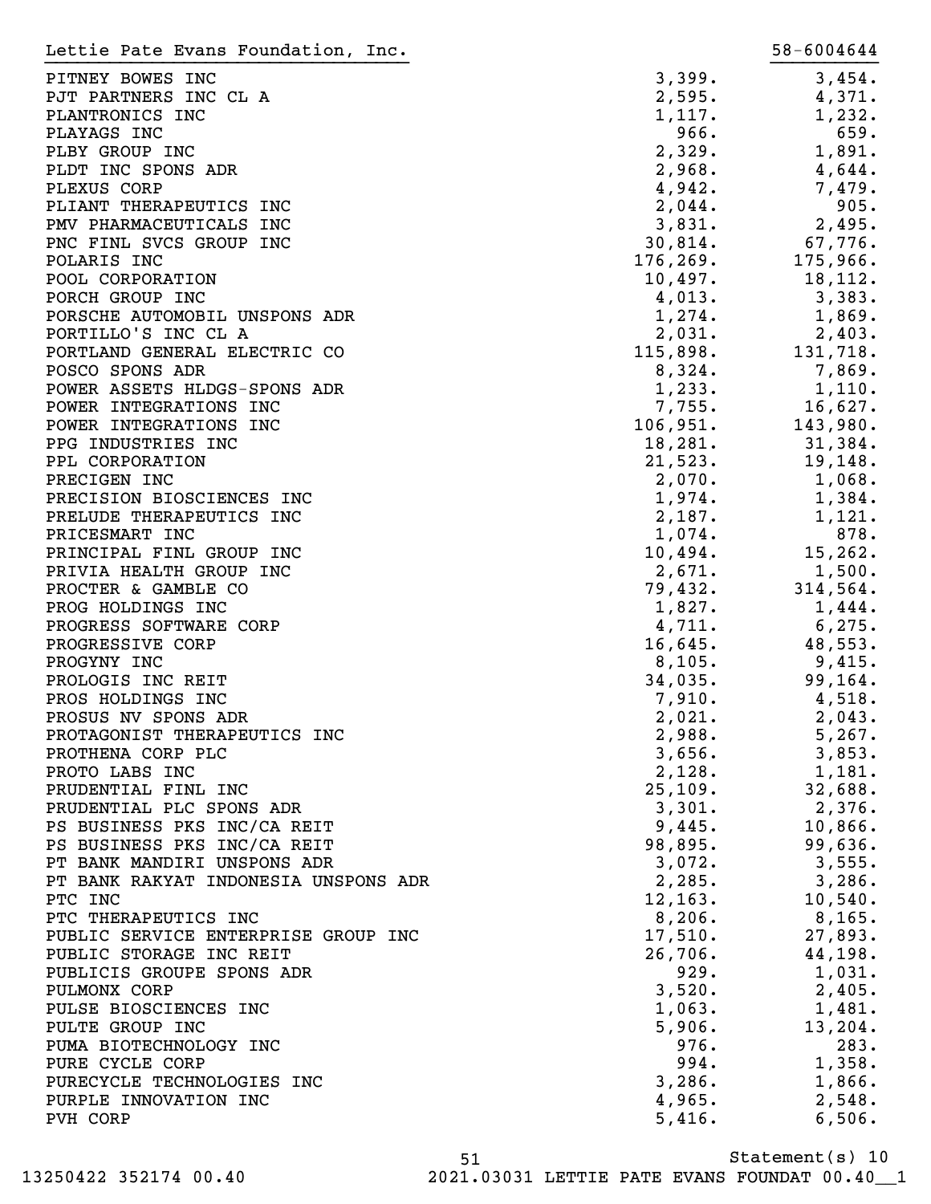Lettie Pate Evans Foundation, Inc. 58-6004644

| | | |
|---|---|---|
| PITNEY BOWES INC | 3,399. | 3,454. |
| PJT PARTNERS INC CL A | 2,595. | 4,371. |
| PLANTRONICS INC | 1,117. | 1,232. |
| PLAYAGS INC | 966. | 659. |
| PLBY GROUP INC | 2,329. | 1,891. |
| PLDT INC SPONS ADR | 2,968. | 4,644. |
| PLEXUS CORP | 4,942. | 7,479. |
| PLIANT THERAPEUTICS INC | 2,044. | 905. |
| PMV PHARMACEUTICALS INC | 3,831. | 2,495. |
| PNC FINL SVCS GROUP INC | 30,814. | 67,776. |
| POLARIS INC | 176,269. | 175,966. |
| POOL CORPORATION | 10,497. | 18,112. |
| PORCH GROUP INC | 4,013. | 3,383. |
| PORSCHE AUTOMOBIL UNSPONS ADR | 1,274. | 1,869. |
| PORTILLO'S INC CL A | 2,031. | 2,403. |
| PORTLAND GENERAL ELECTRIC CO | 115,898. | 131,718. |
| POSCO SPONS ADR | 8,324. | 7,869. |
| POWER ASSETS HLDGS-SPONS ADR | 1,233. | 1,110. |
| POWER INTEGRATIONS INC | 7,755. | 16,627. |
| POWER INTEGRATIONS INC | 106,951. | 143,980. |
| PPG INDUSTRIES INC | 18,281. | 31,384. |
| PPL CORPORATION | 21,523. | 19,148. |
| PRECIGEN INC | 2,070. | 1,068. |
| PRECISION BIOSCIENCES INC | 1,974. | 1,384. |
| PRELUDE THERAPEUTICS INC | 2,187. | 1,121. |
| PRICESMART INC | 1,074. | 878. |
| PRINCIPAL FINL GROUP INC | 10,494. | 15,262. |
| PRIVIA HEALTH GROUP INC | 2,671. | 1,500. |
| PROCTER & GAMBLE CO | 79,432. | 314,564. |
| PROG HOLDINGS INC | 1,827. | 1,444. |
| PROGRESS SOFTWARE CORP | 4,711. | 6,275. |
| PROGRESSIVE CORP | 16,645. | 48,553. |
| PROGYNY INC | 8,105. | 9,415. |
| PROLOGIS INC REIT | 34,035. | 99,164. |
| PROS HOLDINGS INC | 7,910. | 4,518. |
| PROSUS NV SPONS ADR | 2,021. | 2,043. |
| PROTAGONIST THERAPEUTICS INC | 2,988. | 5,267. |
| PROTHENA CORP PLC | 3,656. | 3,853. |
| PROTO LABS INC | 2,128. | 1,181. |
| PRUDENTIAL FINL INC | 25,109. | 32,688. |
| PRUDENTIAL PLC SPONS ADR | 3,301. | 2,376. |
| PS BUSINESS PKS INC/CA REIT | 9,445. | 10,866. |
| PS BUSINESS PKS INC/CA REIT | 98,895. | 99,636. |
| PT BANK MANDIRI UNSPONS ADR | 3,072. | 3,555. |
| PT BANK RAKYAT INDONESIA UNSPONS ADR | 2,285. | 3,286. |
| PTC INC | 12,163. | 10,540. |
| PTC THERAPEUTICS INC | 8,206. | 8,165. |
| PUBLIC SERVICE ENTERPRISE GROUP INC | 17,510. | 27,893. |
| PUBLIC STORAGE INC REIT | 26,706. | 44,198. |
| PUBLICIS GROUPE SPONS ADR | 929. | 1,031. |
| PULMONX CORP | 3,520. | 2,405. |
| PULSE BIOSCIENCES INC | 1,063. | 1,481. |
| PULTE GROUP INC | 5,906. | 13,204. |
| PUMA BIOTECHNOLOGY INC | 976. | 283. |
| PURE CYCLE CORP | 994. | 1,358. |
| PURECYCLE TECHNOLOGIES INC | 3,286. | 1,866. |
| PURPLE INNOVATION INC | 4,965. | 2,548. |
| PVH CORP | 5,416. | 6,506. |

Statement(s) 10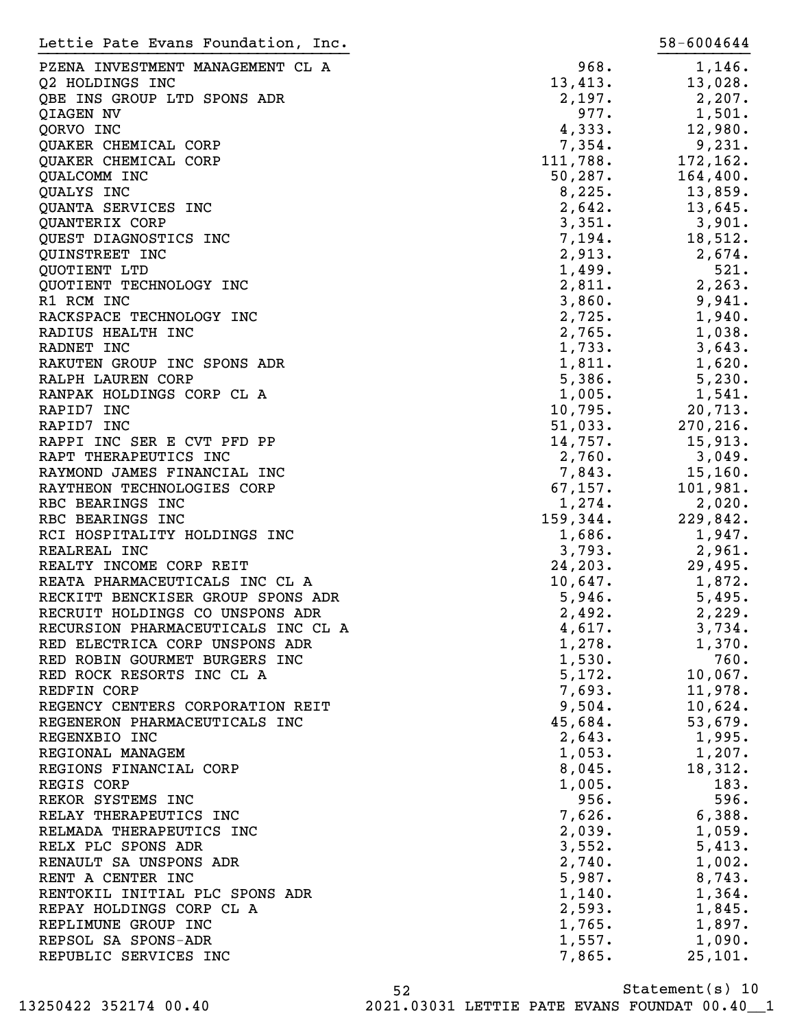Lettie Pate Evans Foundation, Inc. 58-6004644

| | | |
|---|---:|---:|
| PZENA INVESTMENT MANAGEMENT CL A | 968. | 1,146. |
| Q2 HOLDINGS INC | 13,413. | 13,028. |
| QBE INS GROUP LTD SPONS ADR | 2,197. | 2,207. |
| QIAGEN NV | 977. | 1,501. |
| QORVO INC | 4,333. | 12,980. |
| QUAKER CHEMICAL CORP | 7,354. | 9,231. |
| QUAKER CHEMICAL CORP | 111,788. | 172,162. |
| QUALCOMM INC | 50,287. | 164,400. |
| QUALYS INC | 8,225. | 13,859. |
| QUANTA SERVICES INC | 2,642. | 13,645. |
| QUANTERIX CORP | 3,351. | 3,901. |
| QUEST DIAGNOSTICS INC | 7,194. | 18,512. |
| QUINSTREET INC | 2,913. | 2,674. |
| QUOTIENT LTD | 1,499. | 521. |
| QUOTIENT TECHNOLOGY INC | 2,811. | 2,263. |
| R1 RCM INC | 3,860. | 9,941. |
| RACKSPACE TECHNOLOGY INC | 2,725. | 1,940. |
| RADIUS HEALTH INC | 2,765. | 1,038. |
| RADNET INC | 1,733. | 3,643. |
| RAKUTEN GROUP INC SPONS ADR | 1,811. | 1,620. |
| RALPH LAUREN CORP | 5,386. | 5,230. |
| RANPAK HOLDINGS CORP CL A | 1,005. | 1,541. |
| RAPID7 INC | 10,795. | 20,713. |
| RAPID7 INC | 51,033. | 270,216. |
| RAPPI INC SER E CVT PFD PP | 14,757. | 15,913. |
| RAPT THERAPEUTICS INC | 2,760. | 3,049. |
| RAYMOND JAMES FINANCIAL INC | 7,843. | 15,160. |
| RAYTHEON TECHNOLOGIES CORP | 67,157. | 101,981. |
| RBC BEARINGS INC | 1,274. | 2,020. |
| RBC BEARINGS INC | 159,344. | 229,842. |
| RCI HOSPITALITY HOLDINGS INC | 1,686. | 1,947. |
| REALREAL INC | 3,793. | 2,961. |
| REALTY INCOME CORP REIT | 24,203. | 29,495. |
| REATA PHARMACEUTICALS INC CL A | 10,647. | 1,872. |
| RECKITT BENCKISER GROUP SPONS ADR | 5,946. | 5,495. |
| RECRUIT HOLDINGS CO UNSPONS ADR | 2,492. | 2,229. |
| RECURSION PHARMACEUTICALS INC CL A | 4,617. | 3,734. |
| RED ELECTRICA CORP UNSPONS ADR | 1,278. | 1,370. |
| RED ROBIN GOURMET BURGERS INC | 1,530. | 760. |
| RED ROCK RESORTS INC CL A | 5,172. | 10,067. |
| REDFIN CORP | 7,693. | 11,978. |
| REGENCY CENTERS CORPORATION REIT | 9,504. | 10,624. |
| REGENERON PHARMACEUTICALS INC | 45,684. | 53,679. |
| REGENXBIO INC | 2,643. | 1,995. |
| REGIONAL MANAGEM | 1,053. | 1,207. |
| REGIONS FINANCIAL CORP | 8,045. | 18,312. |
| REGIS CORP | 1,005. | 183. |
| REKOR SYSTEMS INC | 956. | 596. |
| RELAY THERAPEUTICS INC | 7,626. | 6,388. |
| RELMADA THERAPEUTICS INC | 2,039. | 1,059. |
| RELX PLC SPONS ADR | 3,552. | 5,413. |
| RENAULT SA UNSPONS ADR | 2,740. | 1,002. |
| RENT A CENTER INC | 5,987. | 8,743. |
| RENTOKIL INITIAL PLC SPONS ADR | 1,140. | 1,364. |
| REPAY HOLDINGS CORP CL A | 2,593. | 1,845. |
| REPLIMUNE GROUP INC | 1,765. | 1,897. |
| REPSOL SA SPONS-ADR | 1,557. | 1,090. |
| REPUBLIC SERVICES INC | 7,865. | 25,101. |

Statement(s) 10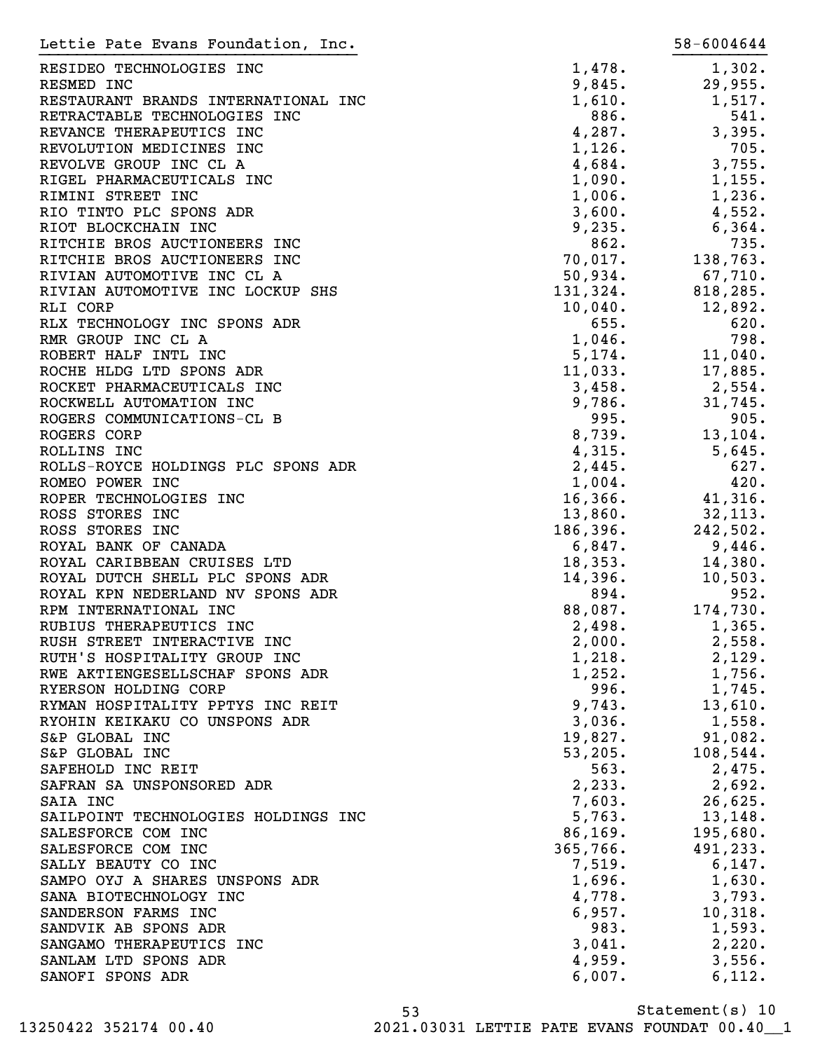Lettie Pate Evans Foundation, Inc. 58-6004644

| | | |
|---|---|---|
| RESIDEO TECHNOLOGIES INC | 1,478. | 1,302. |
| RESMED INC | 9,845. | 29,955. |
| RESTAURANT BRANDS INTERNATIONAL INC | 1,610. | 1,517. |
| RETRACTABLE TECHNOLOGIES INC | 886. | 541. |
| REVANCE THERAPEUTICS INC | 4,287. | 3,395. |
| REVOLUTION MEDICINES INC | 1,126. | 705. |
| REVOLVE GROUP INC CL A | 4,684. | 3,755. |
| RIGEL PHARMACEUTICALS INC | 1,090. | 1,155. |
| RIMINI STREET INC | 1,006. | 1,236. |
| RIO TINTO PLC SPONS ADR | 3,600. | 4,552. |
| RIOT BLOCKCHAIN INC | 9,235. | 6,364. |
| RITCHIE BROS AUCTIONEERS INC | 862. | 735. |
| RITCHIE BROS AUCTIONEERS INC | 70,017. | 138,763. |
| RIVIAN AUTOMOTIVE INC CL A | 50,934. | 67,710. |
| RIVIAN AUTOMOTIVE INC LOCKUP SHS | 131,324. | 818,285. |
| RLI CORP | 10,040. | 12,892. |
| RLX TECHNOLOGY INC SPONS ADR | 655. | 620. |
| RMR GROUP INC CL A | 1,046. | 798. |
| ROBERT HALF INTL INC | 5,174. | 11,040. |
| ROCHE HLDG LTD SPONS ADR | 11,033. | 17,885. |
| ROCKET PHARMACEUTICALS INC | 3,458. | 2,554. |
| ROCKWELL AUTOMATION INC | 9,786. | 31,745. |
| ROGERS COMMUNICATIONS-CL B | 995. | 905. |
| ROGERS CORP | 8,739. | 13,104. |
| ROLLINS INC | 4,315. | 5,645. |
| ROLLS-ROYCE HOLDINGS PLC SPONS ADR | 2,445. | 627. |
| ROMEO POWER INC | 1,004. | 420. |
| ROPER TECHNOLOGIES INC | 16,366. | 41,316. |
| ROSS STORES INC | 13,860. | 32,113. |
| ROSS STORES INC | 186,396. | 242,502. |
| ROYAL BANK OF CANADA | 6,847. | 9,446. |
| ROYAL CARIBBEAN CRUISES LTD | 18,353. | 14,380. |
| ROYAL DUTCH SHELL PLC SPONS ADR | 14,396. | 10,503. |
| ROYAL KPN NEDERLAND NV SPONS ADR | 894. | 952. |
| RPM INTERNATIONAL INC | 88,087. | 174,730. |
| RUBIUS THERAPEUTICS INC | 2,498. | 1,365. |
| RUSH STREET INTERACTIVE INC | 2,000. | 2,558. |
| RUTH'S HOSPITALITY GROUP INC | 1,218. | 2,129. |
| RWE AKTIENGESELLSCHAF SPONS ADR | 1,252. | 1,756. |
| RYERSON HOLDING CORP | 996. | 1,745. |
| RYMAN HOSPITALITY PPTYS INC REIT | 9,743. | 13,610. |
| RYOHIN KEIKAKU CO UNSPONS ADR | 3,036. | 1,558. |
| S&P GLOBAL INC | 19,827. | 91,082. |
| S&P GLOBAL INC | 53,205. | 108,544. |
| SAFEHOLD INC REIT | 563. | 2,475. |
| SAFRAN SA UNSPONSORED ADR | 2,233. | 2,692. |
| SAIA INC | 7,603. | 26,625. |
| SAILPOINT TECHNOLOGIES HOLDINGS INC | 5,763. | 13,148. |
| SALESFORCE COM INC | 86,169. | 195,680. |
| SALESFORCE COM INC | 365,766. | 491,233. |
| SALLY BEAUTY CO INC | 7,519. | 6,147. |
| SAMPO OYJ A SHARES UNSPONS ADR | 1,696. | 1,630. |
| SANA BIOTECHNOLOGY INC | 4,778. | 3,793. |
| SANDERSON FARMS INC | 6,957. | 10,318. |
| SANDVIK AB SPONS ADR | 983. | 1,593. |
| SANGAMO THERAPEUTICS INC | 3,041. | 2,220. |
| SANLAM LTD SPONS ADR | 4,959. | 3,556. |
| SANOFI SPONS ADR | 6,007. | 6,112. |

Statement(s) 10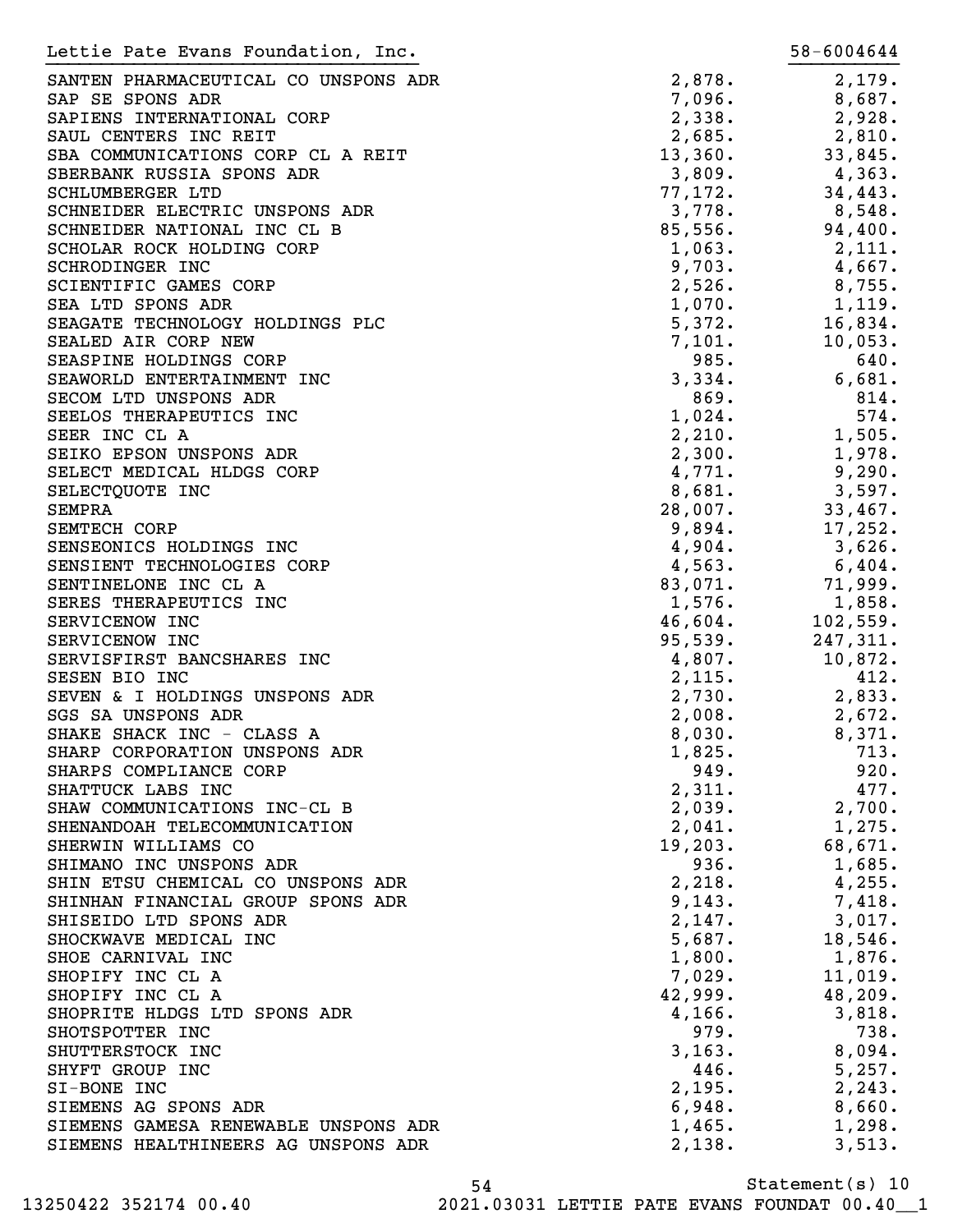Lettie Pate Evans Foundation, Inc. 58-6004644

| | | |
|---|---|---|
| SANTEN PHARMACEUTICAL CO UNSPONS ADR | 2,878. | 2,179. |
| SAP SE SPONS ADR | 7,096. | 8,687. |
| SAPIENS INTERNATIONAL CORP | 2,338. | 2,928. |
| SAUL CENTERS INC REIT | 2,685. | 2,810. |
| SBA COMMUNICATIONS CORP CL A REIT | 13,360. | 33,845. |
| SBERBANK RUSSIA SPONS ADR | 3,809. | 4,363. |
| SCHLUMBERGER LTD | 77,172. | 34,443. |
| SCHNEIDER ELECTRIC UNSPONS ADR | 3,778. | 8,548. |
| SCHNEIDER NATIONAL INC CL B | 85,556. | 94,400. |
| SCHOLAR ROCK HOLDING CORP | 1,063. | 2,111. |
| SCHRODINGER INC | 9,703. | 4,667. |
| SCIENTIFIC GAMES CORP | 2,526. | 8,755. |
| SEA LTD SPONS ADR | 1,070. | 1,119. |
| SEAGATE TECHNOLOGY HOLDINGS PLC | 5,372. | 16,834. |
| SEALED AIR CORP NEW | 7,101. | 10,053. |
| SEASPINE HOLDINGS CORP | 985. | 640. |
| SEAWORLD ENTERTAINMENT INC | 3,334. | 6,681. |
| SECOM LTD UNSPONS ADR | 869. | 814. |
| SEELOS THERAPEUTICS INC | 1,024. | 574. |
| SEER INC CL A | 2,210. | 1,505. |
| SEIKO EPSON UNSPONS ADR | 2,300. | 1,978. |
| SELECT MEDICAL HLDGS CORP | 4,771. | 9,290. |
| SELECTQUOTE INC | 8,681. | 3,597. |
| SEMPRA | 28,007. | 33,467. |
| SEMTECH CORP | 9,894. | 17,252. |
| SENSEONICS HOLDINGS INC | 4,904. | 3,626. |
| SENSIENT TECHNOLOGIES CORP | 4,563. | 6,404. |
| SENTINELONE INC CL A | 83,071. | 71,999. |
| SERES THERAPEUTICS INC | 1,576. | 1,858. |
| SERVICENOW INC | 46,604. | 102,559. |
| SERVICENOW INC | 95,539. | 247,311. |
| SERVISFIRST BANCSHARES INC | 4,807. | 10,872. |
| SESEN BIO INC | 2,115. | 412. |
| SEVEN & I HOLDINGS UNSPONS ADR | 2,730. | 2,833. |
| SGS SA UNSPONS ADR | 2,008. | 2,672. |
| SHAKE SHACK INC - CLASS A | 8,030. | 8,371. |
| SHARP CORPORATION UNSPONS ADR | 1,825. | 713. |
| SHARPS COMPLIANCE CORP | 949. | 920. |
| SHATTUCK LABS INC | 2,311. | 477. |
| SHAW COMMUNICATIONS INC-CL B | 2,039. | 2,700. |
| SHENANDOAH TELECOMMUNICATION | 2,041. | 1,275. |
| SHERWIN WILLIAMS CO | 19,203. | 68,671. |
| SHIMANO INC UNSPONS ADR | 936. | 1,685. |
| SHIN ETSU CHEMICAL CO UNSPONS ADR | 2,218. | 4,255. |
| SHINHAN FINANCIAL GROUP SPONS ADR | 9,143. | 7,418. |
| SHISEIDO LTD SPONS ADR | 2,147. | 3,017. |
| SHOCKWAVE MEDICAL INC | 5,687. | 18,546. |
| SHOE CARNIVAL INC | 1,800. | 1,876. |
| SHOPIFY INC CL A | 7,029. | 11,019. |
| SHOPIFY INC CL A | 42,999. | 48,209. |
| SHOPRITE HLDGS LTD SPONS ADR | 4,166. | 3,818. |
| SHOTSPOTTER INC | 979. | 738. |
| SHUTTERSTOCK INC | 3,163. | 8,094. |
| SHYFT GROUP INC | 446. | 5,257. |
| SI-BONE INC | 2,195. | 2,243. |
| SIEMENS AG SPONS ADR | 6,948. | 8,660. |
| SIEMENS GAMESA RENEWABLE UNSPONS ADR | 1,465. | 1,298. |
| SIEMENS HEALTHINEERS AG UNSPONS ADR | 2,138. | 3,513. |

Statement(s) 10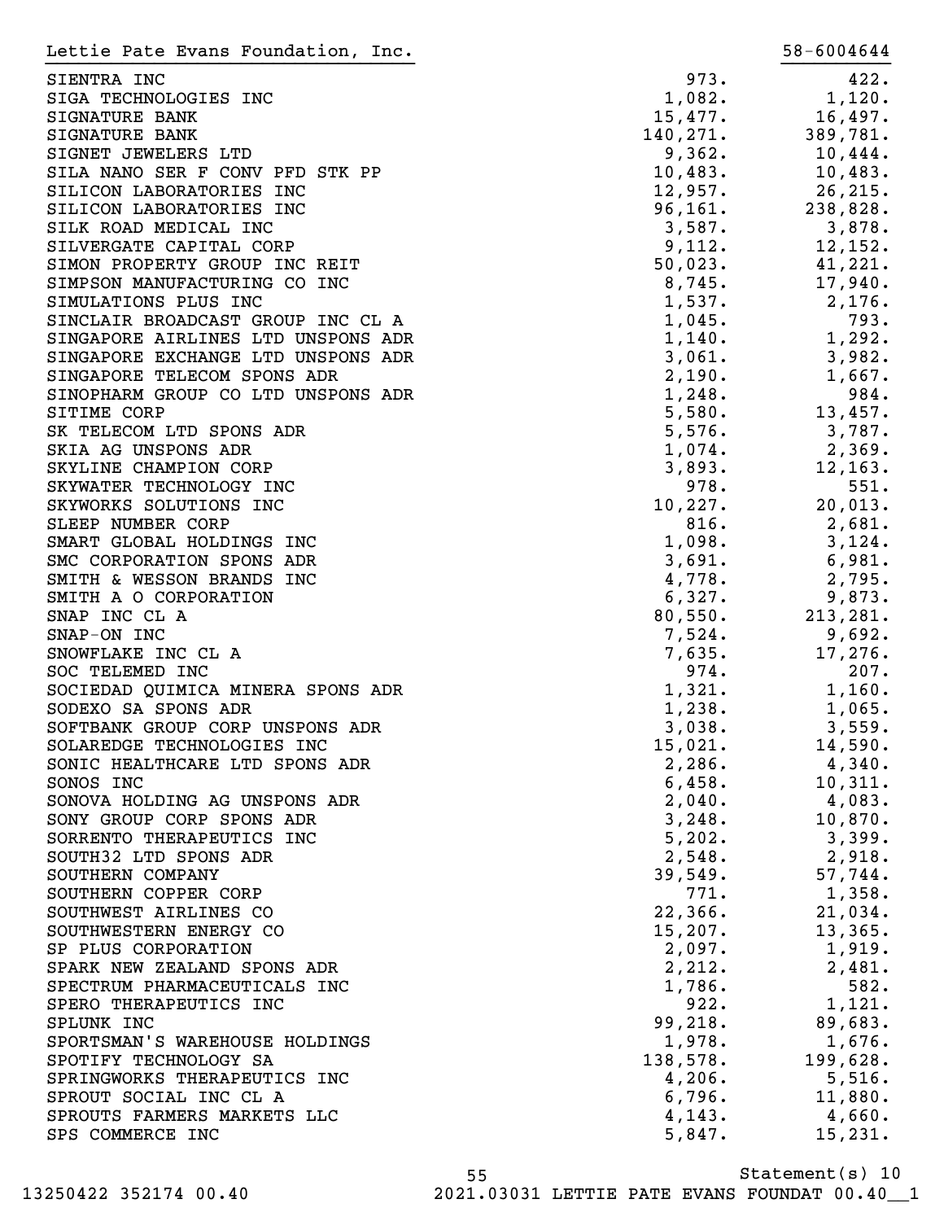| Lettie Pate Evans Foundation, Inc. | | 58-6004644 |
|---|---|---|
| SIENTRA INC | 973. | 422. |
| SIGA TECHNOLOGIES INC | 1,082. | 1,120. |
| SIGNATURE BANK | 15,477. | 16,497. |
| SIGNATURE BANK | 140,271. | 389,781. |
| SIGNET JEWELERS LTD | 9,362. | 10,444. |
| SILA NANO SER F CONV PFD STK PP | 10,483. | 10,483. |
| SILICON LABORATORIES INC | 12,957. | 26,215. |
| SILICON LABORATORIES INC | 96,161. | 238,828. |
| SILK ROAD MEDICAL INC | 3,587. | 3,878. |
| SILVERGATE CAPITAL CORP | 9,112. | 12,152. |
| SIMON PROPERTY GROUP INC REIT | 50,023. | 41,221. |
| SIMPSON MANUFACTURING CO INC | 8,745. | 17,940. |
| SIMULATIONS PLUS INC | 1,537. | 2,176. |
| SINCLAIR BROADCAST GROUP INC CL A | 1,045. | 793. |
| SINGAPORE AIRLINES LTD UNSPONS ADR | 1,140. | 1,292. |
| SINGAPORE EXCHANGE LTD UNSPONS ADR | 3,061. | 3,982. |
| SINGAPORE TELECOM SPONS ADR | 2,190. | 1,667. |
| SINOPHARM GROUP CO LTD UNSPONS ADR | 1,248. | 984. |
| SITIME CORP | 5,580. | 13,457. |
| SK TELECOM LTD SPONS ADR | 5,576. | 3,787. |
| SKIA AG UNSPONS ADR | 1,074. | 2,369. |
| SKYLINE CHAMPION CORP | 3,893. | 12,163. |
| SKYWATER TECHNOLOGY INC | 978. | 551. |
| SKYWORKS SOLUTIONS INC | 10,227. | 20,013. |
| SLEEP NUMBER CORP | 816. | 2,681. |
| SMART GLOBAL HOLDINGS INC | 1,098. | 3,124. |
| SMC CORPORATION SPONS ADR | 3,691. | 6,981. |
| SMITH & WESSON BRANDS INC | 4,778. | 2,795. |
| SMITH A O CORPORATION | 6,327. | 9,873. |
| SNAP INC CL A | 80,550. | 213,281. |
| SNAP-ON INC | 7,524. | 9,692. |
| SNOWFLAKE INC CL A | 7,635. | 17,276. |
| SOC TELEMED INC | 974. | 207. |
| SOCIEDAD QUIMICA MINERA SPONS ADR | 1,321. | 1,160. |
| SODEXO SA SPONS ADR | 1,238. | 1,065. |
| SOFTBANK GROUP CORP UNSPONS ADR | 3,038. | 3,559. |
| SOLAREDGE TECHNOLOGIES INC | 15,021. | 14,590. |
| SONIC HEALTHCARE LTD SPONS ADR | 2,286. | 4,340. |
| SONOS INC | 6,458. | 10,311. |
| SONOVA HOLDING AG UNSPONS ADR | 2,040. | 4,083. |
| SONY GROUP CORP SPONS ADR | 3,248. | 10,870. |
| SORRENTO THERAPEUTICS INC | 5,202. | 3,399. |
| SOUTH32 LTD SPONS ADR | 2,548. | 2,918. |
| SOUTHERN COMPANY | 39,549. | 57,744. |
| SOUTHERN COPPER CORP | 771. | 1,358. |
| SOUTHWEST AIRLINES CO | 22,366. | 21,034. |
| SOUTHWESTERN ENERGY CO | 15,207. | 13,365. |
| SP PLUS CORPORATION | 2,097. | 1,919. |
| SPARK NEW ZEALAND SPONS ADR | 2,212. | 2,481. |
| SPECTRUM PHARMACEUTICALS INC | 1,786. | 582. |
| SPERO THERAPEUTICS INC | 922. | 1,121. |
| SPLUNK INC | 99,218. | 89,683. |
| SPORTSMAN'S WAREHOUSE HOLDINGS | 1,978. | 1,676. |
| SPOTIFY TECHNOLOGY SA | 138,578. | 199,628. |
| SPRINGWORKS THERAPEUTICS INC | 4,206. | 5,516. |
| SPROUT SOCIAL INC CL A | 6,796. | 11,880. |
| SPROUTS FARMERS MARKETS LLC | 4,143. | 4,660. |
| SPS COMMERCE INC | 5,847. | 15,231. |

Statement(s) 10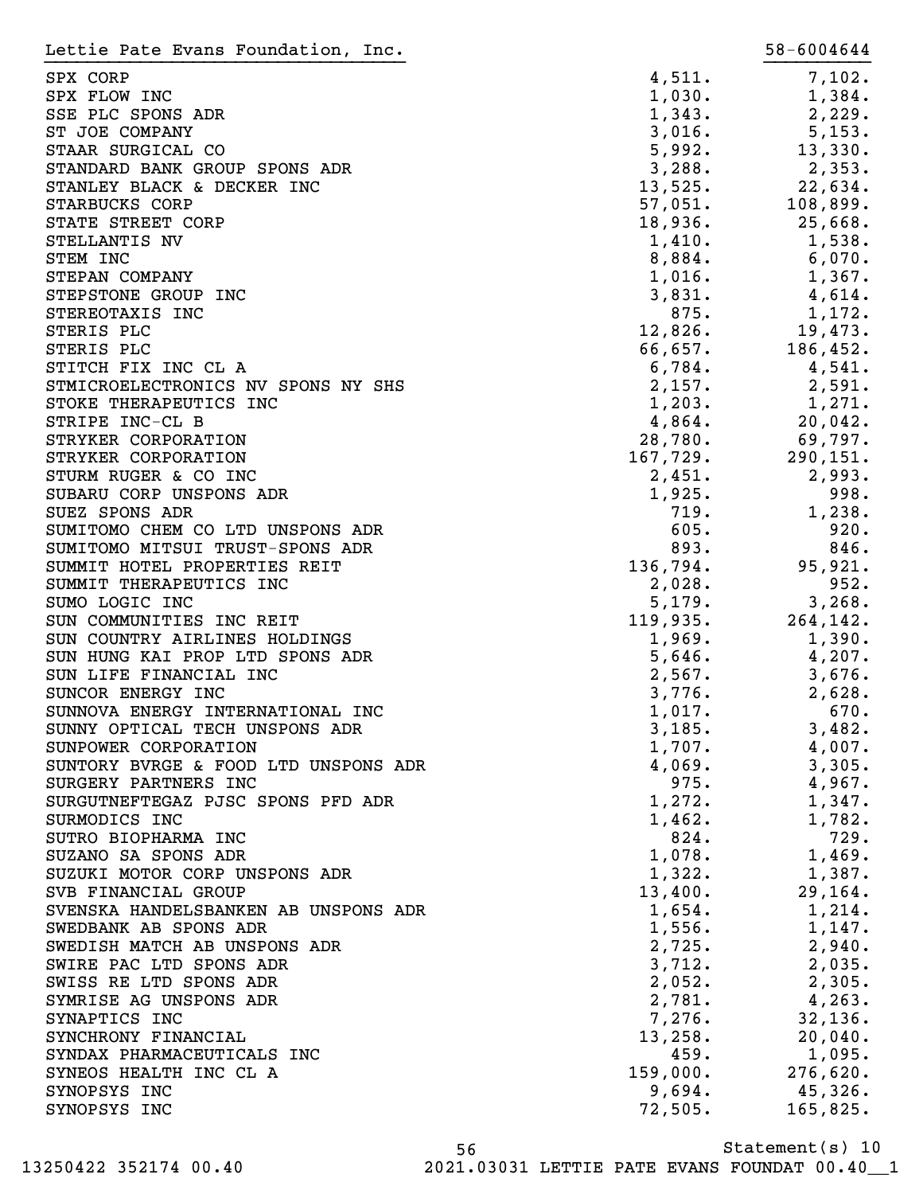Lettie Pate Evans Foundation, Inc. 58-6004644

| | | |
|---|---|---|
| SPX CORP | 4,511. | 7,102. |
| SPX FLOW INC | 1,030. | 1,384. |
| SSE PLC SPONS ADR | 1,343. | 2,229. |
| ST JOE COMPANY | 3,016. | 5,153. |
| STAAR SURGICAL CO | 5,992. | 13,330. |
| STANDARD BANK GROUP SPONS ADR | 3,288. | 2,353. |
| STANLEY BLACK & DECKER INC | 13,525. | 22,634. |
| STARBUCKS CORP | 57,051. | 108,899. |
| STATE STREET CORP | 18,936. | 25,668. |
| STELLANTIS NV | 1,410. | 1,538. |
| STEM INC | 8,884. | 6,070. |
| STEPAN COMPANY | 1,016. | 1,367. |
| STEPSTONE GROUP INC | 3,831. | 4,614. |
| STEREOTAXIS INC | 875. | 1,172. |
| STERIS PLC | 12,826. | 19,473. |
| STERIS PLC | 66,657. | 186,452. |
| STITCH FIX INC CL A | 6,784. | 4,541. |
| STMICROELECTRONICS NV SPONS NY SHS | 2,157. | 2,591. |
| STOKE THERAPEUTICS INC | 1,203. | 1,271. |
| STRIPE INC-CL B | 4,864. | 20,042. |
| STRYKER CORPORATION | 28,780. | 69,797. |
| STRYKER CORPORATION | 167,729. | 290,151. |
| STURM RUGER & CO INC | 2,451. | 2,993. |
| SUBARU CORP UNSPONS ADR | 1,925. | 998. |
| SUEZ SPONS ADR | 719. | 1,238. |
| SUMITOMO CHEM CO LTD UNSPONS ADR | 605. | 920. |
| SUMITOMO MITSUI TRUST-SPONS ADR | 893. | 846. |
| SUMMIT HOTEL PROPERTIES REIT | 136,794. | 95,921. |
| SUMMIT THERAPEUTICS INC | 2,028. | 952. |
| SUMO LOGIC INC | 5,179. | 3,268. |
| SUN COMMUNITIES INC REIT | 119,935. | 264,142. |
| SUN COUNTRY AIRLINES HOLDINGS | 1,969. | 1,390. |
| SUN HUNG KAI PROP LTD SPONS ADR | 5,646. | 4,207. |
| SUN LIFE FINANCIAL INC | 2,567. | 3,676. |
| SUNCOR ENERGY INC | 3,776. | 2,628. |
| SUNNOVA ENERGY INTERNATIONAL INC | 1,017. | 670. |
| SUNNY OPTICAL TECH UNSPONS ADR | 3,185. | 3,482. |
| SUNPOWER CORPORATION | 1,707. | 4,007. |
| SUNTORY BVRGE & FOOD LTD UNSPONS ADR | 4,069. | 3,305. |
| SURGERY PARTNERS INC | 975. | 4,967. |
| SURGUTNEFTEGAZ PJSC SPONS PFD ADR | 1,272. | 1,347. |
| SURMODICS INC | 1,462. | 1,782. |
| SUTRO BIOPHARMA INC | 824. | 729. |
| SUZANO SA SPONS ADR | 1,078. | 1,469. |
| SUZUKI MOTOR CORP UNSPONS ADR | 1,322. | 1,387. |
| SVB FINANCIAL GROUP | 13,400. | 29,164. |
| SVENSKA HANDELSBANKEN AB UNSPONS ADR | 1,654. | 1,214. |
| SWEDBANK AB SPONS ADR | 1,556. | 1,147. |
| SWEDISH MATCH AB UNSPONS ADR | 2,725. | 2,940. |
| SWIRE PAC LTD SPONS ADR | 3,712. | 2,035. |
| SWISS RE LTD SPONS ADR | 2,052. | 2,305. |
| SYMRISE AG UNSPONS ADR | 2,781. | 4,263. |
| SYNAPTICS INC | 7,276. | 32,136. |
| SYNCHRONY FINANCIAL | 13,258. | 20,040. |
| SYNDAX PHARMACEUTICALS INC | 459. | 1,095. |
| SYNEOS HEALTH INC CL A | 159,000. | 276,620. |
| SYNOPSYS INC | 9,694. | 45,326. |
| SYNOPSYS INC | 72,505. | 165,825. |

Statement(s) 10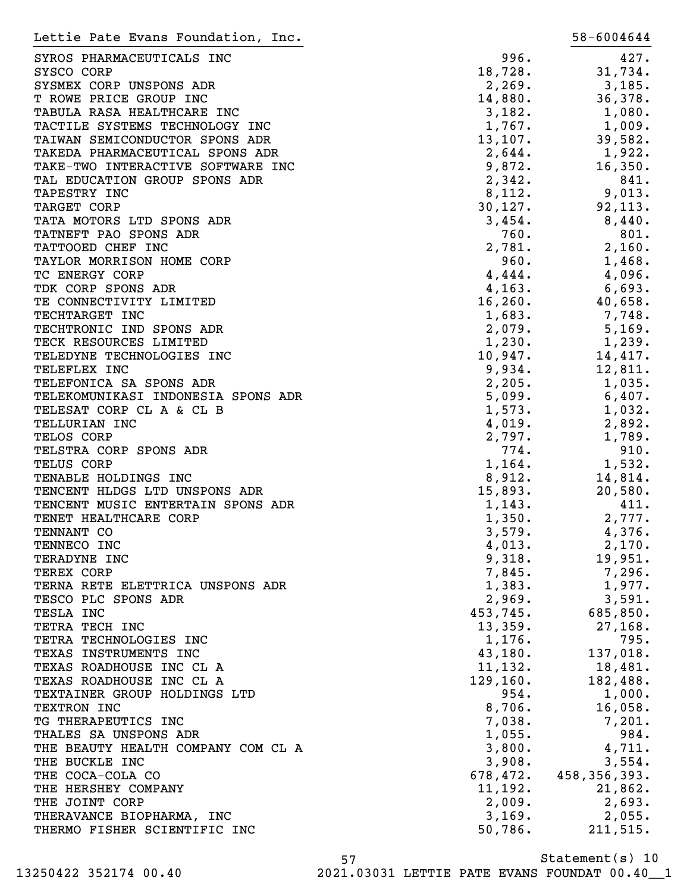Lettie Pate Evans Foundation, Inc. 58-6004644

| | | |
|---|---:|---:|
| SYROS PHARMACEUTICALS INC | 996. | 427. |
| SYSCO CORP | 18,728. | 31,734. |
| SYSMEX CORP UNSPONS ADR | 2,269. | 3,185. |
| T ROWE PRICE GROUP INC | 14,880. | 36,378. |
| TABULA RASA HEALTHCARE INC | 3,182. | 1,080. |
| TACTILE SYSTEMS TECHNOLOGY INC | 1,767. | 1,009. |
| TAIWAN SEMICONDUCTOR SPONS ADR | 13,107. | 39,582. |
| TAKEDA PHARMACEUTICAL SPONS ADR | 2,644. | 1,922. |
| TAKE-TWO INTERACTIVE SOFTWARE INC | 9,872. | 16,350. |
| TAL EDUCATION GROUP SPONS ADR | 2,342. | 841. |
| TAPESTRY INC | 8,112. | 9,013. |
| TARGET CORP | 30,127. | 92,113. |
| TATA MOTORS LTD SPONS ADR | 3,454. | 8,440. |
| TATNEFT PAO SPONS ADR | 760. | 801. |
| TATTOOED CHEF INC | 2,781. | 2,160. |
| TAYLOR MORRISON HOME CORP | 960. | 1,468. |
| TC ENERGY CORP | 4,444. | 4,096. |
| TDK CORP SPONS ADR | 4,163. | 6,693. |
| TE CONNECTIVITY LIMITED | 16,260. | 40,658. |
| TECHTARGET INC | 1,683. | 7,748. |
| TECHTRONIC IND SPONS ADR | 2,079. | 5,169. |
| TECK RESOURCES LIMITED | 1,230. | 1,239. |
| TELEDYNE TECHNOLOGIES INC | 10,947. | 14,417. |
| TELEFLEX INC | 9,934. | 12,811. |
| TELEFONICA SA SPONS ADR | 2,205. | 1,035. |
| TELEKOMUNIKASI INDONESIA SPONS ADR | 5,099. | 6,407. |
| TELESAT CORP CL A & CL B | 1,573. | 1,032. |
| TELLURIAN INC | 4,019. | 2,892. |
| TELOS CORP | 2,797. | 1,789. |
| TELSTRA CORP SPONS ADR | 774. | 910. |
| TELUS CORP | 1,164. | 1,532. |
| TENABLE HOLDINGS INC | 8,912. | 14,814. |
| TENCENT HLDGS LTD UNSPONS ADR | 15,893. | 20,580. |
| TENCENT MUSIC ENTERTAIN SPONS ADR | 1,143. | 411. |
| TENET HEALTHCARE CORP | 1,350. | 2,777. |
| TENNANT CO | 3,579. | 4,376. |
| TENNECO INC | 4,013. | 2,170. |
| TERADYNE INC | 9,318. | 19,951. |
| TEREX CORP | 7,845. | 7,296. |
| TERNA RETE ELETTRICA UNSPONS ADR | 1,383. | 1,977. |
| TESCO PLC SPONS ADR | 2,969. | 3,591. |
| TESLA INC | 453,745. | 685,850. |
| TETRA TECH INC | 13,359. | 27,168. |
| TETRA TECHNOLOGIES INC | 1,176. | 795. |
| TEXAS INSTRUMENTS INC | 43,180. | 137,018. |
| TEXAS ROADHOUSE INC CL A | 11,132. | 18,481. |
| TEXAS ROADHOUSE INC CL A | 129,160. | 182,488. |
| TEXTAINER GROUP HOLDINGS LTD | 954. | 1,000. |
| TEXTRON INC | 8,706. | 16,058. |
| TG THERAPEUTICS INC | 7,038. | 7,201. |
| THALES SA UNSPONS ADR | 1,055. | 984. |
| THE BEAUTY HEALTH COMPANY COM CL A | 3,800. | 4,711. |
| THE BUCKLE INC | 3,908. | 3,554. |
| THE COCA-COLA CO | 678,472. | 458,356,393. |
| THE HERSHEY COMPANY | 11,192. | 21,862. |
| THE JOINT CORP | 2,009. | 2,693. |
| THERAVANCE BIOPHARMA, INC | 3,169. | 2,055. |
| THERMO FISHER SCIENTIFIC INC | 50,786. | 211,515. |

Statement(s) 10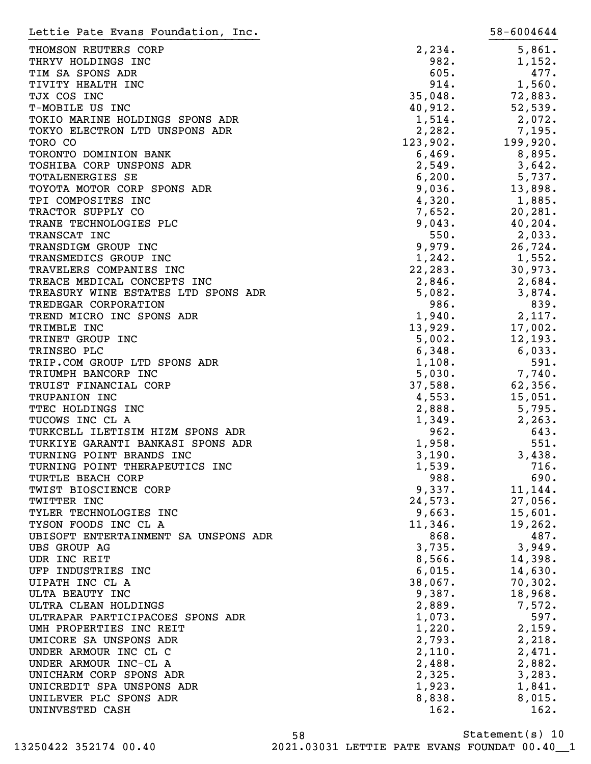Lettie Pate Evans Foundation, Inc. 58-6004644

| | | |
|---|---|---|
| THOMSON REUTERS CORP | 2,234. | 5,861. |
| THRYV HOLDINGS INC | 982. | 1,152. |
| TIM SA SPONS ADR | 605. | 477. |
| TIVITY HEALTH INC | 914. | 1,560. |
| TJX COS INC | 35,048. | 72,883. |
| T-MOBILE US INC | 40,912. | 52,539. |
| TOKIO MARINE HOLDINGS SPONS ADR | 1,514. | 2,072. |
| TOKYO ELECTRON LTD UNSPONS ADR | 2,282. | 7,195. |
| TORO CO | 123,902. | 199,920. |
| TORONTO DOMINION BANK | 6,469. | 8,895. |
| TOSHIBA CORP UNSPONS ADR | 2,549. | 3,642. |
| TOTALENERGIES SE | 6,200. | 5,737. |
| TOYOTA MOTOR CORP SPONS ADR | 9,036. | 13,898. |
| TPI COMPOSITES INC | 4,320. | 1,885. |
| TRACTOR SUPPLY CO | 7,652. | 20,281. |
| TRANE TECHNOLOGIES PLC | 9,043. | 40,204. |
| TRANSCAT INC | 550. | 2,033. |
| TRANSDIGM GROUP INC | 9,979. | 26,724. |
| TRANSMEDICS GROUP INC | 1,242. | 1,552. |
| TRAVELERS COMPANIES INC | 22,283. | 30,973. |
| TREACE MEDICAL CONCEPTS INC | 2,846. | 2,684. |
| TREASURY WINE ESTATES LTD SPONS ADR | 5,082. | 3,874. |
| TREDEGAR CORPORATION | 986. | 839. |
| TREND MICRO INC SPONS ADR | 1,940. | 2,117. |
| TRIMBLE INC | 13,929. | 17,002. |
| TRINET GROUP INC | 5,002. | 12,193. |
| TRINSEO PLC | 6,348. | 6,033. |
| TRIP.COM GROUP LTD SPONS ADR | 1,108. | 591. |
| TRIUMPH BANCORP INC | 5,030. | 7,740. |
| TRUIST FINANCIAL CORP | 37,588. | 62,356. |
| TRUPANION INC | 4,553. | 15,051. |
| TTEC HOLDINGS INC | 2,888. | 5,795. |
| TUCOWS INC CL A | 1,349. | 2,263. |
| TURKCELL ILETISIM HIZM SPONS ADR | 962. | 643. |
| TURKIYE GARANTI BANKASI SPONS ADR | 1,958. | 551. |
| TURNING POINT BRANDS INC | 3,190. | 3,438. |
| TURNING POINT THERAPEUTICS INC | 1,539. | 716. |
| TURTLE BEACH CORP | 988. | 690. |
| TWIST BIOSCIENCE CORP | 9,337. | 11,144. |
| TWITTER INC | 24,573. | 27,056. |
| TYLER TECHNOLOGIES INC | 9,663. | 15,601. |
| TYSON FOODS INC CL A | 11,346. | 19,262. |
| UBISOFT ENTERTAINMENT SA UNSPONS ADR | 868. | 487. |
| UBS GROUP AG | 3,735. | 3,949. |
| UDR INC REIT | 8,566. | 14,398. |
| UFP INDUSTRIES INC | 6,015. | 14,630. |
| UIPATH INC CL A | 38,067. | 70,302. |
| ULTA BEAUTY INC | 9,387. | 18,968. |
| ULTRA CLEAN HOLDINGS | 2,889. | 7,572. |
| ULTRAPAR PARTICIPACOES SPONS ADR | 1,073. | 597. |
| UMH PROPERTIES INC REIT | 1,220. | 2,159. |
| UMICORE SA UNSPONS ADR | 2,793. | 2,218. |
| UNDER ARMOUR INC CL C | 2,110. | 2,471. |
| UNDER ARMOUR INC-CL A | 2,488. | 2,882. |
| UNICHARM CORP SPONS ADR | 2,325. | 3,283. |
| UNICREDIT SPA UNSPONS ADR | 1,923. | 1,841. |
| UNILEVER PLC SPONS ADR | 8,838. | 8,015. |
| UNINVESTED CASH | 162. | 162. |

Statement(s) 10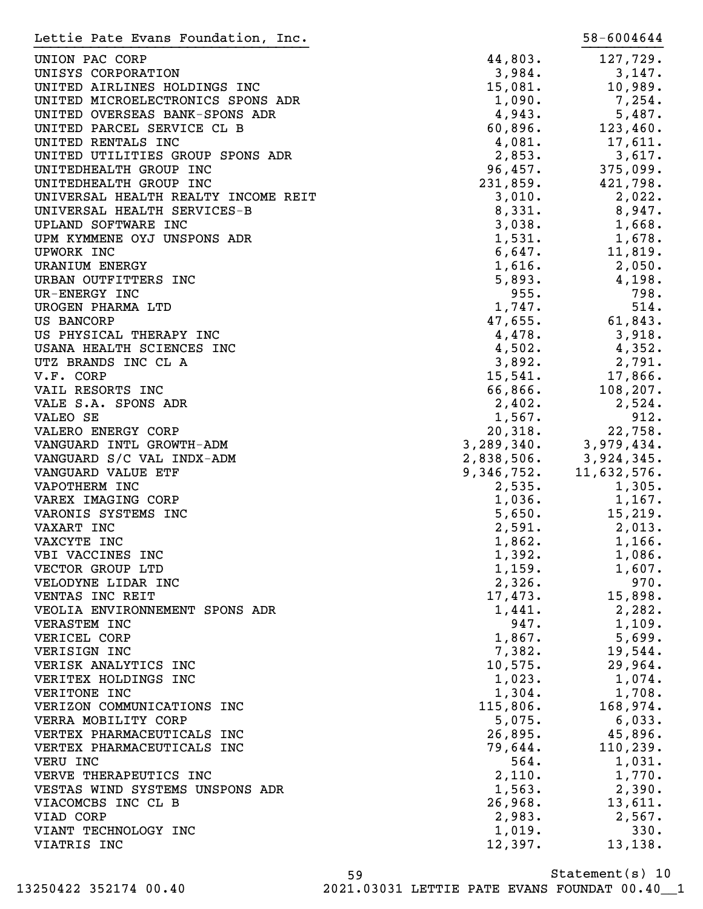Lettie Pate Evans Foundation, Inc. 58-6004644

| | | |
|---|---|---|
| UNION PAC CORP | 44,803. | 127,729. |
| UNISYS CORPORATION | 3,984. | 3,147. |
| UNITED AIRLINES HOLDINGS INC | 15,081. | 10,989. |
| UNITED MICROELECTRONICS SPONS ADR | 1,090. | 7,254. |
| UNITED OVERSEAS BANK-SPONS ADR | 4,943. | 5,487. |
| UNITED PARCEL SERVICE CL B | 60,896. | 123,460. |
| UNITED RENTALS INC | 4,081. | 17,611. |
| UNITED UTILITIES GROUP SPONS ADR | 2,853. | 3,617. |
| UNITEDHEALTH GROUP INC | 96,457. | 375,099. |
| UNITEDHEALTH GROUP INC | 231,859. | 421,798. |
| UNIVERSAL HEALTH REALTY INCOME REIT | 3,010. | 2,022. |
| UNIVERSAL HEALTH SERVICES-B | 8,331. | 8,947. |
| UPLAND SOFTWARE INC | 3,038. | 1,668. |
| UPM KYMMENE OYJ UNSPONS ADR | 1,531. | 1,678. |
| UPWORK INC | 6,647. | 11,819. |
| URANIUM ENERGY | 1,616. | 2,050. |
| URBAN OUTFITTERS INC | 5,893. | 4,198. |
| UR-ENERGY INC | 955. | 798. |
| UROGEN PHARMA LTD | 1,747. | 514. |
| US BANCORP | 47,655. | 61,843. |
| US PHYSICAL THERAPY INC | 4,478. | 3,918. |
| USANA HEALTH SCIENCES INC | 4,502. | 4,352. |
| UTZ BRANDS INC CL A | 3,892. | 2,791. |
| V.F. CORP | 15,541. | 17,866. |
| VAIL RESORTS INC | 66,866. | 108,207. |
| VALE S.A. SPONS ADR | 2,402. | 2,524. |
| VALEO SE | 1,567. | 912. |
| VALERO ENERGY CORP | 20,318. | 22,758. |
| VANGUARD INTL GROWTH-ADM | 3,289,340. | 3,979,434. |
| VANGUARD S/C VAL INDX-ADM | 2,838,506. | 3,924,345. |
| VANGUARD VALUE ETF | 9,346,752. | 11,632,576. |
| VAPOTHERM INC | 2,535. | 1,305. |
| VAREX IMAGING CORP | 1,036. | 1,167. |
| VARONIS SYSTEMS INC | 5,650. | 15,219. |
| VAXART INC | 2,591. | 2,013. |
| VAXCYTE INC | 1,862. | 1,166. |
| VBI VACCINES INC | 1,392. | 1,086. |
| VECTOR GROUP LTD | 1,159. | 1,607. |
| VELODYNE LIDAR INC | 2,326. | 970. |
| VENTAS INC REIT | 17,473. | 15,898. |
| VEOLIA ENVIRONNEMENT SPONS ADR | 1,441. | 2,282. |
| VERASTEM INC | 947. | 1,109. |
| VERICEL CORP | 1,867. | 5,699. |
| VERISIGN INC | 7,382. | 19,544. |
| VERISK ANALYTICS INC | 10,575. | 29,964. |
| VERITEX HOLDINGS INC | 1,023. | 1,074. |
| VERITONE INC | 1,304. | 1,708. |
| VERIZON COMMUNICATIONS INC | 115,806. | 168,974. |
| VERRA MOBILITY CORP | 5,075. | 6,033. |
| VERTEX PHARMACEUTICALS INC | 26,895. | 45,896. |
| VERTEX PHARMACEUTICALS INC | 79,644. | 110,239. |
| VERU INC | 564. | 1,031. |
| VERVE THERAPEUTICS INC | 2,110. | 1,770. |
| VESTAS WIND SYSTEMS UNSPONS ADR | 1,563. | 2,390. |
| VIACOMCBS INC CL B | 26,968. | 13,611. |
| VIAD CORP | 2,983. | 2,567. |
| VIANT TECHNOLOGY INC | 1,019. | 330. |
| VIATRIS INC | 12,397. | 13,138. |

Statement(s) 10

13250422 352174 00.40 2021.03031 LETTIE PATE EVANS FOUNDAT 00.40__1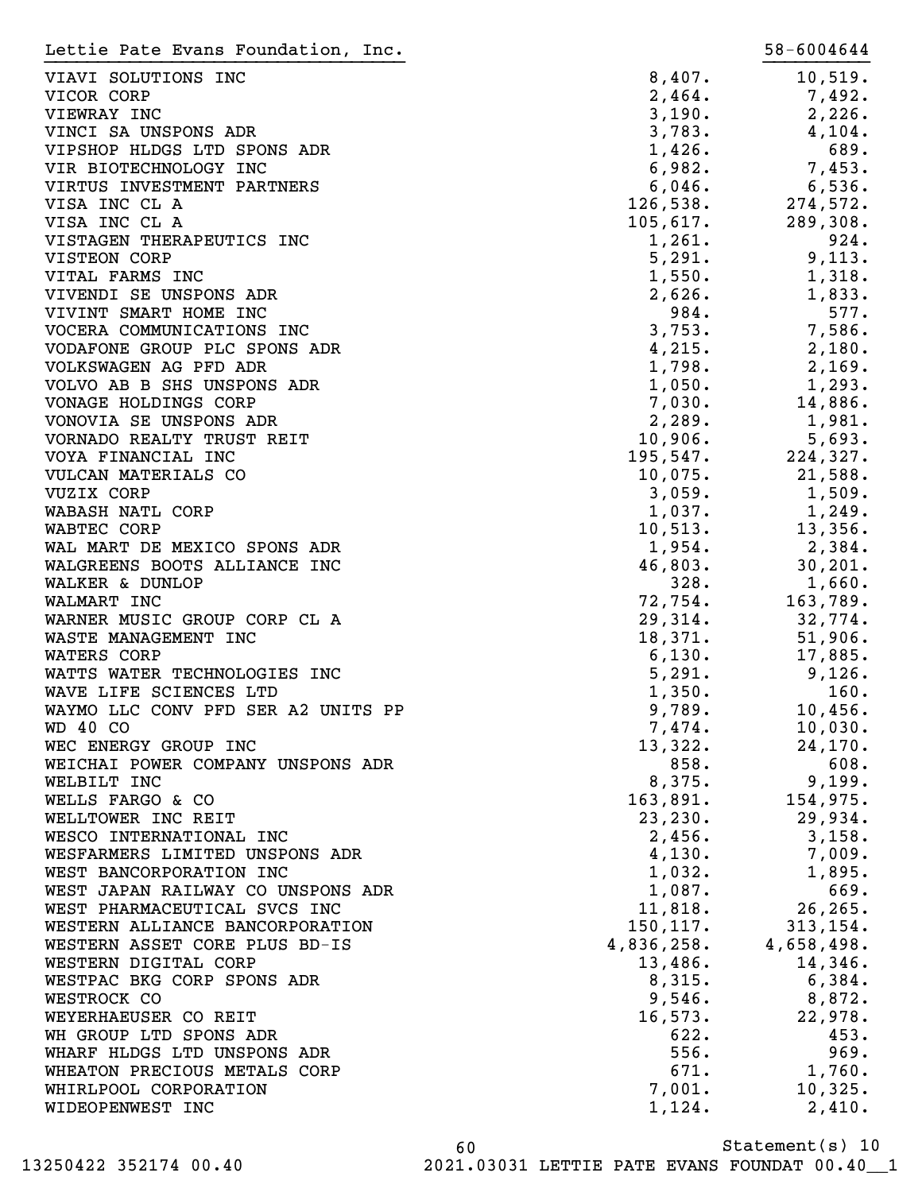Lettie Pate Evans Foundation, Inc. 58-6004644

| | | |
|---|---|---|
| VIAVI SOLUTIONS INC | 8,407. | 10,519. |
| VICOR CORP | 2,464. | 7,492. |
| VIEWRAY INC | 3,190. | 2,226. |
| VINCI SA UNSPONS ADR | 3,783. | 4,104. |
| VIPSHOP HLDGS LTD SPONS ADR | 1,426. | 689. |
| VIR BIOTECHNOLOGY INC | 6,982. | 7,453. |
| VIRTUS INVESTMENT PARTNERS | 6,046. | 6,536. |
| VISA INC CL A | 126,538. | 274,572. |
| VISA INC CL A | 105,617. | 289,308. |
| VISTAGEN THERAPEUTICS INC | 1,261. | 924. |
| VISTEON CORP | 5,291. | 9,113. |
| VITAL FARMS INC | 1,550. | 1,318. |
| VIVENDI SE UNSPONS ADR | 2,626. | 1,833. |
| VIVINT SMART HOME INC | 984. | 577. |
| VOCERA COMMUNICATIONS INC | 3,753. | 7,586. |
| VODAFONE GROUP PLC SPONS ADR | 4,215. | 2,180. |
| VOLKSWAGEN AG PFD ADR | 1,798. | 2,169. |
| VOLVO AB B SHS UNSPONS ADR | 1,050. | 1,293. |
| VONAGE HOLDINGS CORP | 7,030. | 14,886. |
| VONOVIA SE UNSPONS ADR | 2,289. | 1,981. |
| VORNADO REALTY TRUST REIT | 10,906. | 5,693. |
| VOYA FINANCIAL INC | 195,547. | 224,327. |
| VULCAN MATERIALS CO | 10,075. | 21,588. |
| VUZIX CORP | 3,059. | 1,509. |
| WABASH NATL CORP | 1,037. | 1,249. |
| WABTEC CORP | 10,513. | 13,356. |
| WAL MART DE MEXICO SPONS ADR | 1,954. | 2,384. |
| WALGREENS BOOTS ALLIANCE INC | 46,803. | 30,201. |
| WALKER & DUNLOP | 328. | 1,660. |
| WALMART INC | 72,754. | 163,789. |
| WARNER MUSIC GROUP CORP CL A | 29,314. | 32,774. |
| WASTE MANAGEMENT INC | 18,371. | 51,906. |
| WATERS CORP | 6,130. | 17,885. |
| WATTS WATER TECHNOLOGIES INC | 5,291. | 9,126. |
| WAVE LIFE SCIENCES LTD | 1,350. | 160. |
| WAYMO LLC CONV PFD SER A2 UNITS PP | 9,789. | 10,456. |
| WD 40 CO | 7,474. | 10,030. |
| WEC ENERGY GROUP INC | 13,322. | 24,170. |
| WEICHAI POWER COMPANY UNSPONS ADR | 858. | 608. |
| WELBILT INC | 8,375. | 9,199. |
| WELLS FARGO & CO | 163,891. | 154,975. |
| WELLTOWER INC REIT | 23,230. | 29,934. |
| WESCO INTERNATIONAL INC | 2,456. | 3,158. |
| WESFARMERS LIMITED UNSPONS ADR | 4,130. | 7,009. |
| WEST BANCORPORATION INC | 1,032. | 1,895. |
| WEST JAPAN RAILWAY CO UNSPONS ADR | 1,087. | 669. |
| WEST PHARMACEUTICAL SVCS INC | 11,818. | 26,265. |
| WESTERN ALLIANCE BANCORPORATION | 150,117. | 313,154. |
| WESTERN ASSET CORE PLUS BD-IS | 4,836,258. | 4,658,498. |
| WESTERN DIGITAL CORP | 13,486. | 14,346. |
| WESTPAC BKG CORP SPONS ADR | 8,315. | 6,384. |
| WESTROCK CO | 9,546. | 8,872. |
| WEYERHAEUSER CO REIT | 16,573. | 22,978. |
| WH GROUP LTD SPONS ADR | 622. | 453. |
| WHARF HLDGS LTD UNSPONS ADR | 556. | 969. |
| WHEATON PRECIOUS METALS CORP | 671. | 1,760. |
| WHIRLPOOL CORPORATION | 7,001. | 10,325. |
| WIDEOPENWEST INC | 1,124. | 2,410. |

Statement(s) 10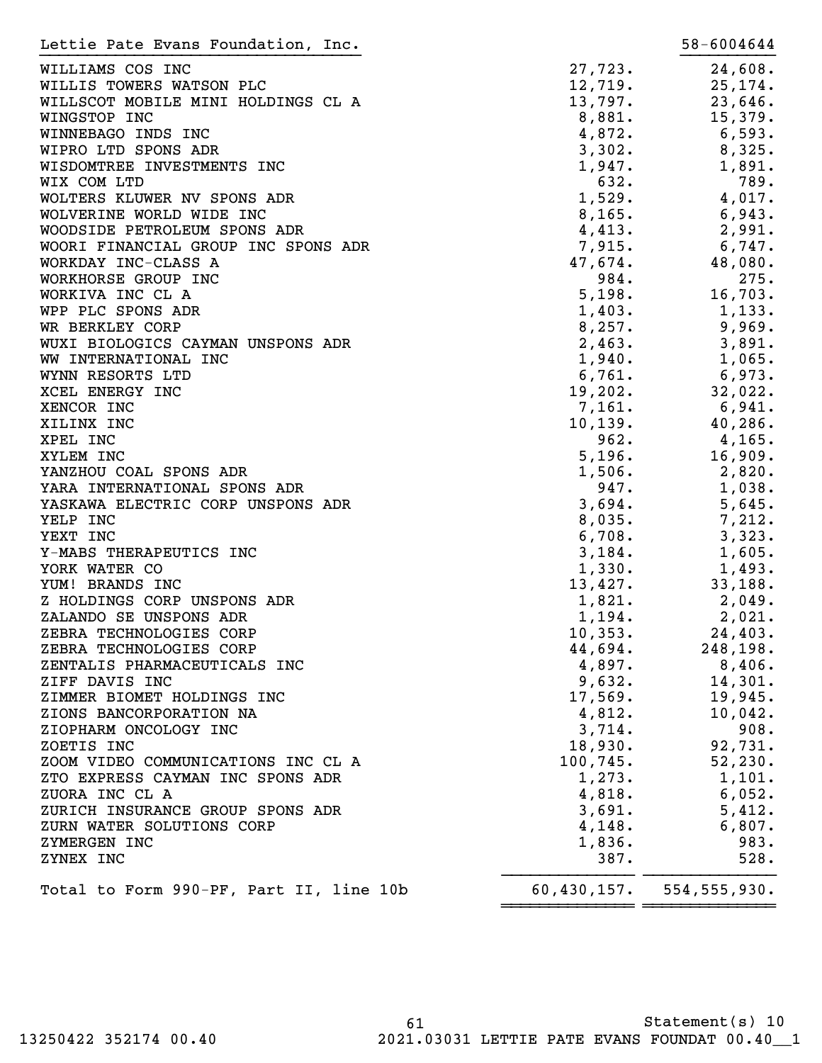Lettie Pate Evans Foundation, Inc. 58-6004644

| | | |
|---|---|---|
| WILLIAMS COS INC | 27,723. | 24,608. |
| WILLIS TOWERS WATSON PLC | 12,719. | 25,174. |
| WILLSCOT MOBILE MINI HOLDINGS CL A | 13,797. | 23,646. |
| WINGSTOP INC | 8,881. | 15,379. |
| WINNEBAGO INDS INC | 4,872. | 6,593. |
| WIPRO LTD SPONS ADR | 3,302. | 8,325. |
| WISDOMTREE INVESTMENTS INC | 1,947. | 1,891. |
| WIX COM LTD | 632. | 789. |
| WOLTERS KLUWER NV SPONS ADR | 1,529. | 4,017. |
| WOLVERINE WORLD WIDE INC | 8,165. | 6,943. |
| WOODSIDE PETROLEUM SPONS ADR | 4,413. | 2,991. |
| WOORI FINANCIAL GROUP INC SPONS ADR | 7,915. | 6,747. |
| WORKDAY INC-CLASS A | 47,674. | 48,080. |
| WORKHORSE GROUP INC | 984. | 275. |
| WORKIVA INC CL A | 5,198. | 16,703. |
| WPP PLC SPONS ADR | 1,403. | 1,133. |
| WR BERKLEY CORP | 8,257. | 9,969. |
| WUXI BIOLOGICS CAYMAN UNSPONS ADR | 2,463. | 3,891. |
| WW INTERNATIONAL INC | 1,940. | 1,065. |
| WYNN RESORTS LTD | 6,761. | 6,973. |
| XCEL ENERGY INC | 19,202. | 32,022. |
| XENCOR INC | 7,161. | 6,941. |
| XILINX INC | 10,139. | 40,286. |
| XPEL INC | 962. | 4,165. |
| XYLEM INC | 5,196. | 16,909. |
| YANZHOU COAL SPONS ADR | 1,506. | 2,820. |
| YARA INTERNATIONAL SPONS ADR | 947. | 1,038. |
| YASKAWA ELECTRIC CORP UNSPONS ADR | 3,694. | 5,645. |
| YELP INC | 8,035. | 7,212. |
| YEXT INC | 6,708. | 3,323. |
| Y-MABS THERAPEUTICS INC | 3,184. | 1,605. |
| YORK WATER CO | 1,330. | 1,493. |
| YUM! BRANDS INC | 13,427. | 33,188. |
| Z HOLDINGS CORP UNSPONS ADR | 1,821. | 2,049. |
| ZALANDO SE UNSPONS ADR | 1,194. | 2,021. |
| ZEBRA TECHNOLOGIES CORP | 10,353. | 24,403. |
| ZEBRA TECHNOLOGIES CORP | 44,694. | 248,198. |
| ZENTALIS PHARMACEUTICALS INC | 4,897. | 8,406. |
| ZIFF DAVIS INC | 9,632. | 14,301. |
| ZIMMER BIOMET HOLDINGS INC | 17,569. | 19,945. |
| ZIONS BANCORPORATION NA | 4,812. | 10,042. |
| ZIOPHARM ONCOLOGY INC | 3,714. | 908. |
| ZOETIS INC | 18,930. | 92,731. |
| ZOOM VIDEO COMMUNICATIONS INC CL A | 100,745. | 52,230. |
| ZTO EXPRESS CAYMAN INC SPONS ADR | 1,273. | 1,101. |
| ZUORA INC CL A | 4,818. | 6,052. |
| ZURICH INSURANCE GROUP SPONS ADR | 3,691. | 5,412. |
| ZURN WATER SOLUTIONS CORP | 4,148. | 6,807. |
| ZYMERGEN INC | 1,836. | 983. |
| ZYNEX INC | 387. | 528. |
| Total to Form 990-PF, Part II, line 10b | 60,430,157. | 554,555,930. |

Statement(s) 10

13250422 352174 00.40 2021.03031 LETTIE PATE EVANS FOUNDAT 00.40__1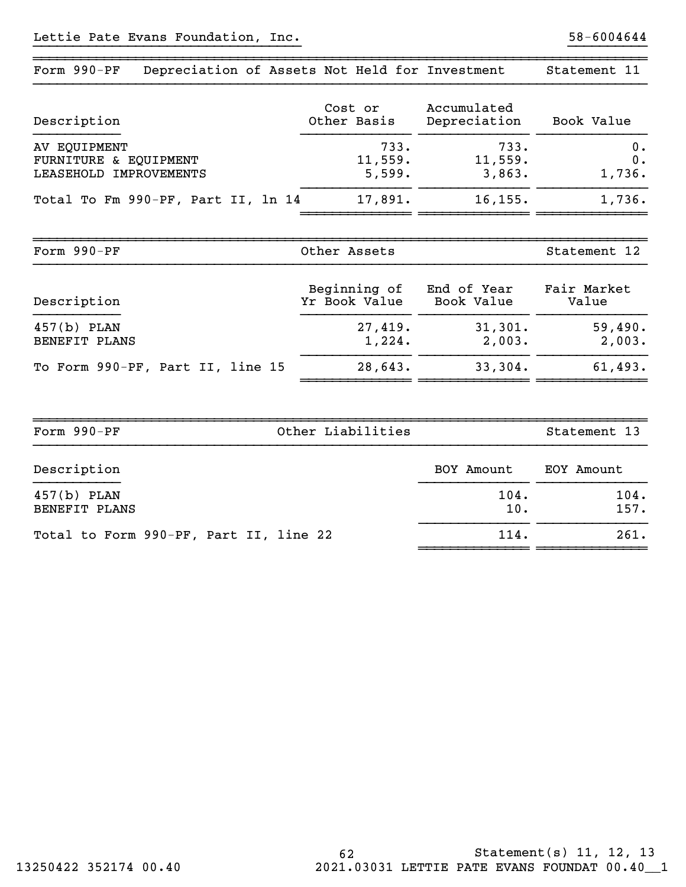Lettie Pate Evans Foundation, Inc. 58-6004644

## Form 990-PF Depreciation of Assets Not Held for Investment — Statement 11

| Description | Cost or Other Basis | Accumulated Depreciation | Book Value |
|---|---|---|---|
| AV EQUIPMENT | 733. | 733. | 0. |
| FURNITURE & EQUIPMENT | 11,559. | 11,559. | 0. |
| LEASEHOLD IMPROVEMENTS | 5,599. | 3,863. | 1,736. |
| Total To Fm 990-PF, Part II, ln 14 | 17,891. | 16,155. | 1,736. |

## Form 990-PF Other Assets — Statement 12

| Description | Beginning of Yr Book Value | End of Year Book Value | Fair Market Value |
|---|---|---|---|
| 457(b) PLAN | 27,419. | 31,301. | 59,490. |
| BENEFIT PLANS | 1,224. | 2,003. | 2,003. |
| To Form 990-PF, Part II, line 15 | 28,643. | 33,304. | 61,493. |

## Form 990-PF Other Liabilities — Statement 13

| Description | BOY Amount | EOY Amount |
|---|---|---|
| 457(b) PLAN | 104. | 104. |
| BENEFIT PLANS | 10. | 157. |
| Total to Form 990-PF, Part II, line 22 | 114. | 261. |

Statement(s) 11, 12, 13

13250422 352174 00.40 2021.03031 LETTIE PATE EVANS FOUNDAT 00.40__1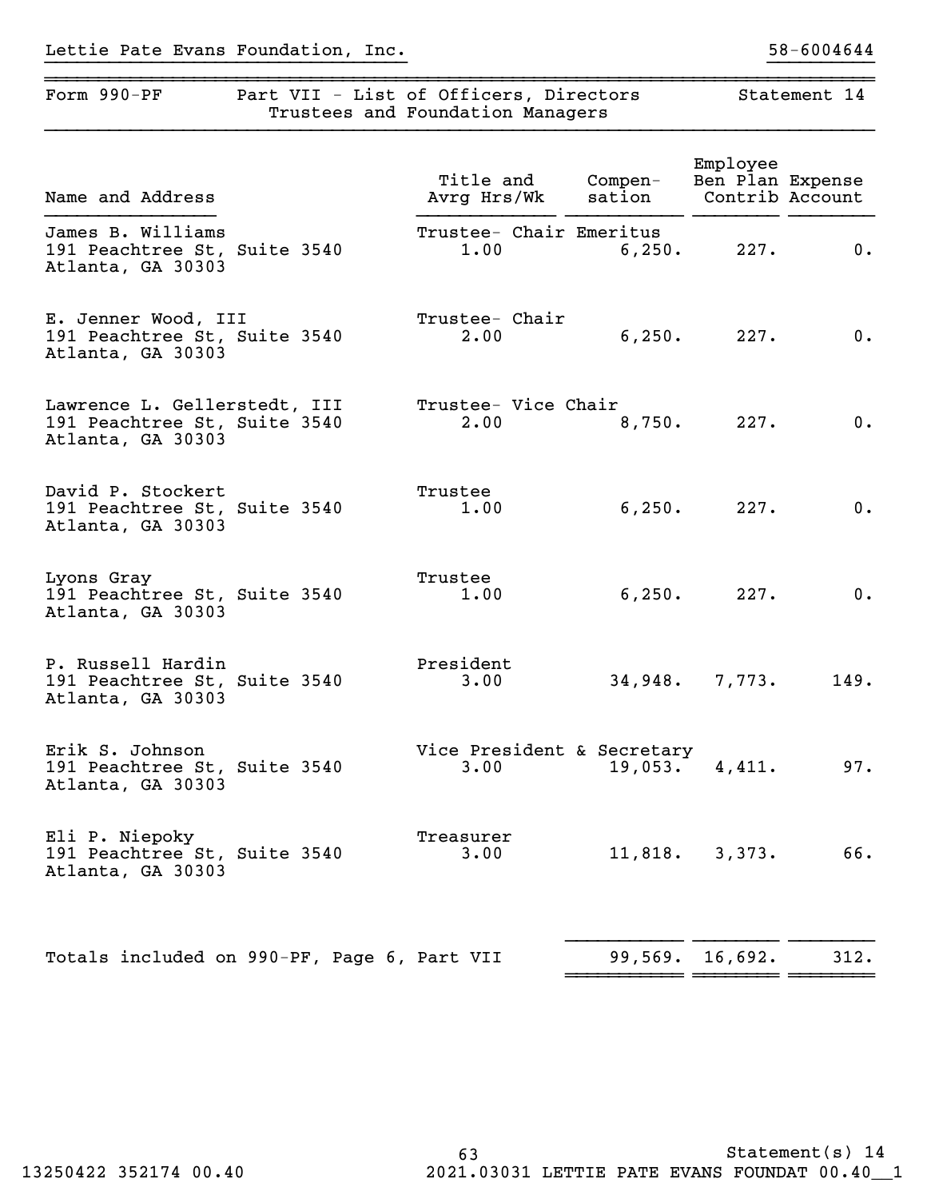Lettie Pate Evans Foundation, Inc. 58-6004644

## Form 990-PF Part VII - List of Officers, Directors Trustees and Foundation Managers Statement 14

| Name and Address | Title and Avrg Hrs/Wk | Compensation | Employee Ben Plan Contrib | Expense Account |
|---|---|---|---|---|
| James B. Williams<br>191 Peachtree St, Suite 3540<br>Atlanta, GA 30303 | Trustee- Chair Emeritus<br>1.00 | 6,250. | 227. | 0. |
| E. Jenner Wood, III<br>191 Peachtree St, Suite 3540<br>Atlanta, GA 30303 | Trustee- Chair<br>2.00 | 6,250. | 227. | 0. |
| Lawrence L. Gellerstedt, III<br>191 Peachtree St, Suite 3540<br>Atlanta, GA 30303 | Trustee- Vice Chair<br>2.00 | 8,750. | 227. | 0. |
| David P. Stockert<br>191 Peachtree St, Suite 3540<br>Atlanta, GA 30303 | Trustee<br>1.00 | 6,250. | 227. | 0. |
| Lyons Gray<br>191 Peachtree St, Suite 3540<br>Atlanta, GA 30303 | Trustee<br>1.00 | 6,250. | 227. | 0. |
| P. Russell Hardin<br>191 Peachtree St, Suite 3540<br>Atlanta, GA 30303 | President<br>3.00 | 34,948. | 7,773. | 149. |
| Erik S. Johnson<br>191 Peachtree St, Suite 3540<br>Atlanta, GA 30303 | Vice President & Secretary<br>3.00 | 19,053. | 4,411. | 97. |
| Eli P. Niepoky<br>191 Peachtree St, Suite 3540<br>Atlanta, GA 30303 | Treasurer<br>3.00 | 11,818. | 3,373. | 66. |
| Totals included on 990-PF, Page 6, Part VII | | 99,569. | 16,692. | 312. |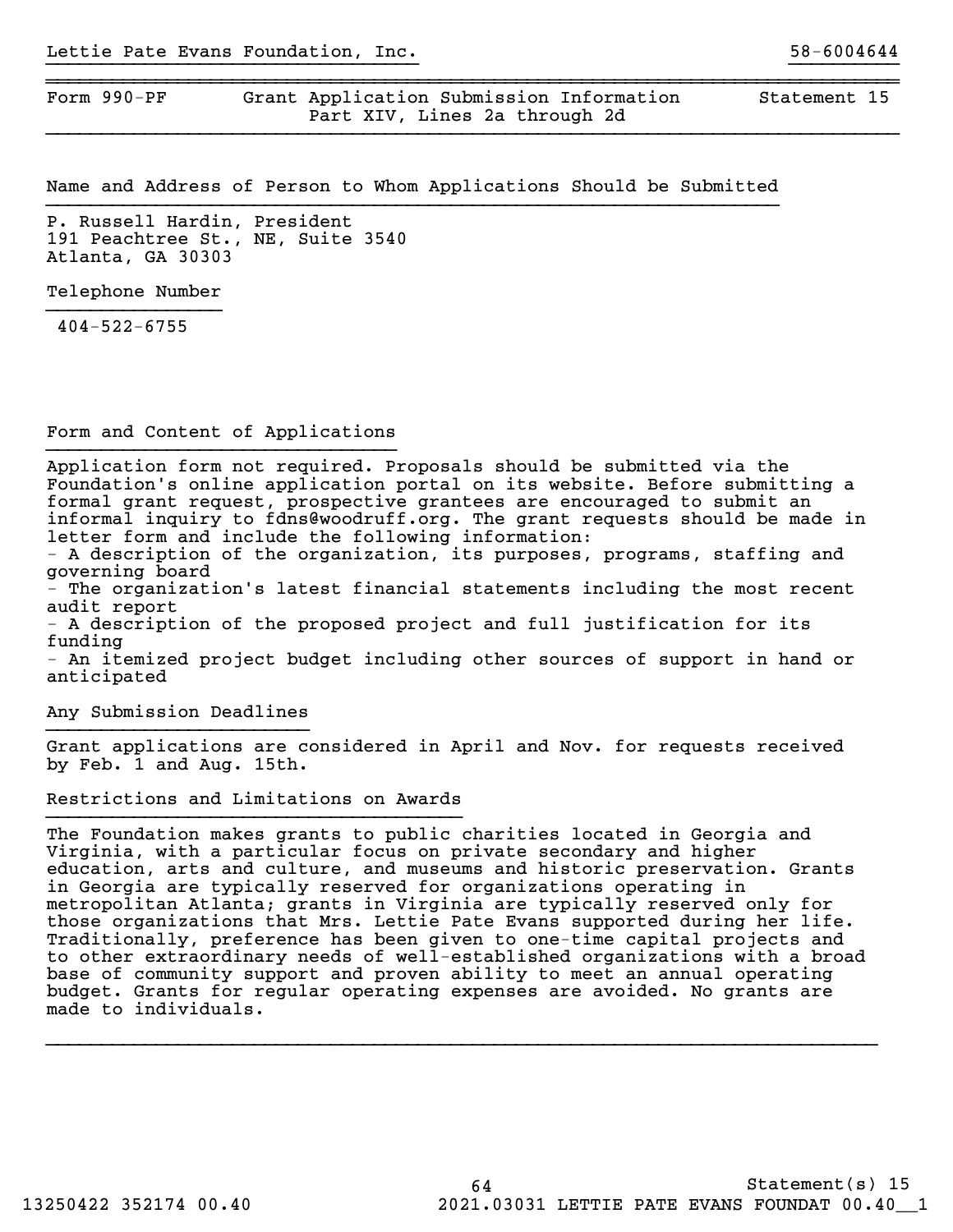Lettie Pate Evans Foundation, Inc. 58-6004644

Form 990-PF | Grant Application Submission Information Part XIV, Lines 2a through 2d | Statement 15

## Name and Address of Person to Whom Applications Should be Submitted

P. Russell Hardin, President
191 Peachtree St., NE, Suite 3540
Atlanta, GA 30303

## Telephone Number

404-522-6755

## Form and Content of Applications

Application form not required. Proposals should be submitted via the Foundation's online application portal on its website. Before submitting a formal grant request, prospective grantees are encouraged to submit an informal inquiry to fdns@woodruff.org. The grant requests should be made in letter form and include the following information:

- A description of the organization, its purposes, programs, staffing and governing board
- The organization's latest financial statements including the most recent audit report
- A description of the proposed project and full justification for its funding
- An itemized project budget including other sources of support in hand or anticipated

## Any Submission Deadlines

Grant applications are considered in April and Nov. for requests received by Feb. 1 and Aug. 15th.

## Restrictions and Limitations on Awards

The Foundation makes grants to public charities located in Georgia and Virginia, with a particular focus on private secondary and higher education, arts and culture, and museums and historic preservation. Grants in Georgia are typically reserved for organizations operating in metropolitan Atlanta; grants in Virginia are typically reserved only for those organizations that Mrs. Lettie Pate Evans supported during her life. Traditionally, preference has been given to one-time capital projects and to other extraordinary needs of well-established organizations with a broad base of community support and proven ability to meet an annual operating budget. Grants for regular operating expenses are avoided. No grants are made to individuals.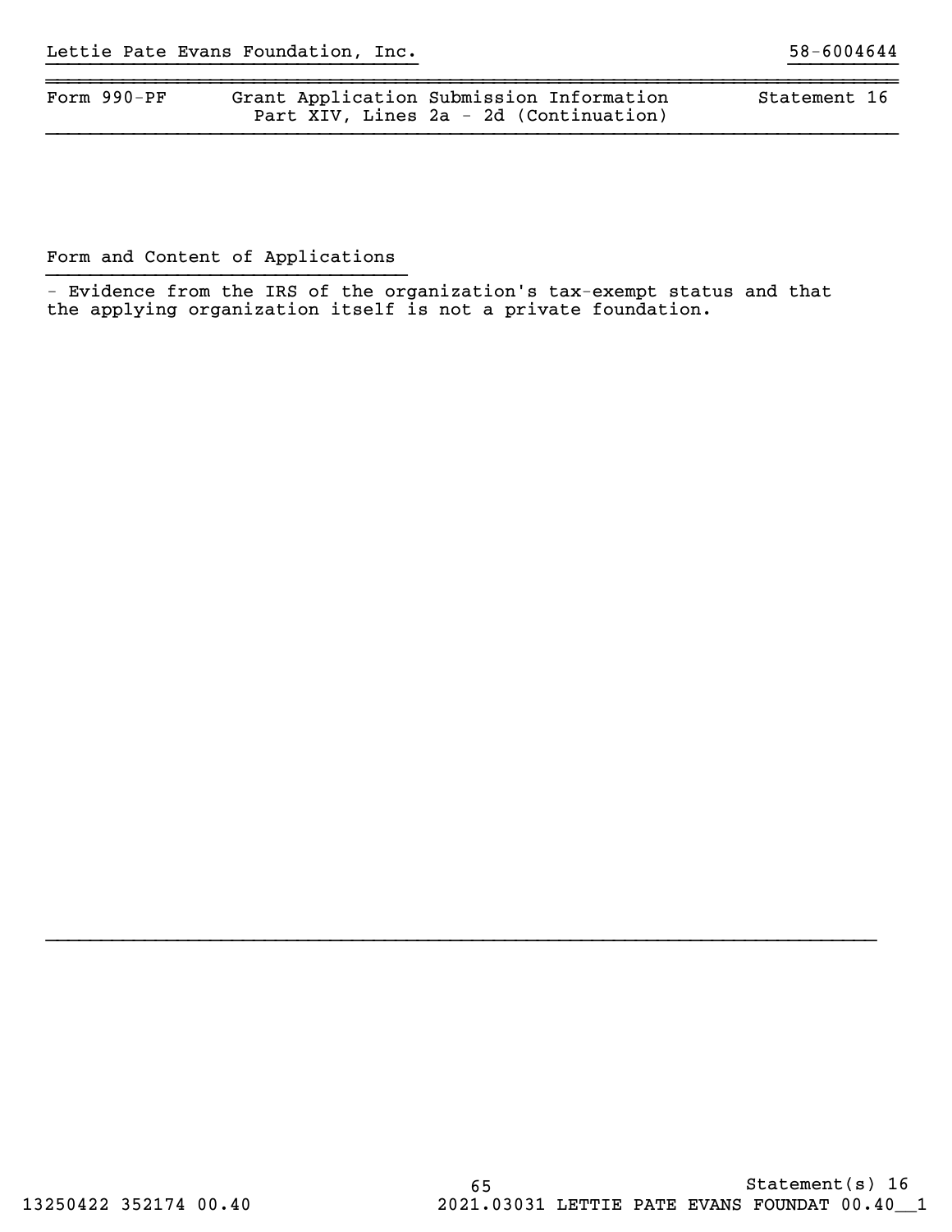Lettie Pate Evans Foundation, Inc. 58-6004644

| Form 990-PF | Grant Application Submission Information<br>Part XIV, Lines 2a - 2d (Continuation) | Statement 16 |
|---|---|---|

Form and Content of Applications

- Evidence from the IRS of the organization's tax-exempt status and that the applying organization itself is not a private foundation.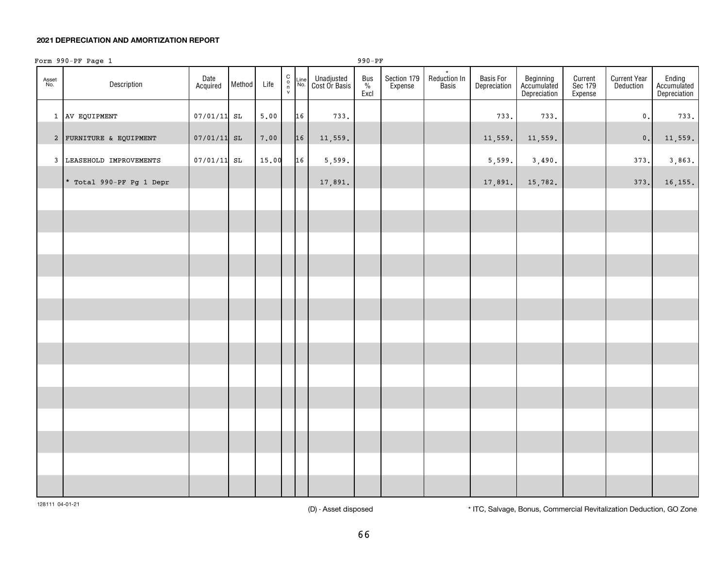**2021 DEPRECIATION AND AMORTIZATION REPORT**

Form 990-PF Page 1 990-PF

| Asset No. | Description | Date Acquired | Method | Life | C o n v | Line No. | Unadjusted Cost Or Basis | Bus % Excl | Section 179 Expense | * Reduction In Basis | Basis For Depreciation | Beginning Accumulated Depreciation | Current Sec 179 Expense | Current Year Deduction | Ending Accumulated Depreciation |
|---|---|---|---|---|---|---|---|---|---|---|---|---|---|---|---|
| 1 | AV EQUIPMENT | 07/01/11 | SL | 5.00 | | 16 | 733. | | | | 733. | 733. | | 0. | 733. |
| 2 | FURNITURE & EQUIPMENT | 07/01/11 | SL | 7.00 | | 16 | 11,559. | | | | 11,559. | 11,559. | | 0. | 11,559. |
| 3 | LEASEHOLD IMPROVEMENTS | 07/01/11 | SL | 15.00 | | 16 | 5,599. | | | | 5,599. | 3,490. | | 373. | 3,863. |
| | * Total 990-PF Pg 1 Depr | | | | | | 17,891. | | | | 17,891. | 15,782. | | 373. | 16,155. |

128111 04-01-21

(D) - Asset disposed

* ITC, Salvage, Bonus, Commercial Revitalization Deduction, GO Zone